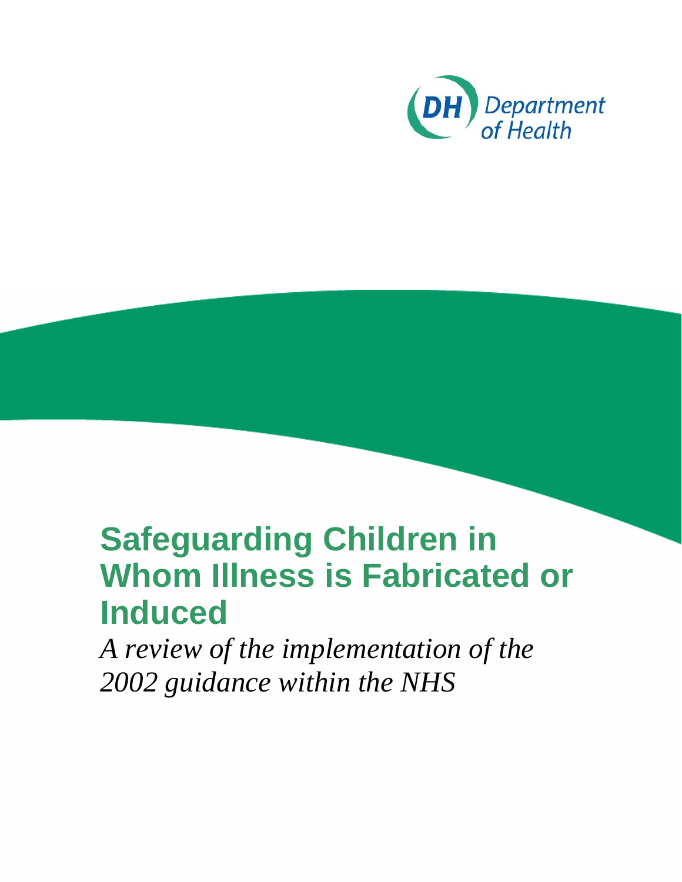DH Department of Health

# Safeguarding Children in Whom Illness is Fabricated or Induced

*A review of the implementation of the 2002 guidance within the NHS*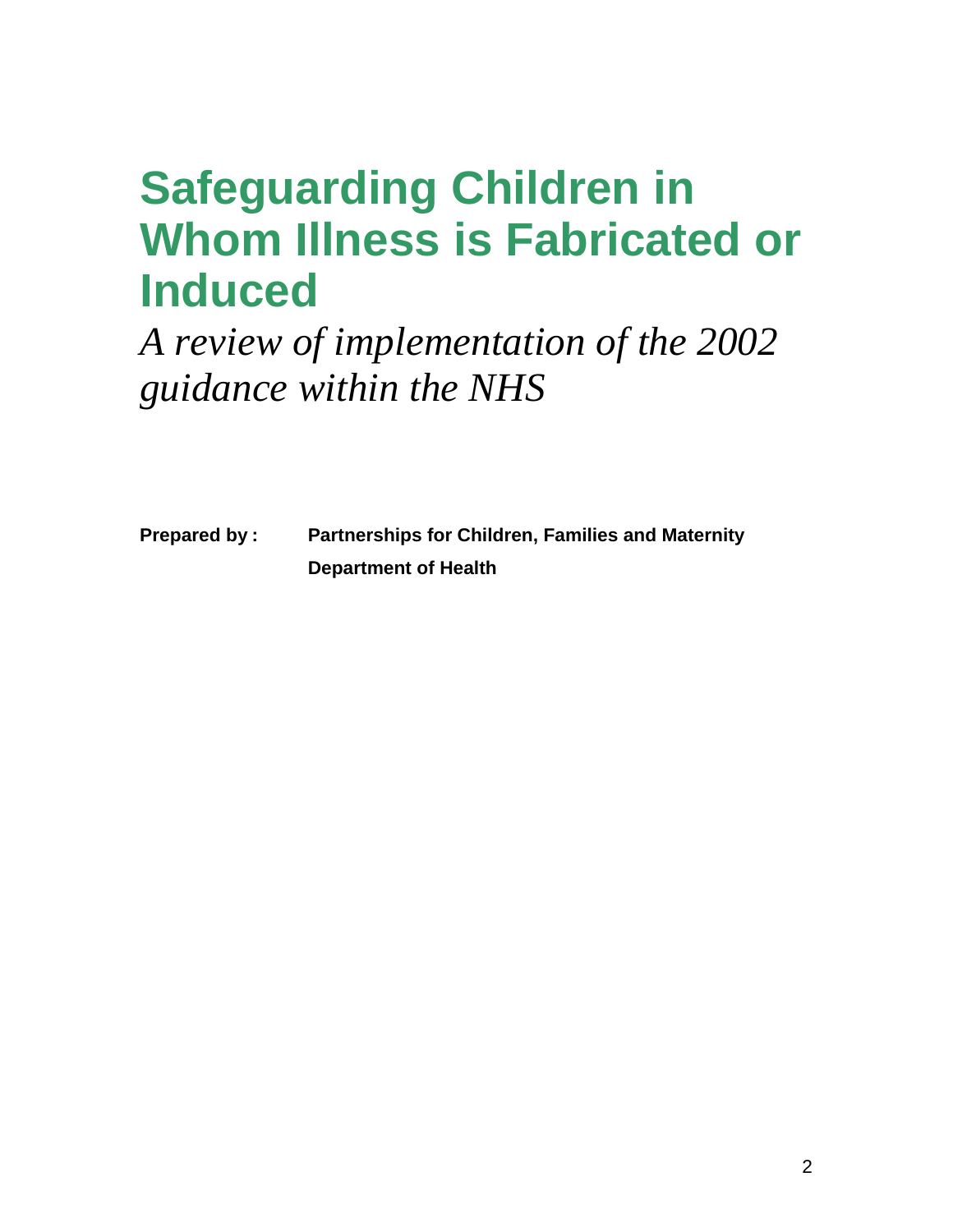# Safeguarding Children in Whom Illness is Fabricated or Induced

*A review of implementation of the 2002 guidance within the NHS*

**Prepared by :** **Partnerships for Children, Families and Maternity**
**Department of Health**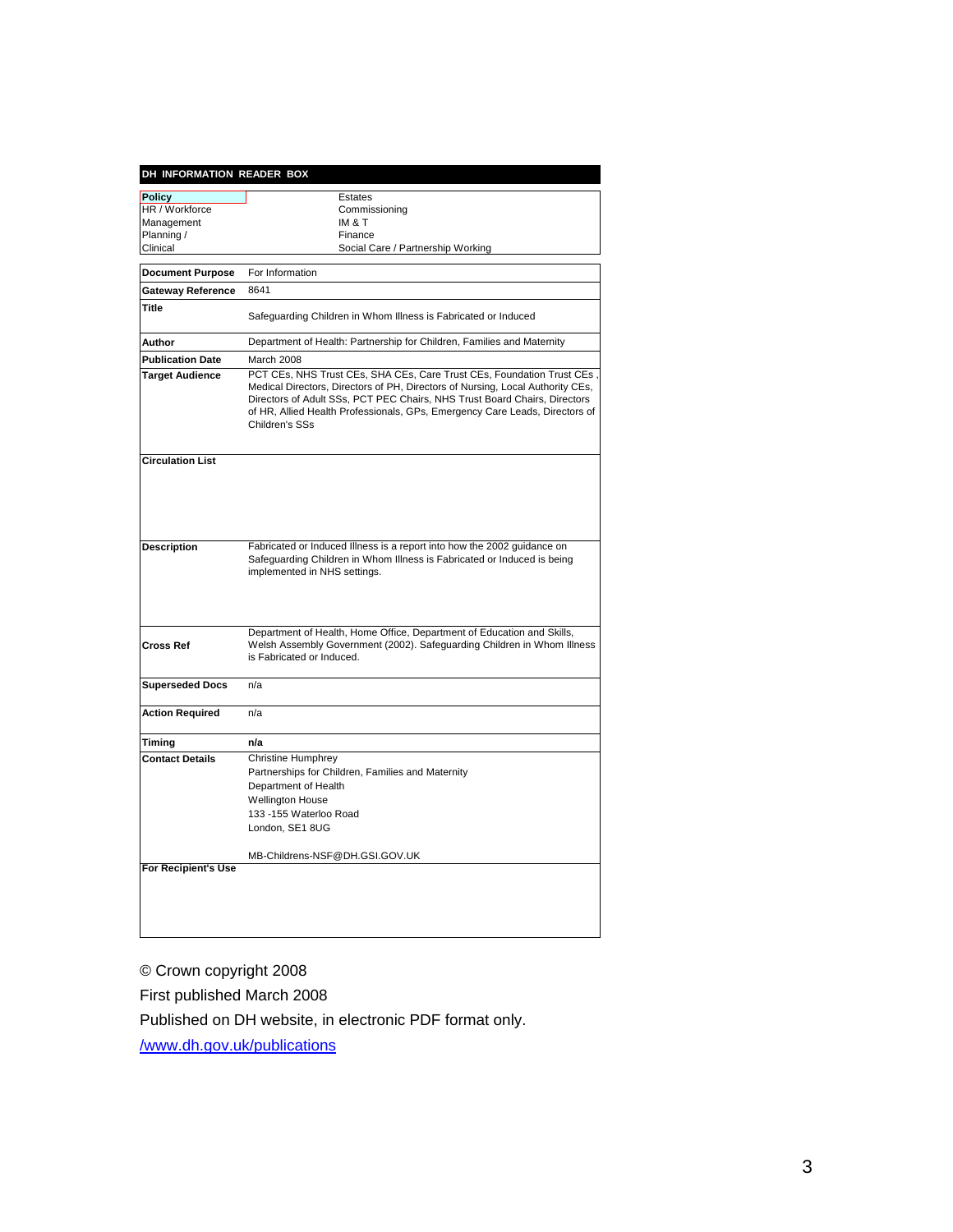**DH INFORMATION READER BOX**

| | |
|---|---|
| **Policy** | Estates |
| HR / Workforce | Commissioning |
| Management | IM & T |
| Planning / | Finance |
| Clinical | Social Care / Partnership Working |

| | |
|---|---|
| **Document Purpose** | For Information |
| **Gateway Reference** | 8641 |
| **Title** | Safeguarding Children in Whom Illness is Fabricated or Induced |
| **Author** | Department of Health: Partnership for Children, Families and Maternity |
| **Publication Date** | March 2008 |
| **Target Audience** | PCT CEs, NHS Trust CEs, SHA CEs, Care Trust CEs, Foundation Trust CEs , Medical Directors, Directors of PH, Directors of Nursing, Local Authority CEs, Directors of Adult SSs, PCT PEC Chairs, NHS Trust Board Chairs, Directors of HR, Allied Health Professionals, GPs, Emergency Care Leads, Directors of Children's SSs |
| **Circulation List** | |
| **Description** | Fabricated or Induced Illness is a report into how the 2002 guidance on Safeguarding Children in Whom Illness is Fabricated or Induced is being implemented in NHS settings. |
| **Cross Ref** | Department of Health, Home Office, Department of Education and Skills, Welsh Assembly Government (2002). Safeguarding Children in Whom Illness is Fabricated or Induced. |
| **Superseded Docs** | n/a |
| **Action Required** | n/a |
| **Timing** | **n/a** |
| **Contact Details** | Christine Humphrey<br>Partnerships for Children, Families and Maternity<br>Department of Health<br>Wellington House<br>133 -155 Waterloo Road<br>London, SE1 8UG<br><br>MB-Childrens-NSF@DH.GSI.GOV.UK |
| **For Recipient's Use** | |

© Crown copyright 2008

First published March 2008

Published on DH website, in electronic PDF format only.

/www.dh.gov.uk/publications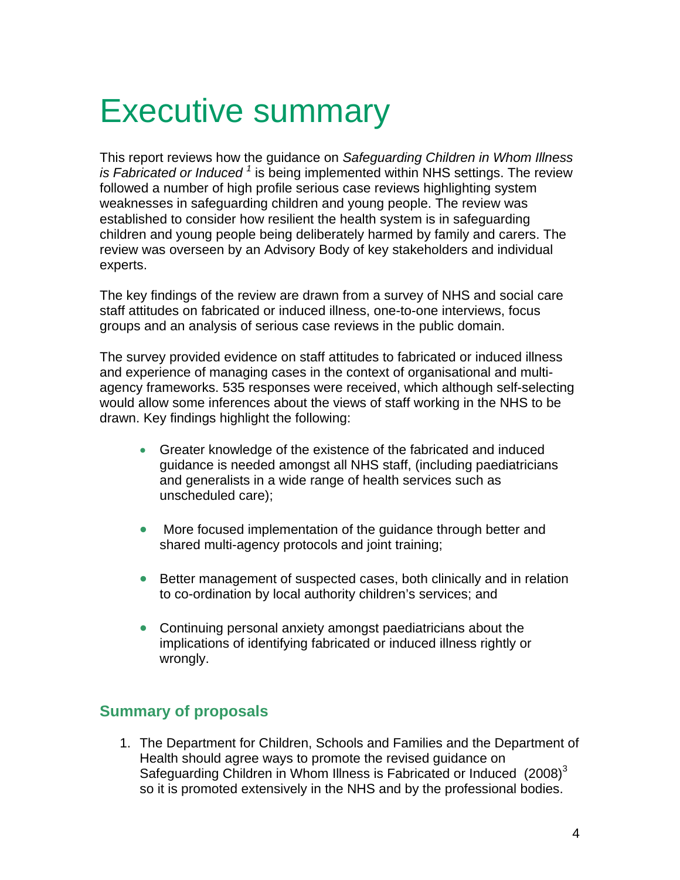# Executive summary

This report reviews how the guidance on *Safeguarding Children in Whom Illness is Fabricated or Induced* [1] is being implemented within NHS settings. The review followed a number of high profile serious case reviews highlighting system weaknesses in safeguarding children and young people. The review was established to consider how resilient the health system is in safeguarding children and young people being deliberately harmed by family and carers. The review was overseen by an Advisory Body of key stakeholders and individual experts.

The key findings of the review are drawn from a survey of NHS and social care staff attitudes on fabricated or induced illness, one-to-one interviews, focus groups and an analysis of serious case reviews in the public domain.

The survey provided evidence on staff attitudes to fabricated or induced illness and experience of managing cases in the context of organisational and multi-agency frameworks. 535 responses were received, which although self-selecting would allow some inferences about the views of staff working in the NHS to be drawn. Key findings highlight the following:

- Greater knowledge of the existence of the fabricated and induced guidance is needed amongst all NHS staff, (including paediatricians and generalists in a wide range of health services such as unscheduled care);
- More focused implementation of the guidance through better and shared multi-agency protocols and joint training;
- Better management of suspected cases, both clinically and in relation to co-ordination by local authority children's services; and
- Continuing personal anxiety amongst paediatricians about the implications of identifying fabricated or induced illness rightly or wrongly.

## Summary of proposals

1. The Department for Children, Schools and Families and the Department of Health should agree ways to promote the revised guidance on Safeguarding Children in Whom Illness is Fabricated or Induced (2008)[3] so it is promoted extensively in the NHS and by the professional bodies.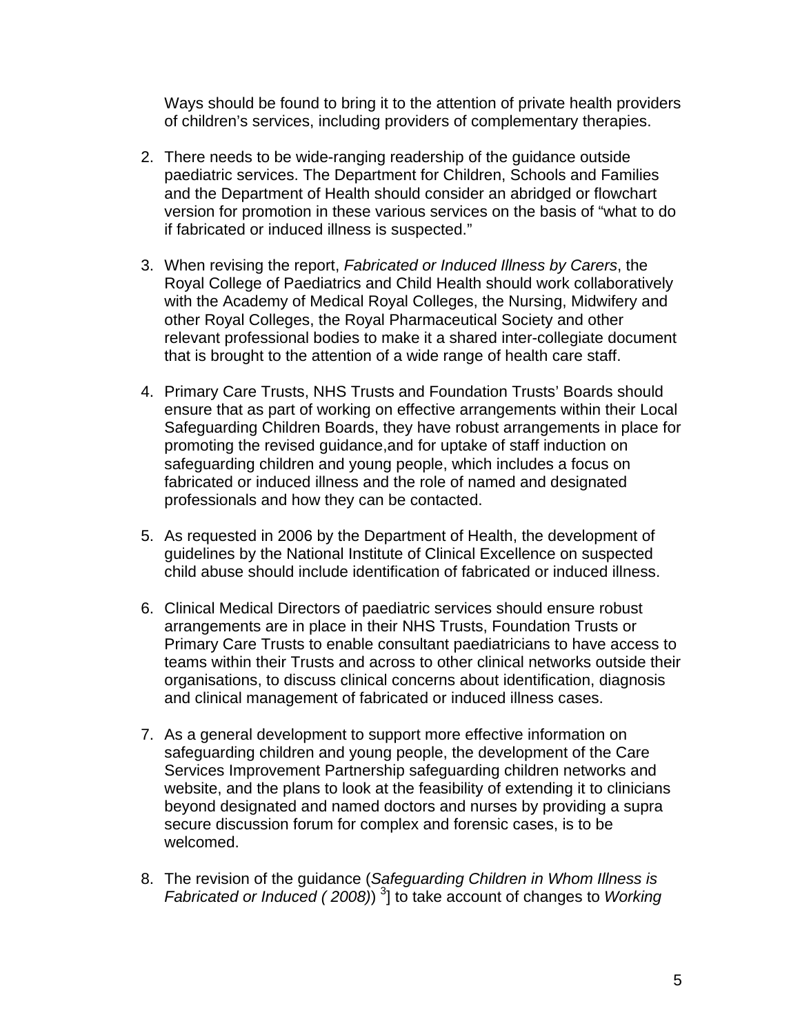Ways should be found to bring it to the attention of private health providers of children's services, including providers of complementary therapies.

2. There needs to be wide-ranging readership of the guidance outside paediatric services. The Department for Children, Schools and Families and the Department of Health should consider an abridged or flowchart version for promotion in these various services on the basis of "what to do if fabricated or induced illness is suspected."

3. When revising the report, *Fabricated or Induced Illness by Carers*, the Royal College of Paediatrics and Child Health should work collaboratively with the Academy of Medical Royal Colleges, the Nursing, Midwifery and other Royal Colleges, the Royal Pharmaceutical Society and other relevant professional bodies to make it a shared inter-collegiate document that is brought to the attention of a wide range of health care staff.

4. Primary Care Trusts, NHS Trusts and Foundation Trusts' Boards should ensure that as part of working on effective arrangements within their Local Safeguarding Children Boards, they have robust arrangements in place for promoting the revised guidance,and for uptake of staff induction on safeguarding children and young people, which includes a focus on fabricated or induced illness and the role of named and designated professionals and how they can be contacted.

5. As requested in 2006 by the Department of Health, the development of guidelines by the National Institute of Clinical Excellence on suspected child abuse should include identification of fabricated or induced illness.

6. Clinical Medical Directors of paediatric services should ensure robust arrangements are in place in their NHS Trusts, Foundation Trusts or Primary Care Trusts to enable consultant paediatricians to have access to teams within their Trusts and across to other clinical networks outside their organisations, to discuss clinical concerns about identification, diagnosis and clinical management of fabricated or induced illness cases.

7. As a general development to support more effective information on safeguarding children and young people, the development of the Care Services Improvement Partnership safeguarding children networks and website, and the plans to look at the feasibility of extending it to clinicians beyond designated and named doctors and nurses by providing a supra secure discussion forum for complex and forensic cases, is to be welcomed.

8. The revision of the guidance (*Safeguarding Children in Whom Illness is Fabricated or Induced ( 2008)*) [3]] to take account of changes to *Working*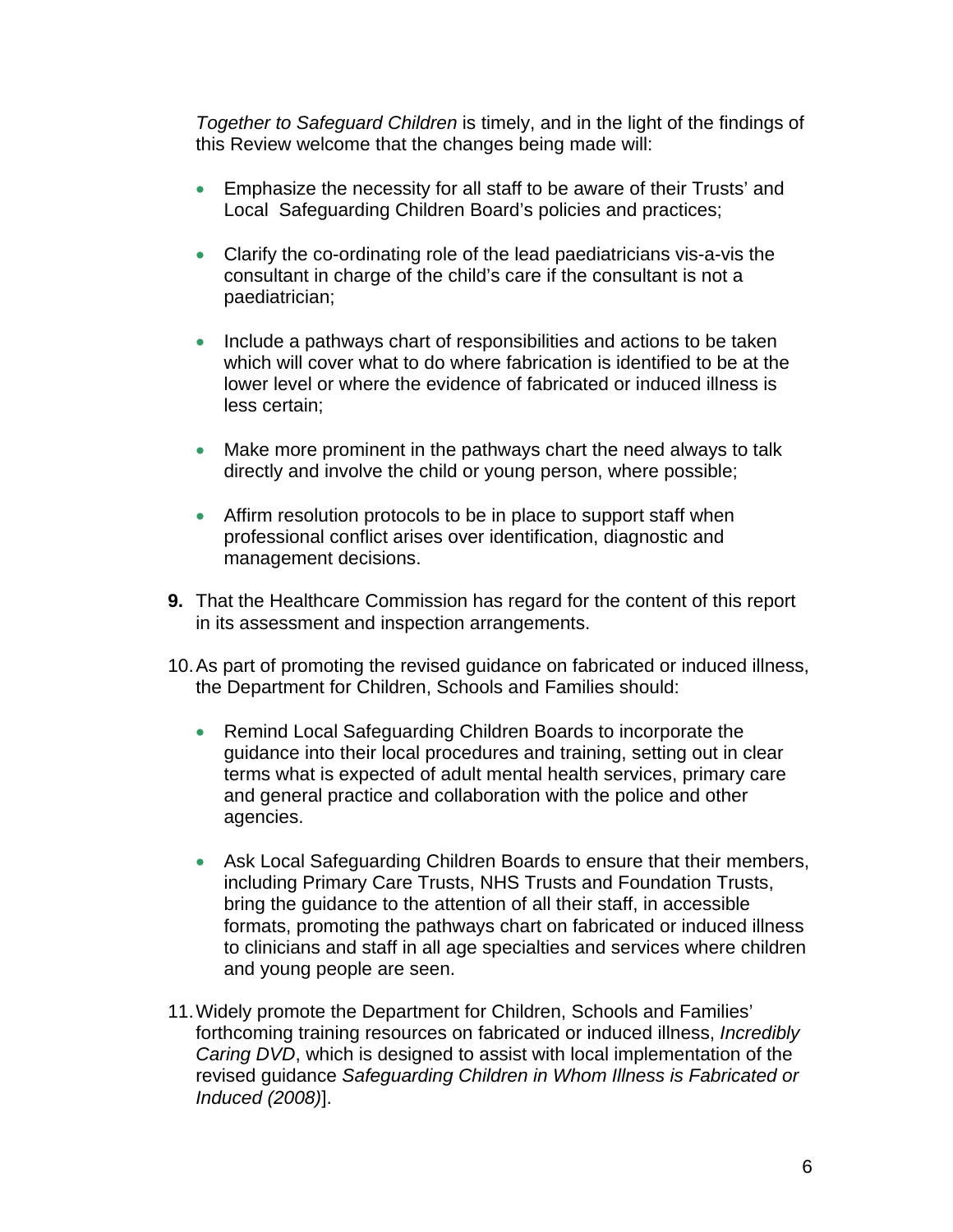*Together to Safeguard Children* is timely, and in the light of the findings of this Review welcome that the changes being made will:

- Emphasize the necessity for all staff to be aware of their Trusts' and Local Safeguarding Children Board's policies and practices;
- Clarify the co-ordinating role of the lead paediatricians vis-a-vis the consultant in charge of the child's care if the consultant is not a paediatrician;
- Include a pathways chart of responsibilities and actions to be taken which will cover what to do where fabrication is identified to be at the lower level or where the evidence of fabricated or induced illness is less certain;
- Make more prominent in the pathways chart the need always to talk directly and involve the child or young person, where possible;
- Affirm resolution protocols to be in place to support staff when professional conflict arises over identification, diagnostic and management decisions.

**9.** That the Healthcare Commission has regard for the content of this report in its assessment and inspection arrangements.

10. As part of promoting the revised guidance on fabricated or induced illness, the Department for Children, Schools and Families should:

   - Remind Local Safeguarding Children Boards to incorporate the guidance into their local procedures and training, setting out in clear terms what is expected of adult mental health services, primary care and general practice and collaboration with the police and other agencies.
   - Ask Local Safeguarding Children Boards to ensure that their members, including Primary Care Trusts, NHS Trusts and Foundation Trusts, bring the guidance to the attention of all their staff, in accessible formats, promoting the pathways chart on fabricated or induced illness to clinicians and staff in all age specialties and services where children and young people are seen.

11. Widely promote the Department for Children, Schools and Families' forthcoming training resources on fabricated or induced illness, *Incredibly Caring DVD*, which is designed to assist with local implementation of the revised guidance *Safeguarding Children in Whom Illness is Fabricated or Induced (2008)*].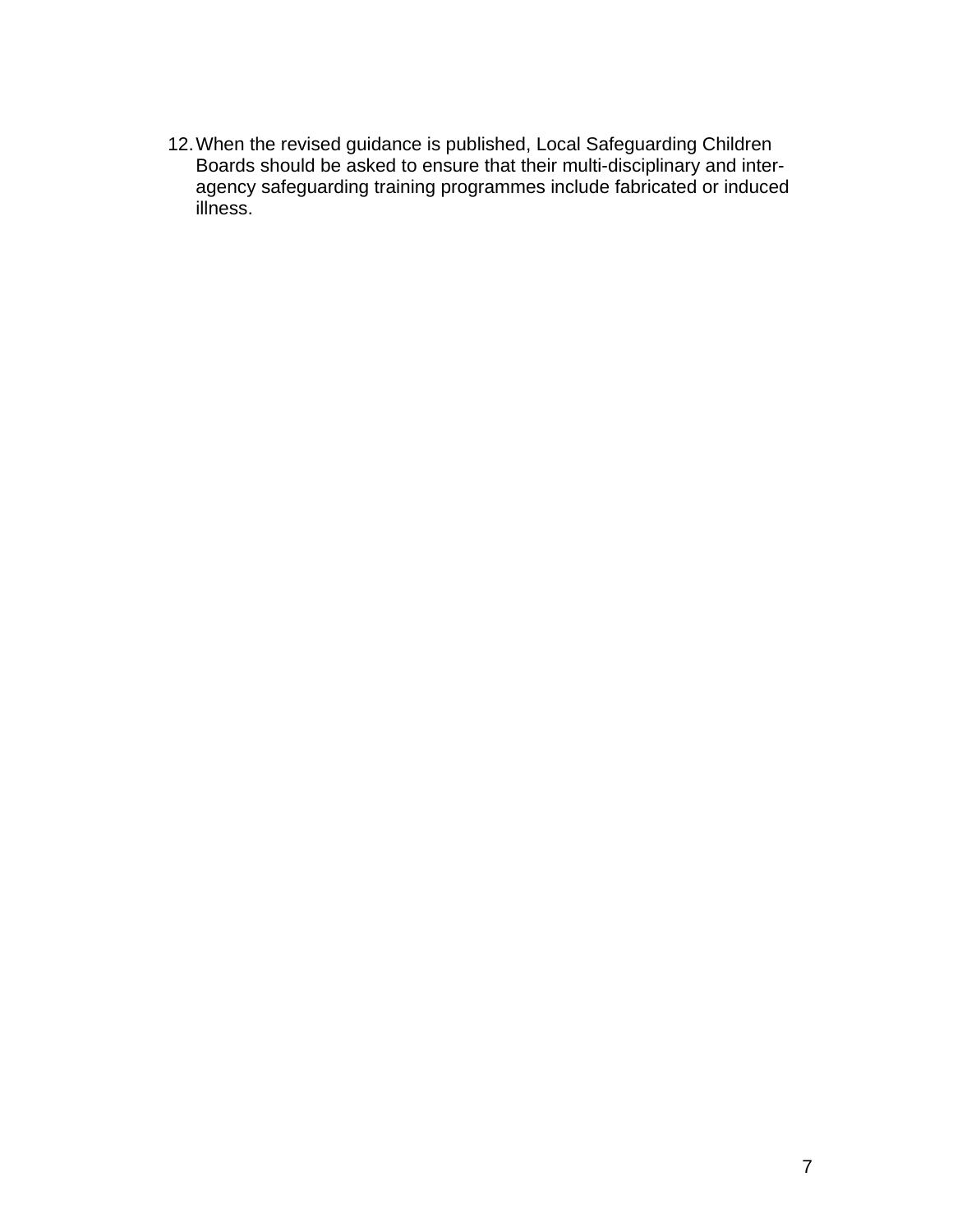12. When the revised guidance is published, Local Safeguarding Children Boards should be asked to ensure that their multi-disciplinary and inter-agency safeguarding training programmes include fabricated or induced illness.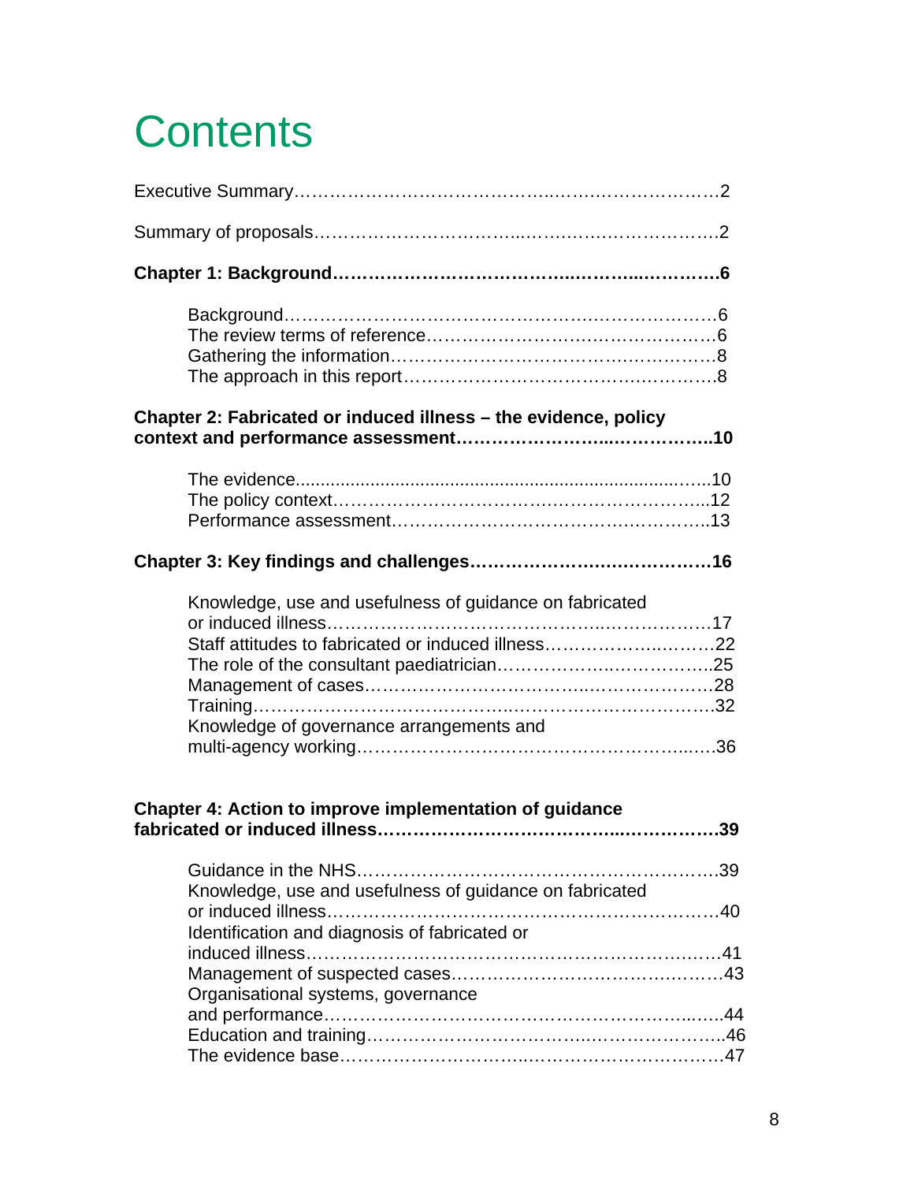# Contents

Executive Summary……………………………………..……………………………2

Summary of proposals……………………………..……………………………….2

**Chapter 1: Background…………………………………...………...…………6**

- Background………………………………………………………………………6
- The review terms of reference……………………………………………………6
- Gathering the information…………………………………………………………8
- The approach in this report………………………………………………………8

**Chapter 2: Fabricated or induced illness – the evidence, policy context and performance assessment………………………...……………..10**

- The evidence..........................................................................................10
- The policy context………………………………………………………...12
- Performance assessment…………………………………………………..13

**Chapter 3: Key findings and challenges………………………………………16**

- Knowledge, use and usefulness of guidance on fabricated or induced illness……………………………………………………………17
- Staff attitudes to fabricated or induced illness……………………...……..22
- The role of the consultant paediatrician…………………...……………..25
- Management of cases……………………………………………………28
- Training…………………………………………………………………….32
- Knowledge of governance arrangements and multi-agency working………………………………………………………..….36

**Chapter 4: Action to improve implementation of guidance fabricated or induced illness……………………………………...…………….39**

- Guidance in the NHS……………………………………………………….39
- Knowledge, use and usefulness of guidance on fabricated or induced illness…………………………………………………………….40
- Identification and diagnosis of fabricated or induced illness…………………………………………………………..….41
- Management of suspected cases……………………………………..…….43
- Organisational systems, governance and performance……………………………………………………..…..44
- Education and training…………………………………..………………..46
- The evidence base…………………………..……………………………47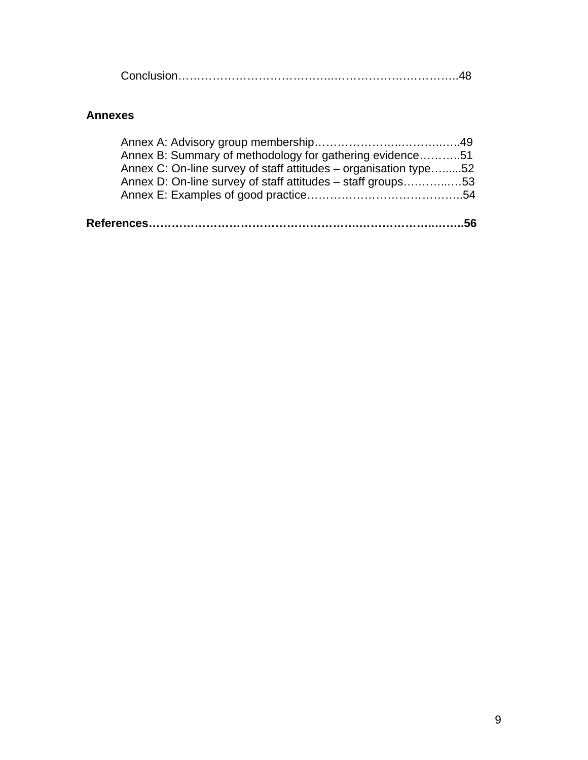Conclusion……………………………………..……………….……………..48

**Annexes**

Annex A: Advisory group membership…………………..………..…..49
Annex B: Summary of methodology for gathering evidence………..51
Annex C: On-line survey of staff attitudes – organisation type…......52
Annex D: On-line survey of staff attitudes – staff groups…………..…53
Annex E: Examples of good practice…………………………………..54

**References………………………………………………………………..……..56**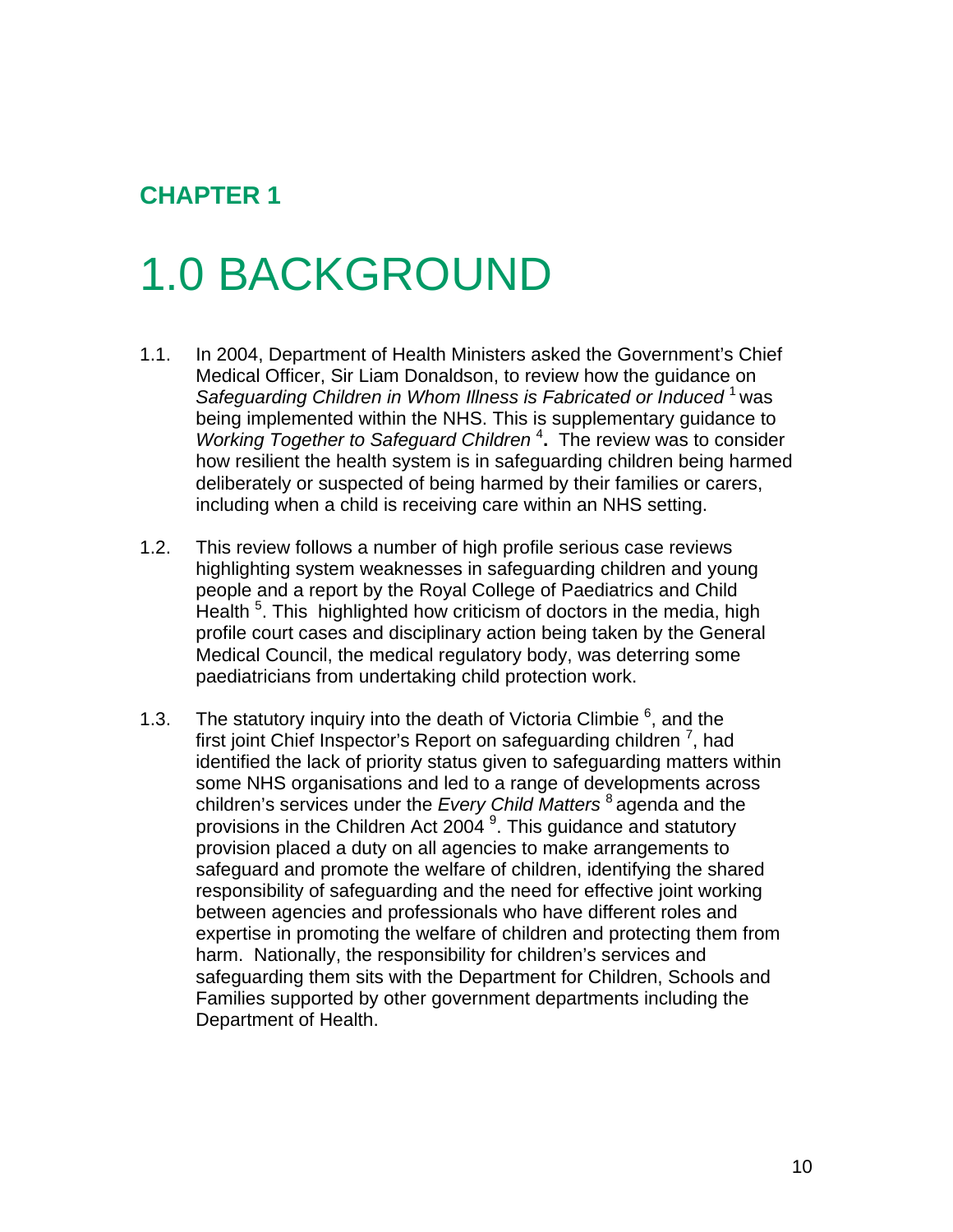## CHAPTER 1

# 1.0 BACKGROUND

1.1. In 2004, Department of Health Ministers asked the Government's Chief Medical Officer, Sir Liam Donaldson, to review how the guidance on *Safeguarding Children in Whom Illness is Fabricated or Induced* [1] was being implemented within the NHS. This is supplementary guidance to *Working Together to Safeguard Children* [4]**.** The review was to consider how resilient the health system is in safeguarding children being harmed deliberately or suspected of being harmed by their families or carers, including when a child is receiving care within an NHS setting.

1.2. This review follows a number of high profile serious case reviews highlighting system weaknesses in safeguarding children and young people and a report by the Royal College of Paediatrics and Child Health [5]. This highlighted how criticism of doctors in the media, high profile court cases and disciplinary action being taken by the General Medical Council, the medical regulatory body, was deterring some paediatricians from undertaking child protection work.

1.3. The statutory inquiry into the death of Victoria Climbie [6], and the first joint Chief Inspector's Report on safeguarding children [7], had identified the lack of priority status given to safeguarding matters within some NHS organisations and led to a range of developments across children's services under the *Every Child Matters* [8] agenda and the provisions in the Children Act 2004 [9]. This guidance and statutory provision placed a duty on all agencies to make arrangements to safeguard and promote the welfare of children, identifying the shared responsibility of safeguarding and the need for effective joint working between agencies and professionals who have different roles and expertise in promoting the welfare of children and protecting them from harm. Nationally, the responsibility for children's services and safeguarding them sits with the Department for Children, Schools and Families supported by other government departments including the Department of Health.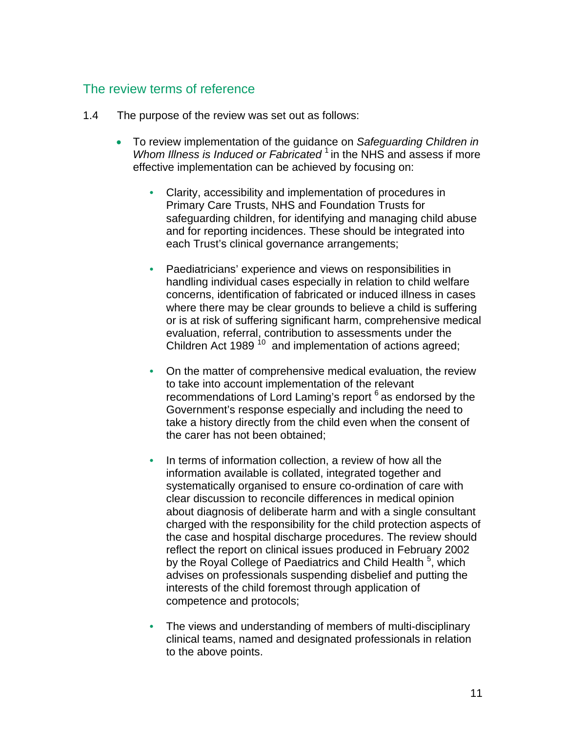## The review terms of reference

1.4 The purpose of the review was set out as follows:

- To review implementation of the guidance on *Safeguarding Children in Whom Illness is Induced or Fabricated* [1] in the NHS and assess if more effective implementation can be achieved by focusing on:

    - Clarity, accessibility and implementation of procedures in Primary Care Trusts, NHS and Foundation Trusts for safeguarding children, for identifying and managing child abuse and for reporting incidences. These should be integrated into each Trust's clinical governance arrangements;

    - Paediatricians' experience and views on responsibilities in handling individual cases especially in relation to child welfare concerns, identification of fabricated or induced illness in cases where there may be clear grounds to believe a child is suffering or is at risk of suffering significant harm, comprehensive medical evaluation, referral, contribution to assessments under the Children Act 1989 [10] and implementation of actions agreed;

    - On the matter of comprehensive medical evaluation, the review to take into account implementation of the relevant recommendations of Lord Laming's report [6] as endorsed by the Government's response especially and including the need to take a history directly from the child even when the consent of the carer has not been obtained;

    - In terms of information collection, a review of how all the information available is collated, integrated together and systematically organised to ensure co-ordination of care with clear discussion to reconcile differences in medical opinion about diagnosis of deliberate harm and with a single consultant charged with the responsibility for the child protection aspects of the case and hospital discharge procedures. The review should reflect the report on clinical issues produced in February 2002 by the Royal College of Paediatrics and Child Health [5], which advises on professionals suspending disbelief and putting the interests of the child foremost through application of competence and protocols;

    - The views and understanding of members of multi-disciplinary clinical teams, named and designated professionals in relation to the above points.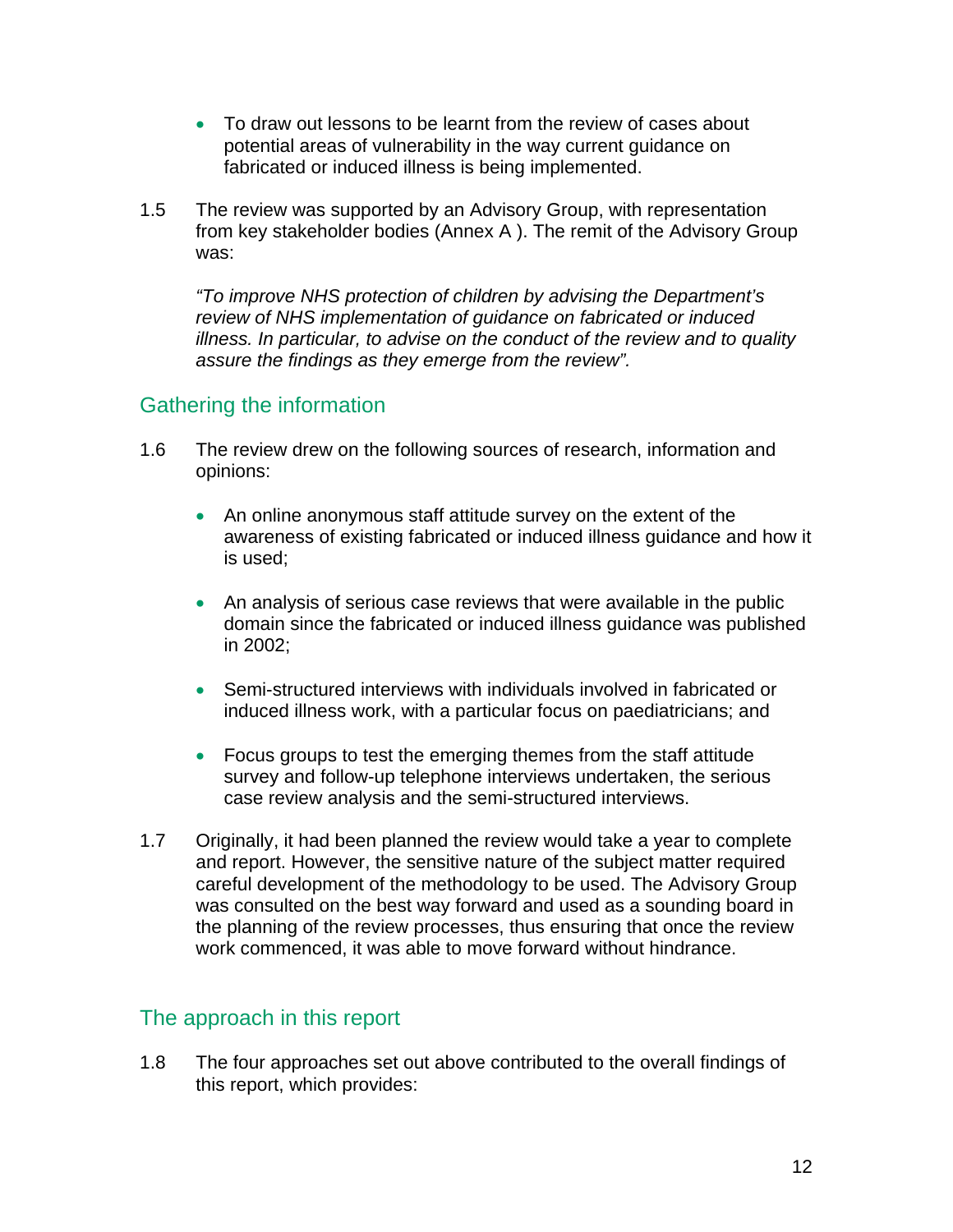- To draw out lessons to be learnt from the review of cases about potential areas of vulnerability in the way current guidance on fabricated or induced illness is being implemented.

1.5 The review was supported by an Advisory Group, with representation from key stakeholder bodies (Annex A ). The remit of the Advisory Group was:

*"To improve NHS protection of children by advising the Department's review of NHS implementation of guidance on fabricated or induced illness. In particular, to advise on the conduct of the review and to quality assure the findings as they emerge from the review".*

## Gathering the information

1.6 The review drew on the following sources of research, information and opinions:

- An online anonymous staff attitude survey on the extent of the awareness of existing fabricated or induced illness guidance and how it is used;
- An analysis of serious case reviews that were available in the public domain since the fabricated or induced illness guidance was published in 2002;
- Semi-structured interviews with individuals involved in fabricated or induced illness work, with a particular focus on paediatricians; and
- Focus groups to test the emerging themes from the staff attitude survey and follow-up telephone interviews undertaken, the serious case review analysis and the semi-structured interviews.

1.7 Originally, it had been planned the review would take a year to complete and report. However, the sensitive nature of the subject matter required careful development of the methodology to be used. The Advisory Group was consulted on the best way forward and used as a sounding board in the planning of the review processes, thus ensuring that once the review work commenced, it was able to move forward without hindrance.

## The approach in this report

1.8 The four approaches set out above contributed to the overall findings of this report, which provides: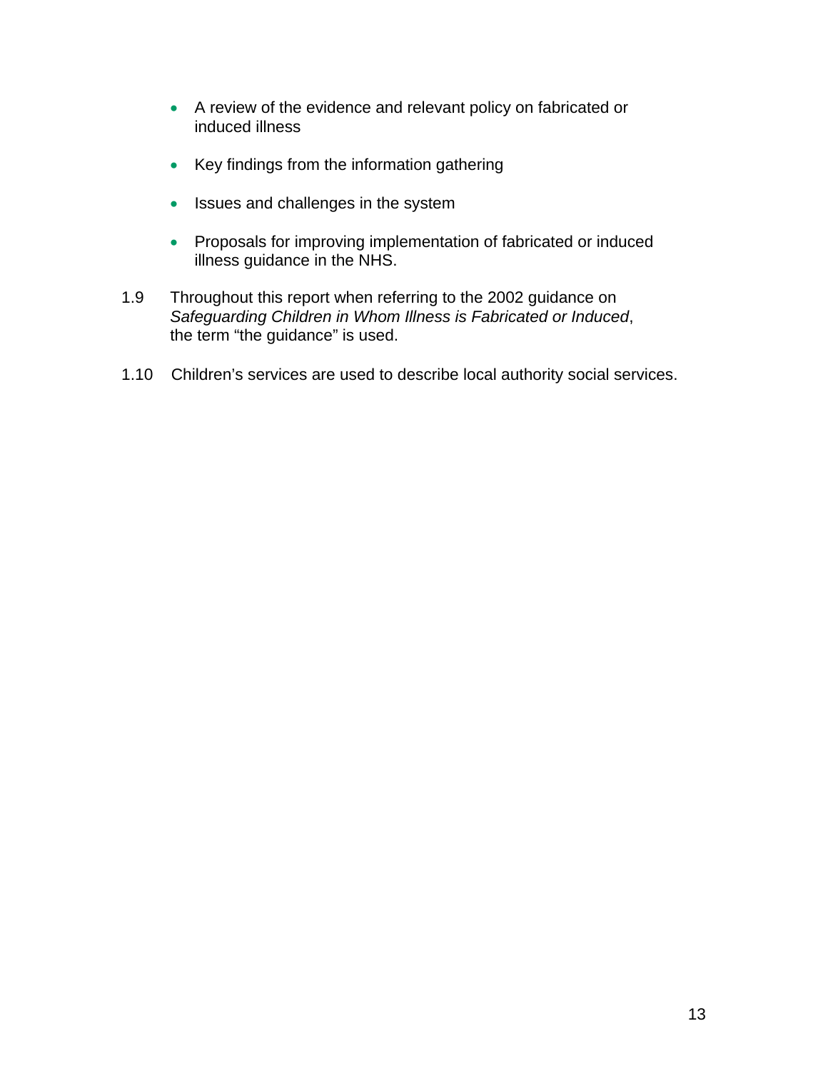- A review of the evidence and relevant policy on fabricated or induced illness

- Key findings from the information gathering

- Issues and challenges in the system

- Proposals for improving implementation of fabricated or induced illness guidance in the NHS.

1.9 Throughout this report when referring to the 2002 guidance on *Safeguarding Children in Whom Illness is Fabricated or Induced*, the term “the guidance” is used.

1.10 Children’s services are used to describe local authority social services.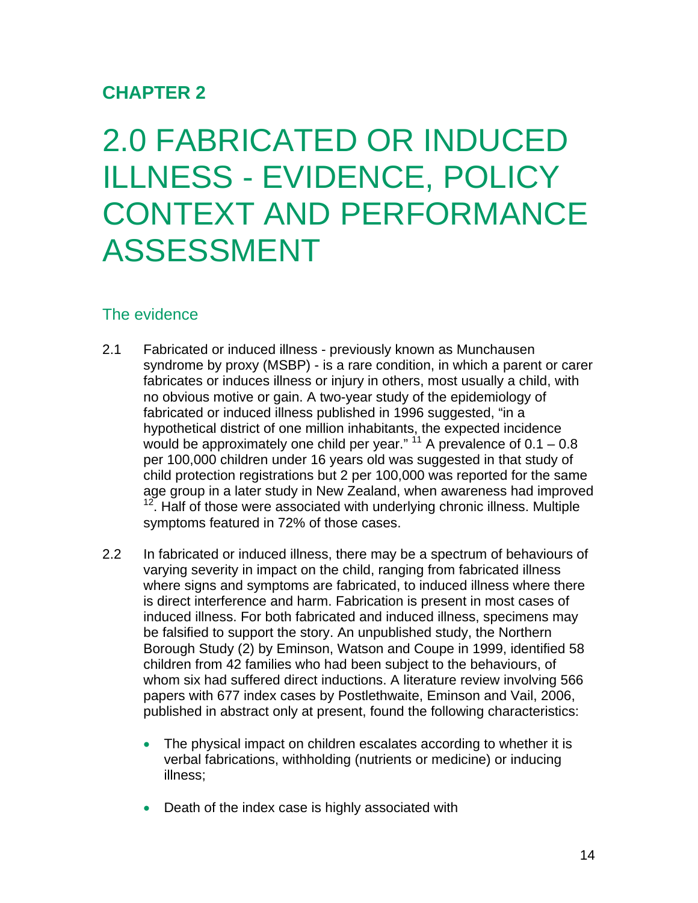## CHAPTER 2

# 2.0 FABRICATED OR INDUCED ILLNESS - EVIDENCE, POLICY CONTEXT AND PERFORMANCE ASSESSMENT

### The evidence

2.1 Fabricated or induced illness - previously known as Munchausen syndrome by proxy (MSBP) - is a rare condition, in which a parent or carer fabricates or induces illness or injury in others, most usually a child, with no obvious motive or gain. A two-year study of the epidemiology of fabricated or induced illness published in 1996 suggested, "in a hypothetical district of one million inhabitants, the expected incidence would be approximately one child per year." [11] A prevalence of 0.1 – 0.8 per 100,000 children under 16 years old was suggested in that study of child protection registrations but 2 per 100,000 was reported for the same age group in a later study in New Zealand, when awareness had improved [12]. Half of those were associated with underlying chronic illness. Multiple symptoms featured in 72% of those cases.

2.2 In fabricated or induced illness, there may be a spectrum of behaviours of varying severity in impact on the child, ranging from fabricated illness where signs and symptoms are fabricated, to induced illness where there is direct interference and harm. Fabrication is present in most cases of induced illness. For both fabricated and induced illness, specimens may be falsified to support the story. An unpublished study, the Northern Borough Study (2) by Eminson, Watson and Coupe in 1999, identified 58 children from 42 families who had been subject to the behaviours, of whom six had suffered direct inductions. A literature review involving 566 papers with 677 index cases by Postlethwaite, Eminson and Vail, 2006, published in abstract only at present, found the following characteristics:

- The physical impact on children escalates according to whether it is verbal fabrications, withholding (nutrients or medicine) or inducing illness;
- Death of the index case is highly associated with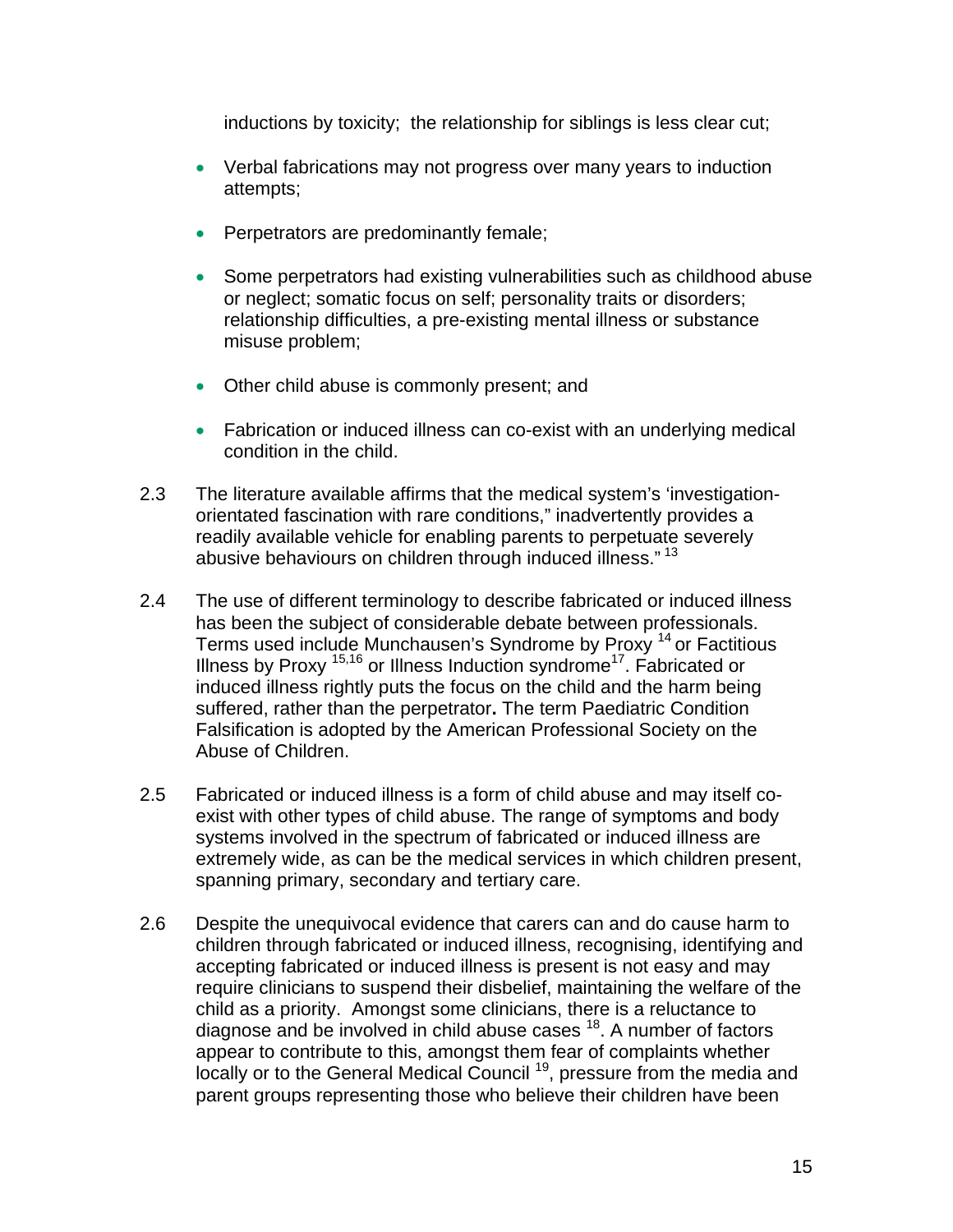inductions by toxicity; the relationship for siblings is less clear cut;

- Verbal fabrications may not progress over many years to induction attempts;
- Perpetrators are predominantly female;
- Some perpetrators had existing vulnerabilities such as childhood abuse or neglect; somatic focus on self; personality traits or disorders; relationship difficulties, a pre-existing mental illness or substance misuse problem;
- Other child abuse is commonly present; and
- Fabrication or induced illness can co-exist with an underlying medical condition in the child.

2.3 The literature available affirms that the medical system's 'investigation-orientated fascination with rare conditions," inadvertently provides a readily available vehicle for enabling parents to perpetuate severely abusive behaviours on children through induced illness." [13]

2.4 The use of different terminology to describe fabricated or induced illness has been the subject of considerable debate between professionals. Terms used include Munchausen's Syndrome by Proxy [14] or Factitious Illness by Proxy [15,16] or Illness Induction syndrome[17]. Fabricated or induced illness rightly puts the focus on the child and the harm being suffered, rather than the perpetrator**.** The term Paediatric Condition Falsification is adopted by the American Professional Society on the Abuse of Children.

2.5 Fabricated or induced illness is a form of child abuse and may itself co-exist with other types of child abuse. The range of symptoms and body systems involved in the spectrum of fabricated or induced illness are extremely wide, as can be the medical services in which children present, spanning primary, secondary and tertiary care.

2.6 Despite the unequivocal evidence that carers can and do cause harm to children through fabricated or induced illness, recognising, identifying and accepting fabricated or induced illness is present is not easy and may require clinicians to suspend their disbelief, maintaining the welfare of the child as a priority. Amongst some clinicians, there is a reluctance to diagnose and be involved in child abuse cases [18]. A number of factors appear to contribute to this, amongst them fear of complaints whether locally or to the General Medical Council [19], pressure from the media and parent groups representing those who believe their children have been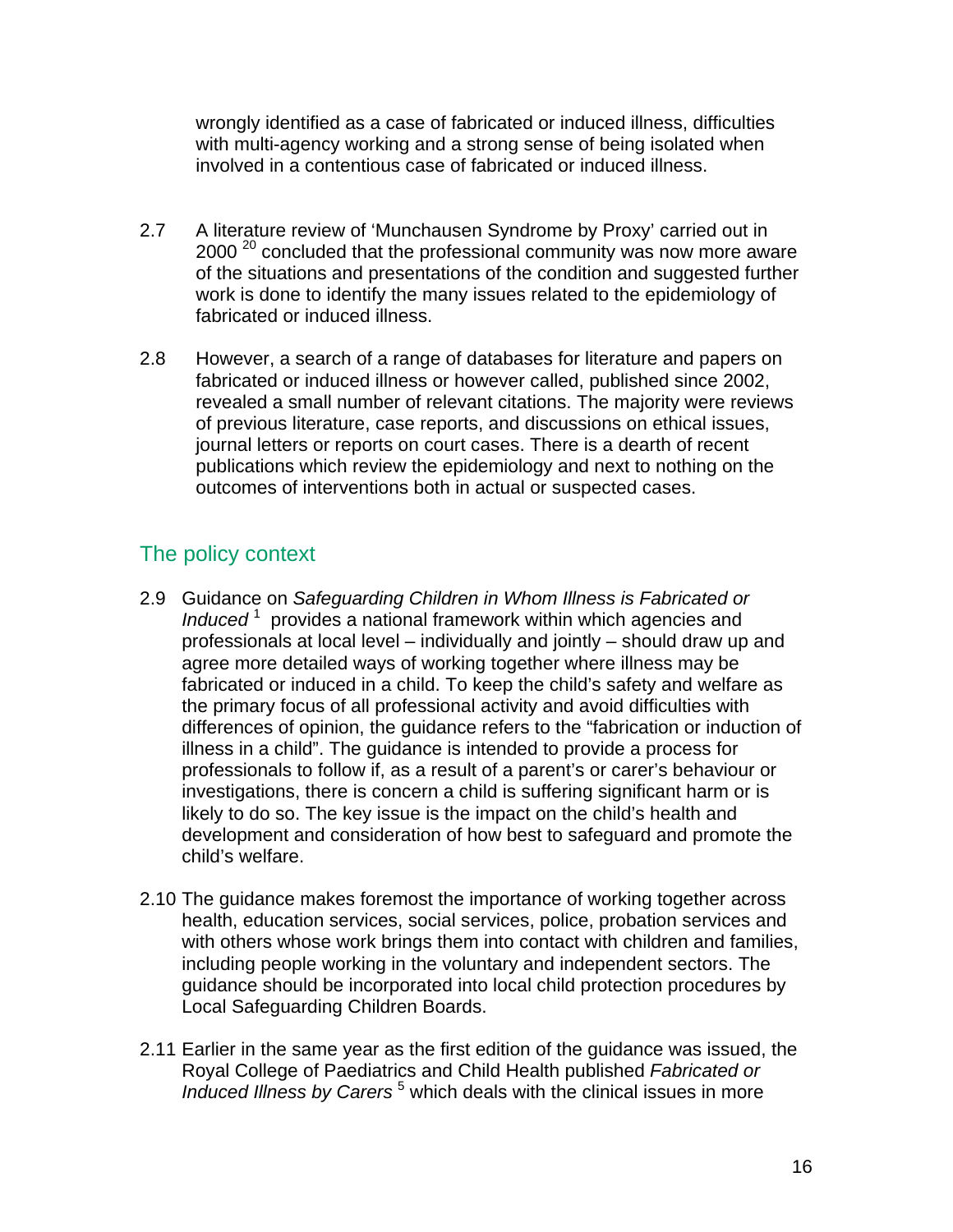wrongly identified as a case of fabricated or induced illness, difficulties with multi-agency working and a strong sense of being isolated when involved in a contentious case of fabricated or induced illness.

2.7 A literature review of 'Munchausen Syndrome by Proxy' carried out in 2000 [20] concluded that the professional community was now more aware of the situations and presentations of the condition and suggested further work is done to identify the many issues related to the epidemiology of fabricated or induced illness.

2.8 However, a search of a range of databases for literature and papers on fabricated or induced illness or however called, published since 2002, revealed a small number of relevant citations. The majority were reviews of previous literature, case reports, and discussions on ethical issues, journal letters or reports on court cases. There is a dearth of recent publications which review the epidemiology and next to nothing on the outcomes of interventions both in actual or suspected cases.

## The policy context

2.9 Guidance on *Safeguarding Children in Whom Illness is Fabricated or Induced* [1] provides a national framework within which agencies and professionals at local level – individually and jointly – should draw up and agree more detailed ways of working together where illness may be fabricated or induced in a child. To keep the child's safety and welfare as the primary focus of all professional activity and avoid difficulties with differences of opinion, the guidance refers to the "fabrication or induction of illness in a child". The guidance is intended to provide a process for professionals to follow if, as a result of a parent's or carer's behaviour or investigations, there is concern a child is suffering significant harm or is likely to do so. The key issue is the impact on the child's health and development and consideration of how best to safeguard and promote the child's welfare.

2.10 The guidance makes foremost the importance of working together across health, education services, social services, police, probation services and with others whose work brings them into contact with children and families, including people working in the voluntary and independent sectors. The guidance should be incorporated into local child protection procedures by Local Safeguarding Children Boards.

2.11 Earlier in the same year as the first edition of the guidance was issued, the Royal College of Paediatrics and Child Health published *Fabricated or Induced Illness by Carers* [5] which deals with the clinical issues in more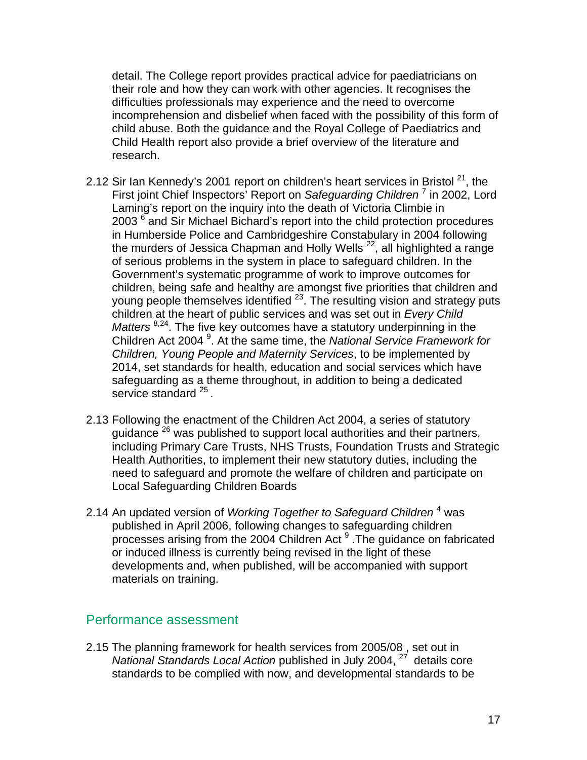detail. The College report provides practical advice for paediatricians on their role and how they can work with other agencies. It recognises the difficulties professionals may experience and the need to overcome incomprehension and disbelief when faced with the possibility of this form of child abuse. Both the guidance and the Royal College of Paediatrics and Child Health report also provide a brief overview of the literature and research.

2.12 Sir Ian Kennedy's 2001 report on children's heart services in Bristol [21], the First joint Chief Inspectors' Report on *Safeguarding Children* [7] in 2002, Lord Laming's report on the inquiry into the death of Victoria Climbie in 2003 [6] and Sir Michael Bichard's report into the child protection procedures in Humberside Police and Cambridgeshire Constabulary in 2004 following the murders of Jessica Chapman and Holly Wells [22], all highlighted a range of serious problems in the system in place to safeguard children. In the Government's systematic programme of work to improve outcomes for children, being safe and healthy are amongst five priorities that children and young people themselves identified [23]. The resulting vision and strategy puts children at the heart of public services and was set out in *Every Child Matters* [8,24]. The five key outcomes have a statutory underpinning in the Children Act 2004 [9]. At the same time, the *National Service Framework for Children, Young People and Maternity Services*, to be implemented by 2014, set standards for health, education and social services which have safeguarding as a theme throughout, in addition to being a dedicated service standard [25].

2.13 Following the enactment of the Children Act 2004, a series of statutory guidance [26] was published to support local authorities and their partners, including Primary Care Trusts, NHS Trusts, Foundation Trusts and Strategic Health Authorities, to implement their new statutory duties, including the need to safeguard and promote the welfare of children and participate on Local Safeguarding Children Boards

2.14 An updated version of *Working Together to Safeguard Children* [4] was published in April 2006, following changes to safeguarding children processes arising from the 2004 Children Act [9]. The guidance on fabricated or induced illness is currently being revised in the light of these developments and, when published, will be accompanied with support materials on training.

## Performance assessment

2.15 The planning framework for health services from 2005/08 , set out in *National Standards Local Action* published in July 2004, [27] details core standards to be complied with now, and developmental standards to be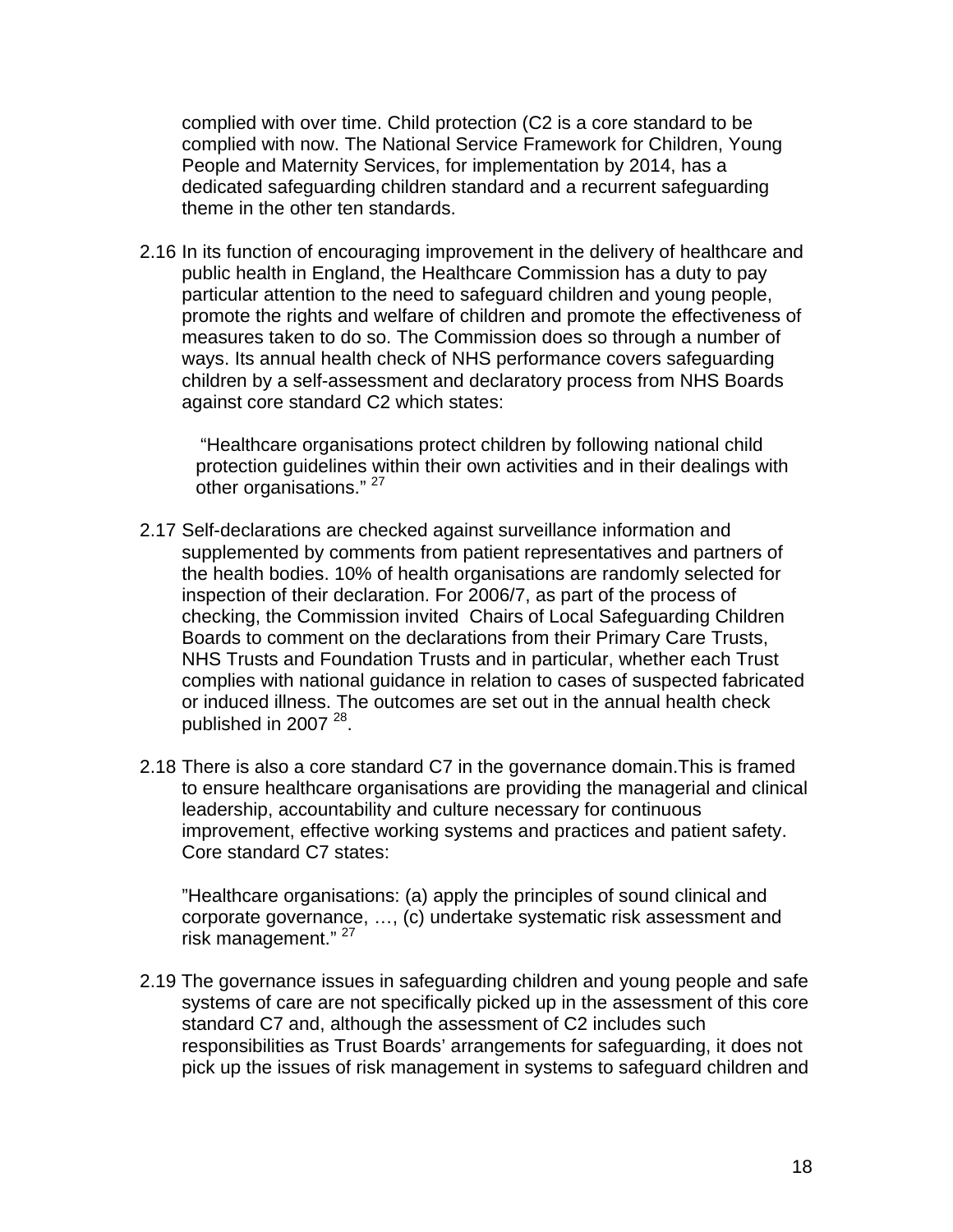complied with over time. Child protection (C2 is a core standard to be complied with now. The National Service Framework for Children, Young People and Maternity Services, for implementation by 2014, has a dedicated safeguarding children standard and a recurrent safeguarding theme in the other ten standards.

2.16 In its function of encouraging improvement in the delivery of healthcare and public health in England, the Healthcare Commission has a duty to pay particular attention to the need to safeguard children and young people, promote the rights and welfare of children and promote the effectiveness of measures taken to do so. The Commission does so through a number of ways. Its annual health check of NHS performance covers safeguarding children by a self-assessment and declaratory process from NHS Boards against core standard C2 which states:

> "Healthcare organisations protect children by following national child protection guidelines within their own activities and in their dealings with other organisations." [27]

2.17 Self-declarations are checked against surveillance information and supplemented by comments from patient representatives and partners of the health bodies. 10% of health organisations are randomly selected for inspection of their declaration. For 2006/7, as part of the process of checking, the Commission invited Chairs of Local Safeguarding Children Boards to comment on the declarations from their Primary Care Trusts, NHS Trusts and Foundation Trusts and in particular, whether each Trust complies with national guidance in relation to cases of suspected fabricated or induced illness. The outcomes are set out in the annual health check published in 2007 [28].

2.18 There is also a core standard C7 in the governance domain.This is framed to ensure healthcare organisations are providing the managerial and clinical leadership, accountability and culture necessary for continuous improvement, effective working systems and practices and patient safety. Core standard C7 states:

> "Healthcare organisations: (a) apply the principles of sound clinical and corporate governance, …, (c) undertake systematic risk assessment and risk management." [27]

2.19 The governance issues in safeguarding children and young people and safe systems of care are not specifically picked up in the assessment of this core standard C7 and, although the assessment of C2 includes such responsibilities as Trust Boards' arrangements for safeguarding, it does not pick up the issues of risk management in systems to safeguard children and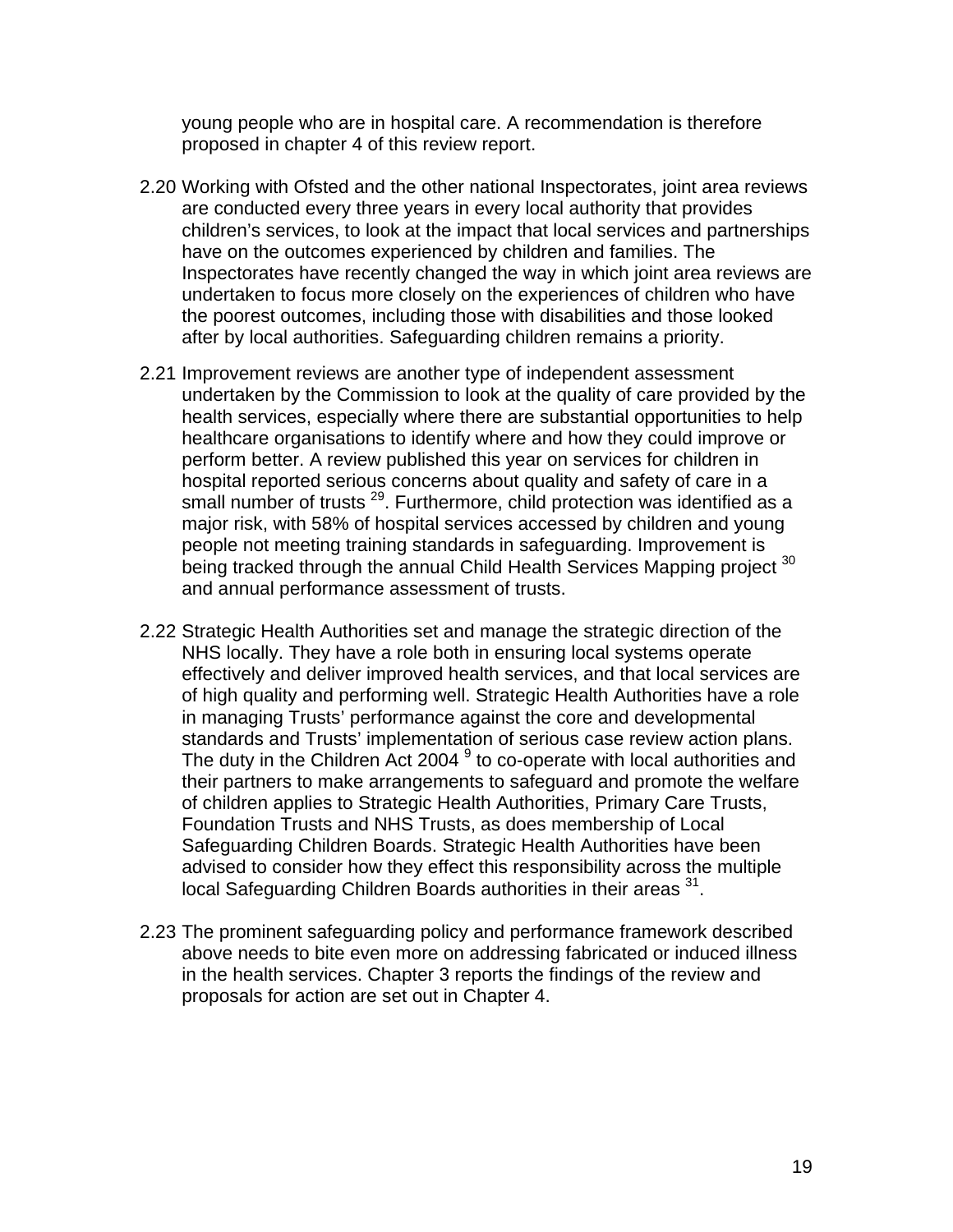young people who are in hospital care. A recommendation is therefore proposed in chapter 4 of this review report.

2.20 Working with Ofsted and the other national Inspectorates, joint area reviews are conducted every three years in every local authority that provides children's services, to look at the impact that local services and partnerships have on the outcomes experienced by children and families. The Inspectorates have recently changed the way in which joint area reviews are undertaken to focus more closely on the experiences of children who have the poorest outcomes, including those with disabilities and those looked after by local authorities. Safeguarding children remains a priority.

2.21 Improvement reviews are another type of independent assessment undertaken by the Commission to look at the quality of care provided by the health services, especially where there are substantial opportunities to help healthcare organisations to identify where and how they could improve or perform better. A review published this year on services for children in hospital reported serious concerns about quality and safety of care in a small number of trusts [29]. Furthermore, child protection was identified as a major risk, with 58% of hospital services accessed by children and young people not meeting training standards in safeguarding. Improvement is being tracked through the annual Child Health Services Mapping project [30] and annual performance assessment of trusts.

2.22 Strategic Health Authorities set and manage the strategic direction of the NHS locally. They have a role both in ensuring local systems operate effectively and deliver improved health services, and that local services are of high quality and performing well. Strategic Health Authorities have a role in managing Trusts' performance against the core and developmental standards and Trusts' implementation of serious case review action plans. The duty in the Children Act 2004 [9] to co-operate with local authorities and their partners to make arrangements to safeguard and promote the welfare of children applies to Strategic Health Authorities, Primary Care Trusts, Foundation Trusts and NHS Trusts, as does membership of Local Safeguarding Children Boards. Strategic Health Authorities have been advised to consider how they effect this responsibility across the multiple local Safeguarding Children Boards authorities in their areas [31].

2.23 The prominent safeguarding policy and performance framework described above needs to bite even more on addressing fabricated or induced illness in the health services. Chapter 3 reports the findings of the review and proposals for action are set out in Chapter 4.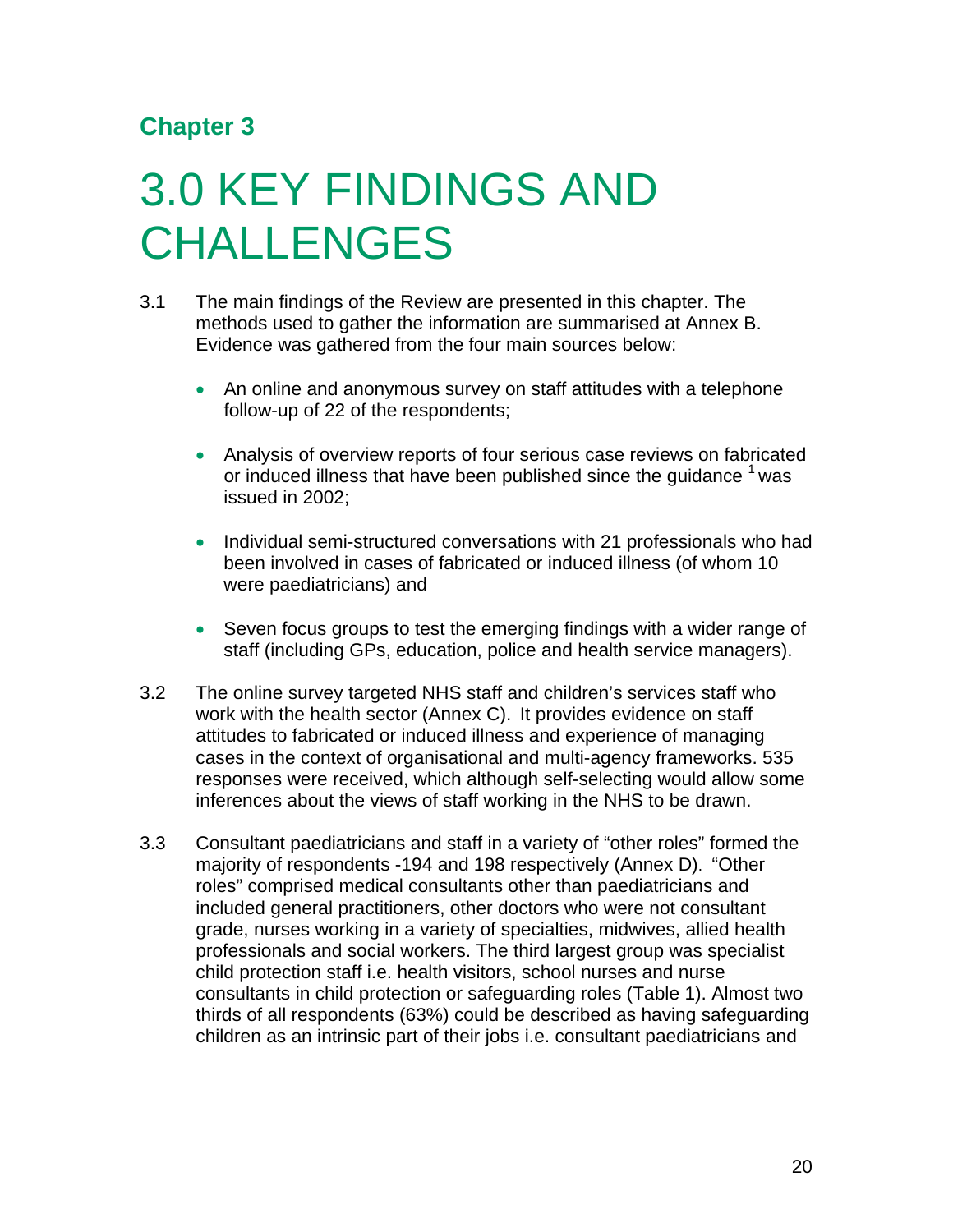**Chapter 3**

# 3.0 KEY FINDINGS AND CHALLENGES

3.1 The main findings of the Review are presented in this chapter. The methods used to gather the information are summarised at Annex B. Evidence was gathered from the four main sources below:

- An online and anonymous survey on staff attitudes with a telephone follow-up of 22 of the respondents;
- Analysis of overview reports of four serious case reviews on fabricated or induced illness that have been published since the guidance [1] was issued in 2002;
- Individual semi-structured conversations with 21 professionals who had been involved in cases of fabricated or induced illness (of whom 10 were paediatricians) and
- Seven focus groups to test the emerging findings with a wider range of staff (including GPs, education, police and health service managers).

3.2 The online survey targeted NHS staff and children's services staff who work with the health sector (Annex C). It provides evidence on staff attitudes to fabricated or induced illness and experience of managing cases in the context of organisational and multi-agency frameworks. 535 responses were received, which although self-selecting would allow some inferences about the views of staff working in the NHS to be drawn.

3.3 Consultant paediatricians and staff in a variety of "other roles" formed the majority of respondents -194 and 198 respectively (Annex D). "Other roles" comprised medical consultants other than paediatricians and included general practitioners, other doctors who were not consultant grade, nurses working in a variety of specialties, midwives, allied health professionals and social workers. The third largest group was specialist child protection staff i.e. health visitors, school nurses and nurse consultants in child protection or safeguarding roles (Table 1). Almost two thirds of all respondents (63%) could be described as having safeguarding children as an intrinsic part of their jobs i.e. consultant paediatricians and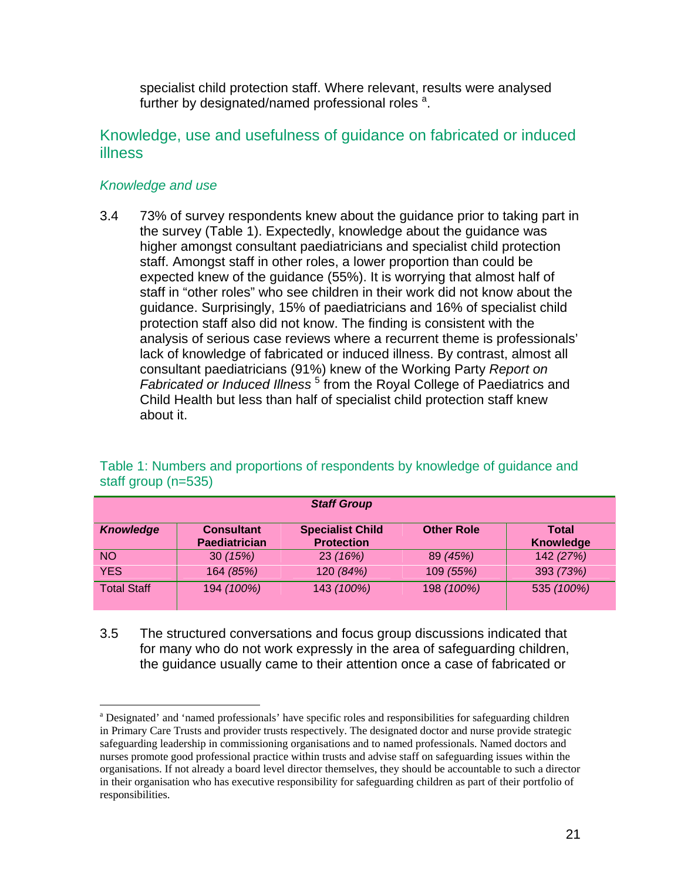specialist child protection staff. Where relevant, results were analysed further by designated/named professional roles [a].

## Knowledge, use and usefulness of guidance on fabricated or induced illness

### *Knowledge and use*

3.4 73% of survey respondents knew about the guidance prior to taking part in the survey (Table 1). Expectedly, knowledge about the guidance was higher amongst consultant paediatricians and specialist child protection staff. Amongst staff in other roles, a lower proportion than could be expected knew of the guidance (55%). It is worrying that almost half of staff in "other roles" who see children in their work did not know about the guidance. Surprisingly, 15% of paediatricians and 16% of specialist child protection staff also did not know. The finding is consistent with the analysis of serious case reviews where a recurrent theme is professionals' lack of knowledge of fabricated or induced illness. By contrast, almost all consultant paediatricians (91%) knew of the Working Party *Report on Fabricated or Induced Illness* [5] from the Royal College of Paediatrics and Child Health but less than half of specialist child protection staff knew about it.

Table 1: Numbers and proportions of respondents by knowledge of guidance and staff group (n=535)

| | ***Staff Group*** | | | |
|---|---|---|---|---|
| ***Knowledge*** | **Consultant Paediatrician** | **Specialist Child Protection** | **Other Role** | **Total Knowledge** |
| NO | 30 *(15%)* | 23 *(16%)* | 89 *(45%)* | 142 *(27%)* |
| YES | 164 *(85%)* | 120 *(84%)* | 109 *(55%)* | 393 *(73%)* |
| Total Staff | 194 *(100%)* | 143 *(100%)* | 198 *(100%)* | 535 *(100%)* |

3.5 The structured conversations and focus group discussions indicated that for many who do not work expressly in the area of safeguarding children, the guidance usually came to their attention once a case of fabricated or

[a] Designated' and 'named professionals' have specific roles and responsibilities for safeguarding children in Primary Care Trusts and provider trusts respectively. The designated doctor and nurse provide strategic safeguarding leadership in commissioning organisations and to named professionals. Named doctors and nurses promote good professional practice within trusts and advise staff on safeguarding issues within the organisations. If not already a board level director themselves, they should be accountable to such a director in their organisation who has executive responsibility for safeguarding children as part of their portfolio of responsibilities.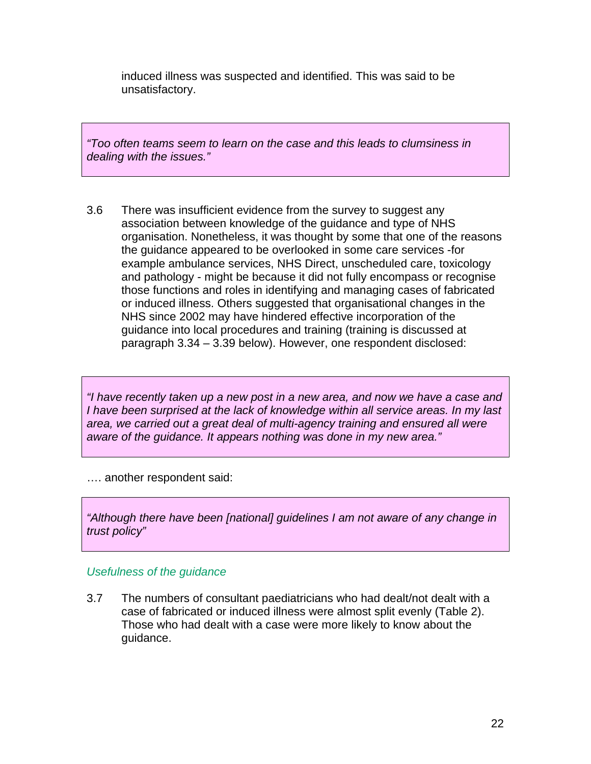induced illness was suspected and identified. This was said to be unsatisfactory.

> *"Too often teams seem to learn on the case and this leads to clumsiness in dealing with the issues."*

3.6 There was insufficient evidence from the survey to suggest any association between knowledge of the guidance and type of NHS organisation. Nonetheless, it was thought by some that one of the reasons the guidance appeared to be overlooked in some care services -for example ambulance services, NHS Direct, unscheduled care, toxicology and pathology - might be because it did not fully encompass or recognise those functions and roles in identifying and managing cases of fabricated or induced illness. Others suggested that organisational changes in the NHS since 2002 may have hindered effective incorporation of the guidance into local procedures and training (training is discussed at paragraph 3.34 – 3.39 below). However, one respondent disclosed:

> *"I have recently taken up a new post in a new area, and now we have a case and I have been surprised at the lack of knowledge within all service areas. In my last area, we carried out a great deal of multi-agency training and ensured all were aware of the guidance. It appears nothing was done in my new area."*

…. another respondent said:

> *"Although there have been [national] guidelines I am not aware of any change in trust policy"*

*Usefulness of the guidance*

3.7 The numbers of consultant paediatricians who had dealt/not dealt with a case of fabricated or induced illness were almost split evenly (Table 2). Those who had dealt with a case were more likely to know about the guidance.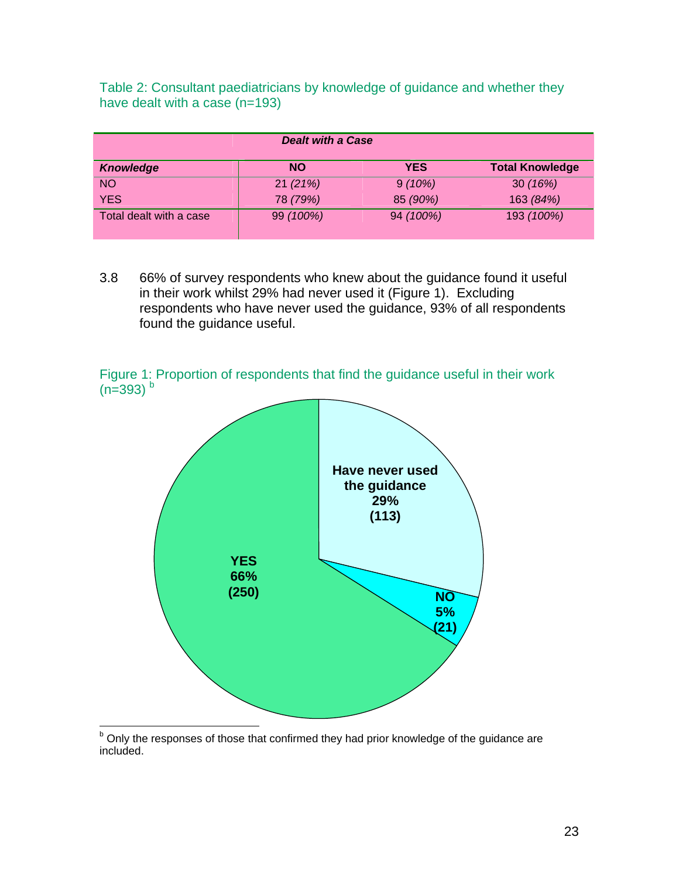Table 2: Consultant paediatricians by knowledge of guidance and whether they have dealt with a case (n=193)

| | ***Dealt with a Case*** | | |
|---|---|---|---|
| ***Knowledge*** | **NO** | **YES** | **Total Knowledge** |
| NO | 21 *(21%)* | 9 *(10%)* | 30 *(16%)* |
| YES | 78 *(79%)* | 85 *(90%)* | 163 *(84%)* |
| Total dealt with a case | 99 *(100%)* | 94 *(100%)* | 193 *(100%)* |

3.8 66% of survey respondents who knew about the guidance found it useful in their work whilst 29% had never used it (Figure 1). Excluding respondents who have never used the guidance, 93% of all respondents found the guidance useful.

Figure 1: Proportion of respondents that find the guidance useful in their work (n=393) [b]

| Response | Percentage | Number |
|---|---|---|
| YES | 66% | 250 |
| NO | 5% | 21 |
| Have never used the guidance | 29% | 113 |

[b] Only the responses of those that confirmed they had prior knowledge of the guidance are included.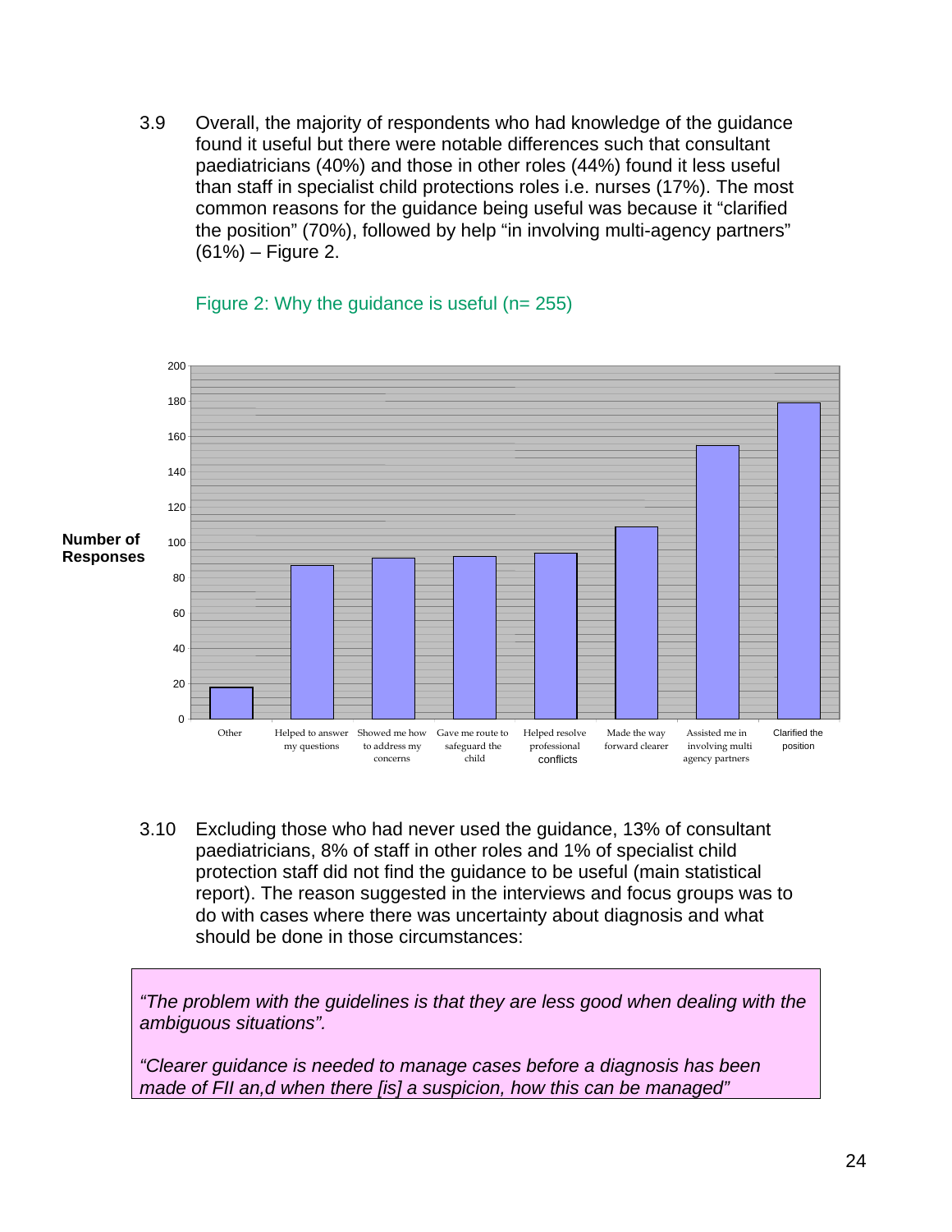3.9 Overall, the majority of respondents who had knowledge of the guidance found it useful but there were notable differences such that consultant paediatricians (40%) and those in other roles (44%) found it less useful than staff in specialist child protections roles i.e. nurses (17%). The most common reasons for the guidance being useful was because it "clarified the position" (70%), followed by help "in involving multi-agency partners" (61%) – Figure 2.

Figure 2: Why the guidance is useful (n= 255)

| Reason | Number of Responses |
|---|---|
| Other | 18 |
| Helped to answer my questions | 87 |
| Showed me how to address my concerns | 91 |
| Gave me route to safeguard the child | 92 |
| Helped resolve professional conflicts | 94 |
| Made the way forward clearer | 109 |
| Assisted me in involving multi agency partners | 155 |
| Clarified the position | 179 |

3.10 Excluding those who had never used the guidance, 13% of consultant paediatricians, 8% of staff in other roles and 1% of specialist child protection staff did not find the guidance to be useful (main statistical report). The reason suggested in the interviews and focus groups was to do with cases where there was uncertainty about diagnosis and what should be done in those circumstances:

> *"The problem with the guidelines is that they are less good when dealing with the ambiguous situations".*
>
> *"Clearer guidance is needed to manage cases before a diagnosis has been made of FII an,d when there [is] a suspicion, how this can be managed"*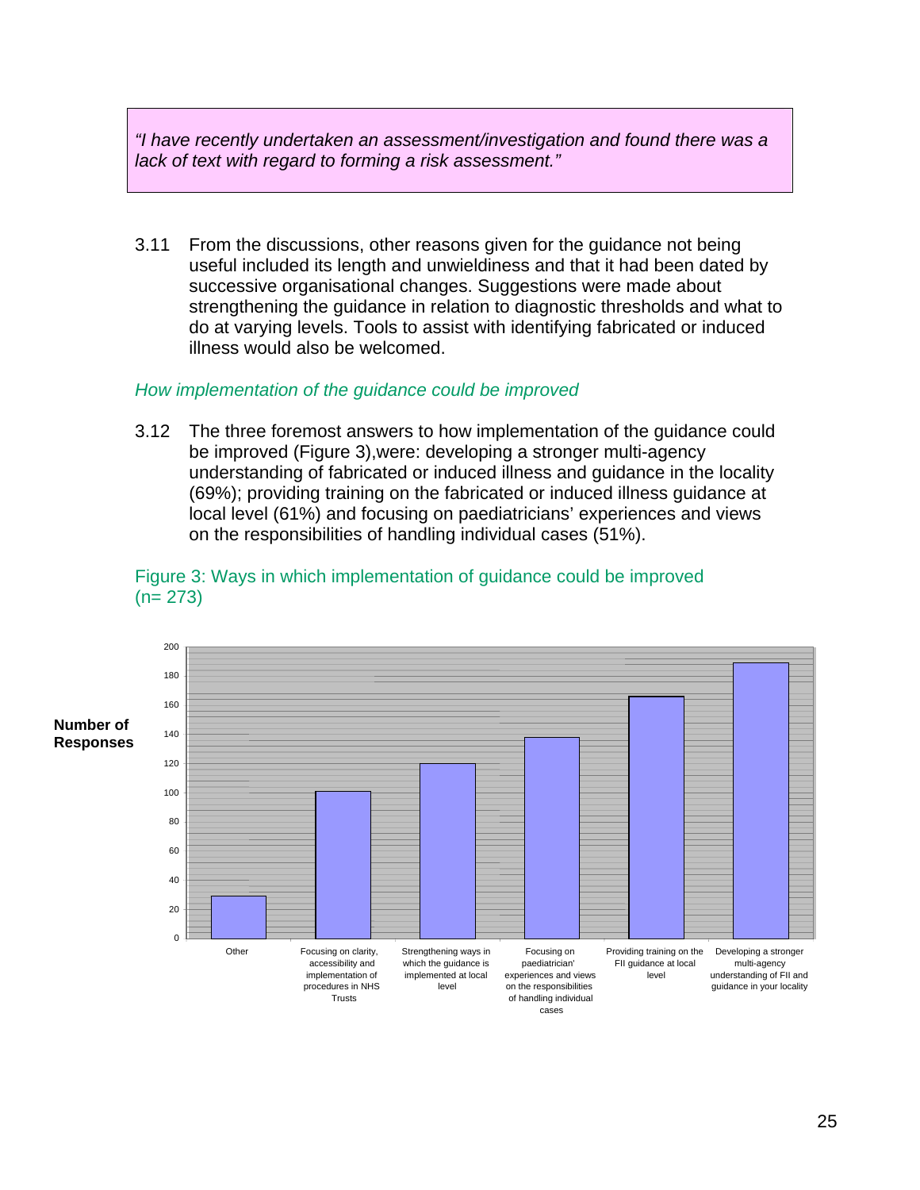> *"I have recently undertaken an assessment/investigation and found there was a lack of text with regard to forming a risk assessment."*

3.11 From the discussions, other reasons given for the guidance not being useful included its length and unwieldiness and that it had been dated by successive organisational changes. Suggestions were made about strengthening the guidance in relation to diagnostic thresholds and what to do at varying levels. Tools to assist with identifying fabricated or induced illness would also be welcomed.

*How implementation of the guidance could be improved*

3.12 The three foremost answers to how implementation of the guidance could be improved (Figure 3),were: developing a stronger multi-agency understanding of fabricated or induced illness and guidance in the locality (69%); providing training on the fabricated or induced illness guidance at local level (61%) and focusing on paediatricians' experiences and views on the responsibilities of handling individual cases (51%).

Figure 3: Ways in which implementation of guidance could be improved (n= 273)

**Number of Responses**

| Category | Number of Responses (approx.) |
|---|---|
| Other | 29 |
| Focusing on clarity, accessibility and implementation of procedures in NHS Trusts | 101 |
| Strengthening ways in which the guidance is implemented at local level | 120 |
| Focusing on paediatrician' experiences and views on the responsibilities of handling individual cases | 138 |
| Providing training on the FII guidance at local level | 166 |
| Developing a stronger multi-agency understanding of FII and guidance in your locality | 189 |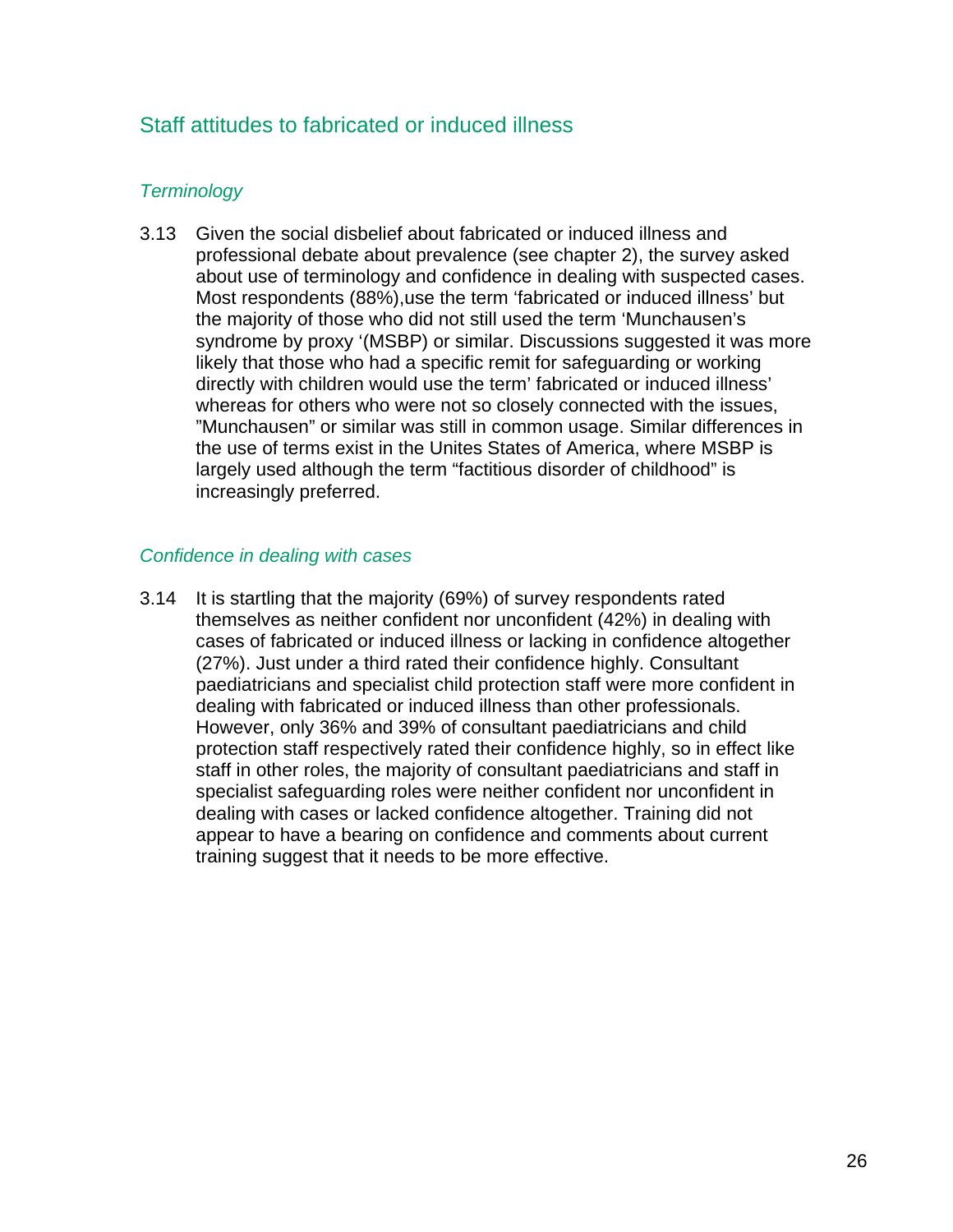## Staff attitudes to fabricated or induced illness

### *Terminology*

3.13 Given the social disbelief about fabricated or induced illness and professional debate about prevalence (see chapter 2), the survey asked about use of terminology and confidence in dealing with suspected cases. Most respondents (88%),use the term 'fabricated or induced illness' but the majority of those who did not still used the term 'Munchausen's syndrome by proxy '(MSBP) or similar. Discussions suggested it was more likely that those who had a specific remit for safeguarding or working directly with children would use the term' fabricated or induced illness' whereas for others who were not so closely connected with the issues, "Munchausen" or similar was still in common usage. Similar differences in the use of terms exist in the Unites States of America, where MSBP is largely used although the term "factitious disorder of childhood" is increasingly preferred.

### *Confidence in dealing with cases*

3.14 It is startling that the majority (69%) of survey respondents rated themselves as neither confident nor unconfident (42%) in dealing with cases of fabricated or induced illness or lacking in confidence altogether (27%). Just under a third rated their confidence highly. Consultant paediatricians and specialist child protection staff were more confident in dealing with fabricated or induced illness than other professionals. However, only 36% and 39% of consultant paediatricians and child protection staff respectively rated their confidence highly, so in effect like staff in other roles, the majority of consultant paediatricians and staff in specialist safeguarding roles were neither confident nor unconfident in dealing with cases or lacked confidence altogether. Training did not appear to have a bearing on confidence and comments about current training suggest that it needs to be more effective.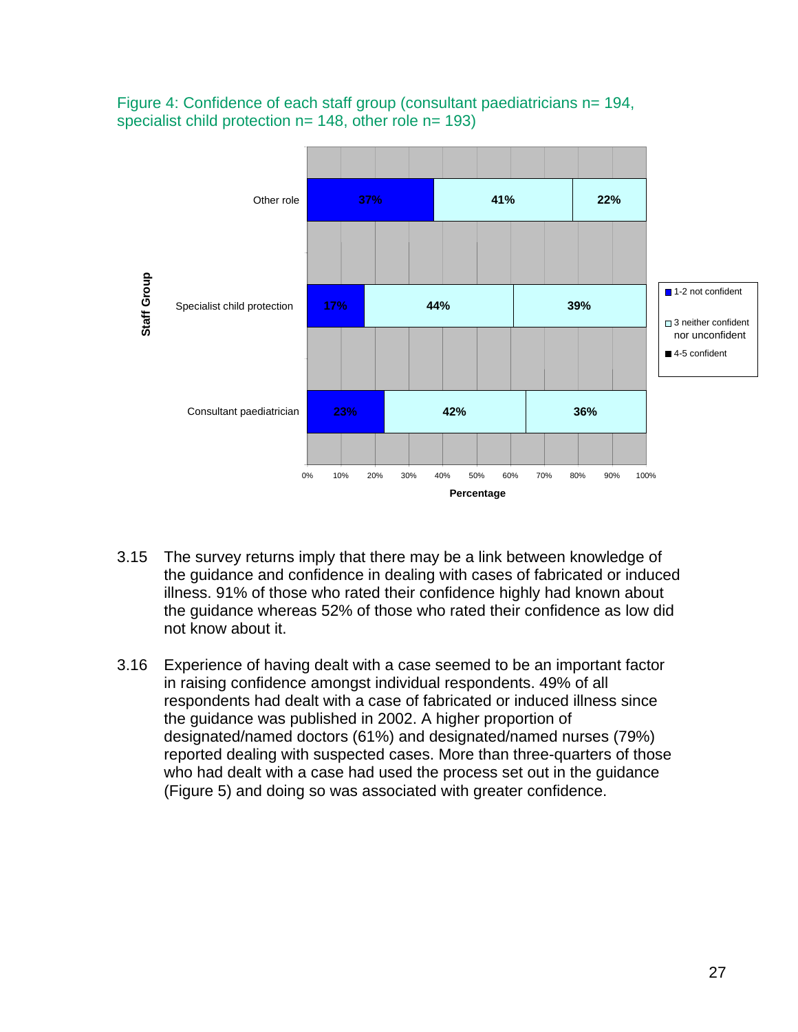Figure 4: Confidence of each staff group (consultant paediatricians n= 194, specialist child protection n= 148, other role n= 193)

| Staff Group | 1-2 not confident | 3 neither confident nor unconfident | 4-5 confident |
| --- | --- | --- | --- |
| Other role | 37% | 41% | 22% |
| Specialist child protection | 17% | 44% | 39% |
| Consultant paediatrician | 23% | 42% | 36% |

3.15 The survey returns imply that there may be a link between knowledge of the guidance and confidence in dealing with cases of fabricated or induced illness. 91% of those who rated their confidence highly had known about the guidance whereas 52% of those who rated their confidence as low did not know about it.

3.16 Experience of having dealt with a case seemed to be an important factor in raising confidence amongst individual respondents. 49% of all respondents had dealt with a case of fabricated or induced illness since the guidance was published in 2002. A higher proportion of designated/named doctors (61%) and designated/named nurses (79%) reported dealing with suspected cases. More than three-quarters of those who had dealt with a case had used the process set out in the guidance (Figure 5) and doing so was associated with greater confidence.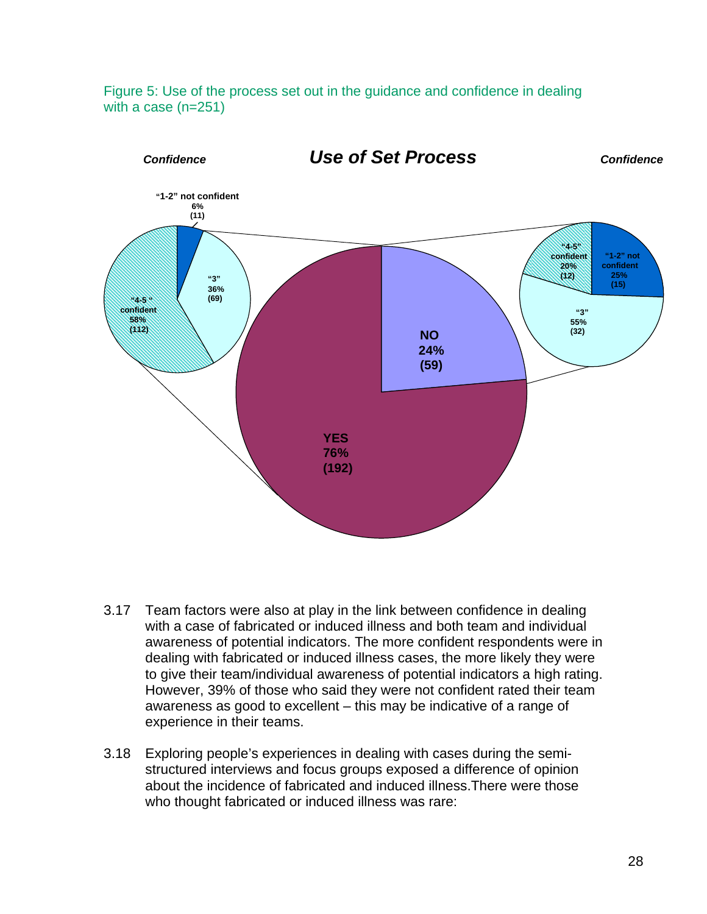Figure 5: Use of the process set out in the guidance and confidence in dealing with a case (n=251)

*Confidence* | ***Use of Set Process*** | *Confidence*

| Use of Set Process | Confidence | % | (n) |
|---|---|---|---|
| YES 76% (192) | "1-2" not confident | 6% | (11) |
| | "3" | 36% | (69) |
| | "4-5" confident | 58% | (112) |
| NO 24% (59) | "1-2" not confident | 25% | (15) |
| | "3" | 55% | (32) |
| | "4-5" confident | 20% | (12) |

3.17 Team factors were also at play in the link between confidence in dealing with a case of fabricated or induced illness and both team and individual awareness of potential indicators. The more confident respondents were in dealing with fabricated or induced illness cases, the more likely they were to give their team/individual awareness of potential indicators a high rating. However, 39% of those who said they were not confident rated their team awareness as good to excellent – this may be indicative of a range of experience in their teams.

3.18 Exploring people's experiences in dealing with cases during the semi-structured interviews and focus groups exposed a difference of opinion about the incidence of fabricated and induced illness.There were those who thought fabricated or induced illness was rare: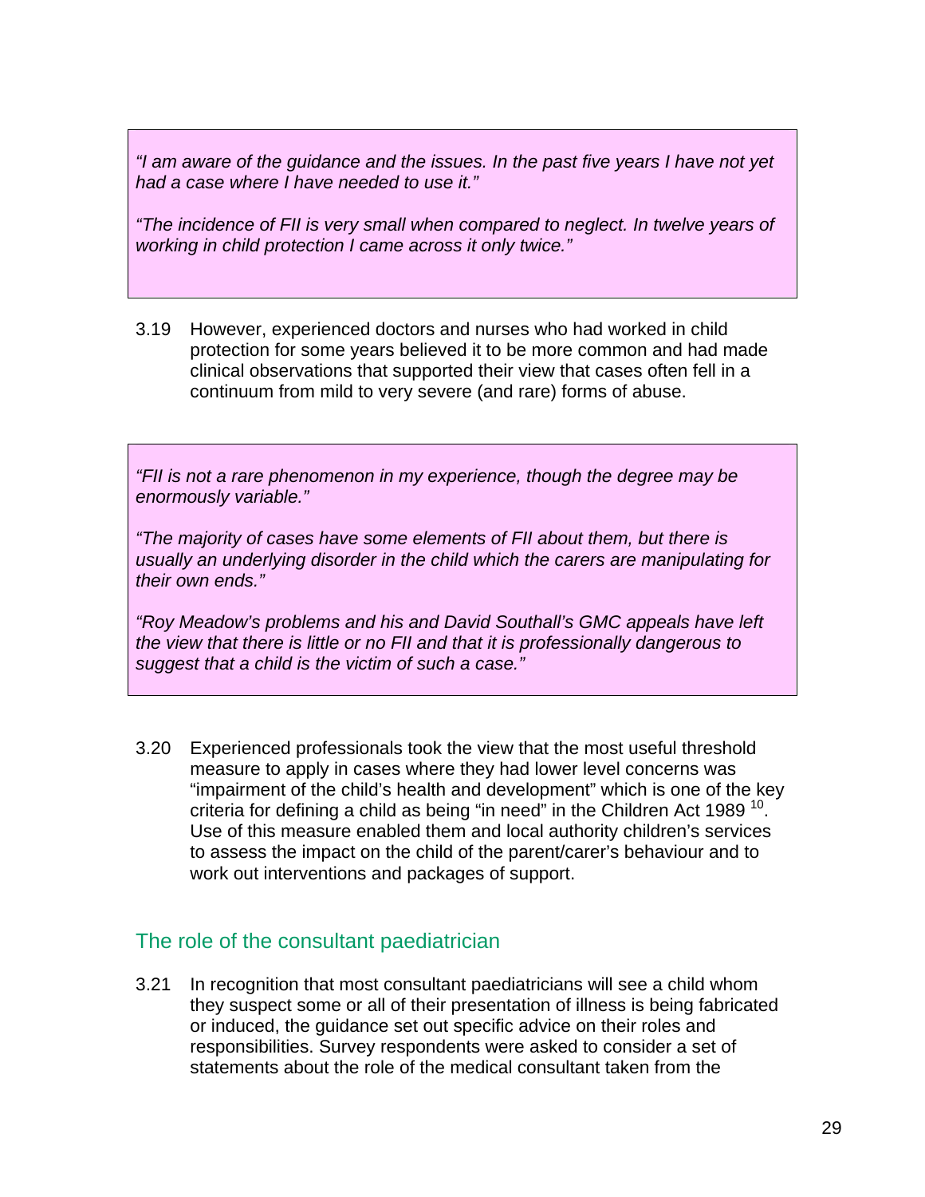*"I am aware of the guidance and the issues. In the past five years I have not yet had a case where I have needed to use it."*

*"The incidence of FII is very small when compared to neglect. In twelve years of working in child protection I came across it only twice."*

3.19 However, experienced doctors and nurses who had worked in child protection for some years believed it to be more common and had made clinical observations that supported their view that cases often fell in a continuum from mild to very severe (and rare) forms of abuse.

*"FII is not a rare phenomenon in my experience, though the degree may be enormously variable."*

*"The majority of cases have some elements of FII about them, but there is usually an underlying disorder in the child which the carers are manipulating for their own ends."*

*"Roy Meadow's problems and his and David Southall's GMC appeals have left the view that there is little or no FII and that it is professionally dangerous to suggest that a child is the victim of such a case."*

3.20 Experienced professionals took the view that the most useful threshold measure to apply in cases where they had lower level concerns was "impairment of the child's health and development" which is one of the key criteria for defining a child as being "in need" in the Children Act 1989 [10]. Use of this measure enabled them and local authority children's services to assess the impact on the child of the parent/carer's behaviour and to work out interventions and packages of support.

## The role of the consultant paediatrician

3.21 In recognition that most consultant paediatricians will see a child whom they suspect some or all of their presentation of illness is being fabricated or induced, the guidance set out specific advice on their roles and responsibilities. Survey respondents were asked to consider a set of statements about the role of the medical consultant taken from the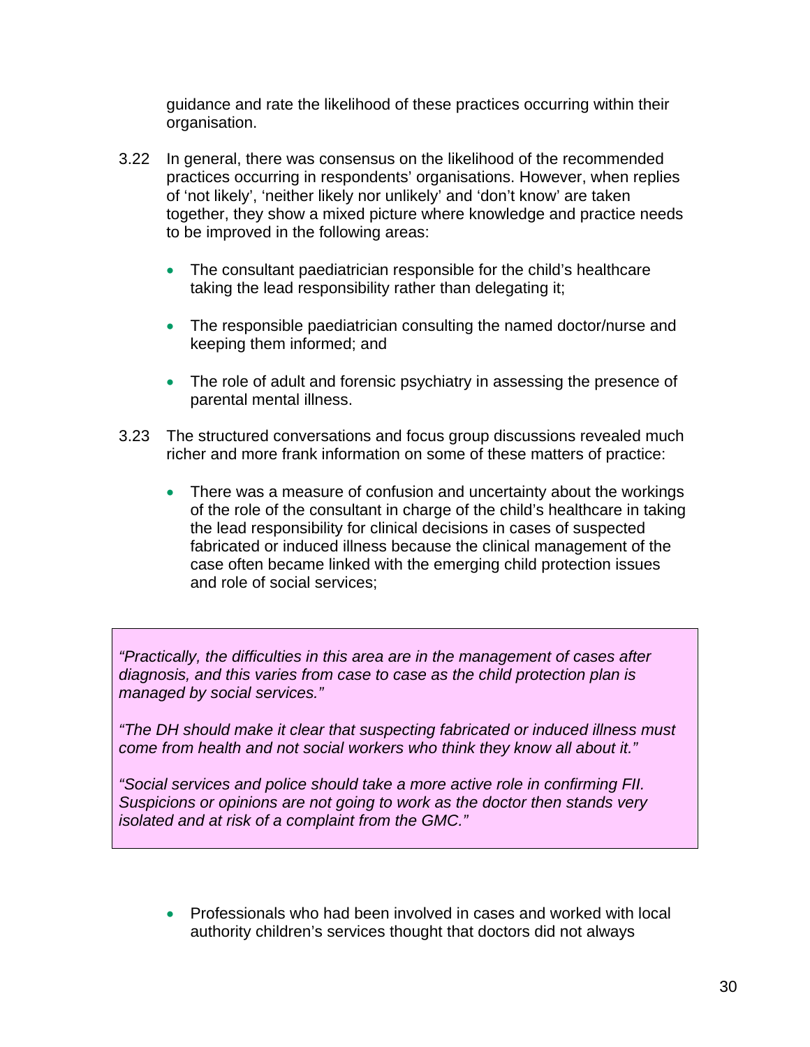guidance and rate the likelihood of these practices occurring within their organisation.

3.22 In general, there was consensus on the likelihood of the recommended practices occurring in respondents' organisations. However, when replies of 'not likely', 'neither likely nor unlikely' and 'don't know' are taken together, they show a mixed picture where knowledge and practice needs to be improved in the following areas:

- The consultant paediatrician responsible for the child's healthcare taking the lead responsibility rather than delegating it;
- The responsible paediatrician consulting the named doctor/nurse and keeping them informed; and
- The role of adult and forensic psychiatry in assessing the presence of parental mental illness.

3.23 The structured conversations and focus group discussions revealed much richer and more frank information on some of these matters of practice:

- There was a measure of confusion and uncertainty about the workings of the role of the consultant in charge of the child's healthcare in taking the lead responsibility for clinical decisions in cases of suspected fabricated or induced illness because the clinical management of the case often became linked with the emerging child protection issues and role of social services;

> *"Practically, the difficulties in this area are in the management of cases after diagnosis, and this varies from case to case as the child protection plan is managed by social services."*
>
> *"The DH should make it clear that suspecting fabricated or induced illness must come from health and not social workers who think they know all about it."*
>
> *"Social services and police should take a more active role in confirming FII. Suspicions or opinions are not going to work as the doctor then stands very isolated and at risk of a complaint from the GMC."*

- Professionals who had been involved in cases and worked with local authority children's services thought that doctors did not always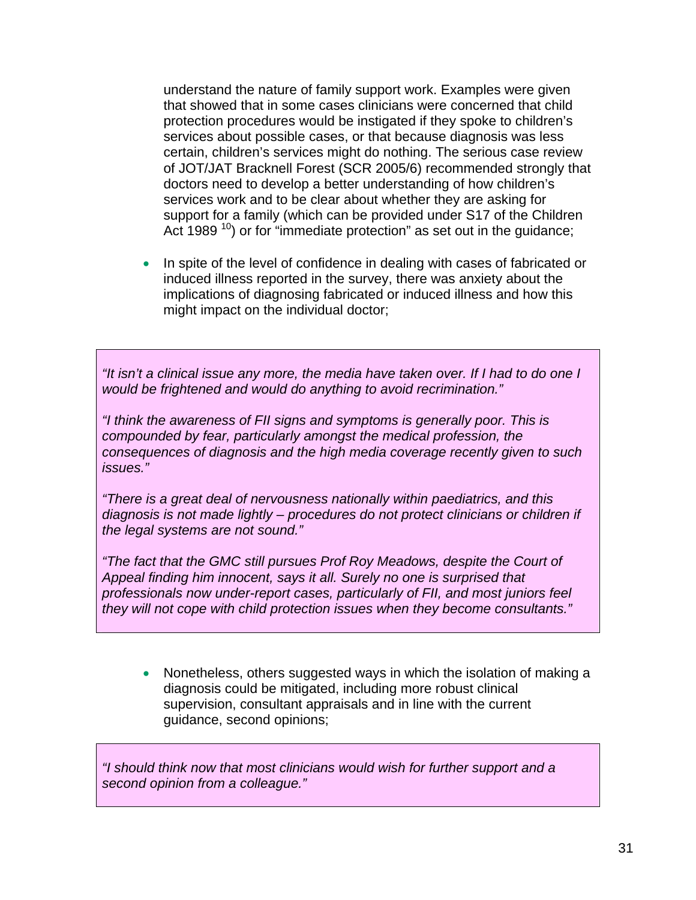understand the nature of family support work. Examples were given that showed that in some cases clinicians were concerned that child protection procedures would be instigated if they spoke to children's services about possible cases, or that because diagnosis was less certain, children's services might do nothing. The serious case review of JOT/JAT Bracknell Forest (SCR 2005/6) recommended strongly that doctors need to develop a better understanding of how children's services work and to be clear about whether they are asking for support for a family (which can be provided under S17 of the Children Act 1989 [10]) or for "immediate protection" as set out in the guidance;

- In spite of the level of confidence in dealing with cases of fabricated or induced illness reported in the survey, there was anxiety about the implications of diagnosing fabricated or induced illness and how this might impact on the individual doctor;

> *"It isn't a clinical issue any more, the media have taken over. If I had to do one I would be frightened and would do anything to avoid recrimination."*
>
> *"I think the awareness of FII signs and symptoms is generally poor. This is compounded by fear, particularly amongst the medical profession, the consequences of diagnosis and the high media coverage recently given to such issues."*
>
> *"There is a great deal of nervousness nationally within paediatrics, and this diagnosis is not made lightly – procedures do not protect clinicians or children if the legal systems are not sound."*
>
> *"The fact that the GMC still pursues Prof Roy Meadows, despite the Court of Appeal finding him innocent, says it all. Surely no one is surprised that professionals now under-report cases, particularly of FII, and most juniors feel they will not cope with child protection issues when they become consultants."*

- Nonetheless, others suggested ways in which the isolation of making a diagnosis could be mitigated, including more robust clinical supervision, consultant appraisals and in line with the current guidance, second opinions;

> *"I should think now that most clinicians would wish for further support and a second opinion from a colleague."*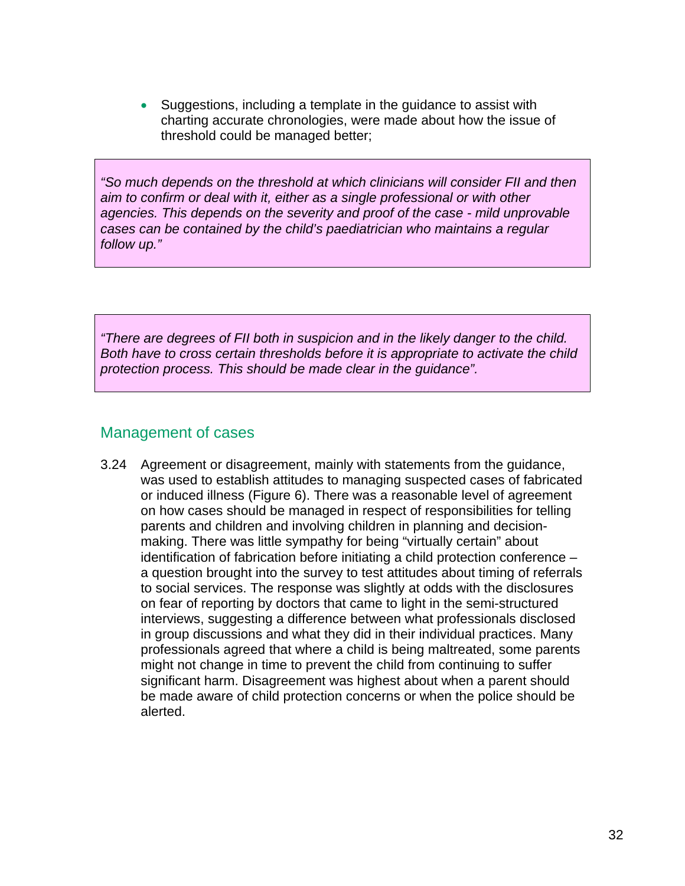- Suggestions, including a template in the guidance to assist with charting accurate chronologies, were made about how the issue of threshold could be managed better;

> *"So much depends on the threshold at which clinicians will consider FII and then aim to confirm or deal with it, either as a single professional or with other agencies. This depends on the severity and proof of the case - mild unprovable cases can be contained by the child's paediatrician who maintains a regular follow up."*

> *"There are degrees of FII both in suspicion and in the likely danger to the child. Both have to cross certain thresholds before it is appropriate to activate the child protection process. This should be made clear in the guidance".*

## Management of cases

3.24 Agreement or disagreement, mainly with statements from the guidance, was used to establish attitudes to managing suspected cases of fabricated or induced illness (Figure 6). There was a reasonable level of agreement on how cases should be managed in respect of responsibilities for telling parents and children and involving children in planning and decision-making. There was little sympathy for being "virtually certain" about identification of fabrication before initiating a child protection conference – a question brought into the survey to test attitudes about timing of referrals to social services. The response was slightly at odds with the disclosures on fear of reporting by doctors that came to light in the semi-structured interviews, suggesting a difference between what professionals disclosed in group discussions and what they did in their individual practices. Many professionals agreed that where a child is being maltreated, some parents might not change in time to prevent the child from continuing to suffer significant harm. Disagreement was highest about when a parent should be made aware of child protection concerns or when the police should be alerted.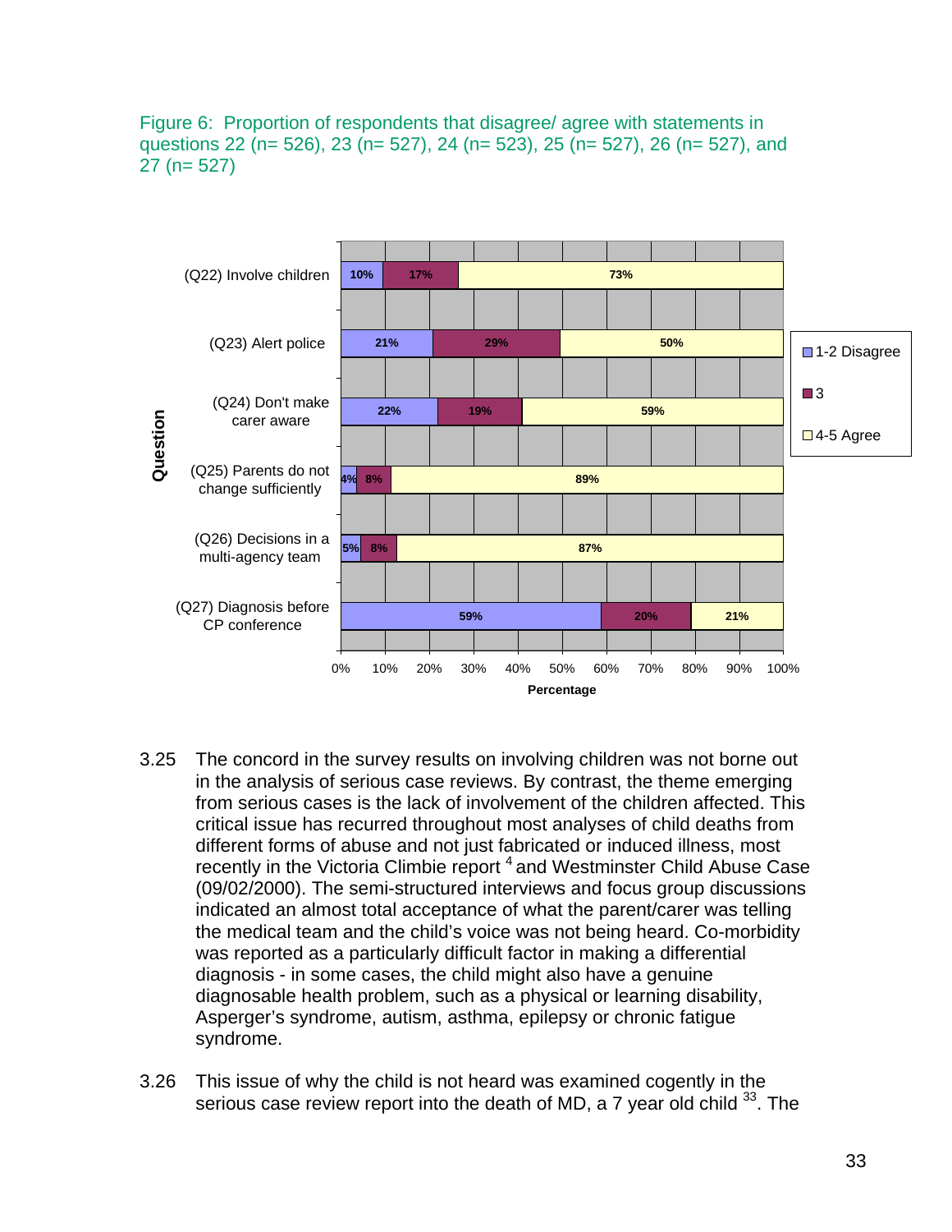Figure 6: Proportion of respondents that disagree/ agree with statements in questions 22 (n= 526), 23 (n= 527), 24 (n= 523), 25 (n= 527), 26 (n= 527), and 27 (n= 527)

| Question | 1-2 Disagree | 3 | 4-5 Agree |
|---|---|---|---|
| (Q22) Involve children | 10% | 17% | 73% |
| (Q23) Alert police | 21% | 29% | 50% |
| (Q24) Don't make carer aware | 22% | 19% | 59% |
| (Q25) Parents do not change sufficiently | 4% | 8% | 89% |
| (Q26) Decisions in a multi-agency team | 5% | 8% | 87% |
| (Q27) Diagnosis before CP conference | 59% | 20% | 21% |

3.25 The concord in the survey results on involving children was not borne out in the analysis of serious case reviews. By contrast, the theme emerging from serious cases is the lack of involvement of the children affected. This critical issue has recurred throughout most analyses of child deaths from different forms of abuse and not just fabricated or induced illness, most recently in the Victoria Climbie report [4] and Westminster Child Abuse Case (09/02/2000). The semi-structured interviews and focus group discussions indicated an almost total acceptance of what the parent/carer was telling the medical team and the child's voice was not being heard. Co-morbidity was reported as a particularly difficult factor in making a differential diagnosis - in some cases, the child might also have a genuine diagnosable health problem, such as a physical or learning disability, Asperger's syndrome, autism, asthma, epilepsy or chronic fatigue syndrome.

3.26 This issue of why the child is not heard was examined cogently in the serious case review report into the death of MD, a 7 year old child [33]. The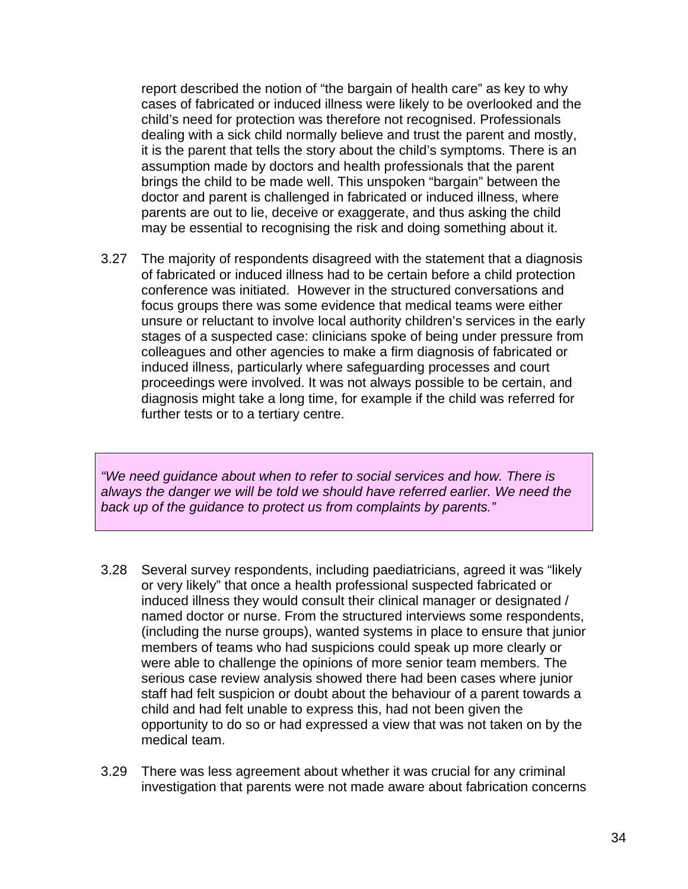report described the notion of “the bargain of health care” as key to why cases of fabricated or induced illness were likely to be overlooked and the child’s need for protection was therefore not recognised. Professionals dealing with a sick child normally believe and trust the parent and mostly, it is the parent that tells the story about the child’s symptoms. There is an assumption made by doctors and health professionals that the parent brings the child to be made well. This unspoken “bargain” between the doctor and parent is challenged in fabricated or induced illness, where parents are out to lie, deceive or exaggerate, and thus asking the child may be essential to recognising the risk and doing something about it.

3.27 The majority of respondents disagreed with the statement that a diagnosis of fabricated or induced illness had to be certain before a child protection conference was initiated. However in the structured conversations and focus groups there was some evidence that medical teams were either unsure or reluctant to involve local authority children’s services in the early stages of a suspected case: clinicians spoke of being under pressure from colleagues and other agencies to make a firm diagnosis of fabricated or induced illness, particularly where safeguarding processes and court proceedings were involved. It was not always possible to be certain, and diagnosis might take a long time, for example if the child was referred for further tests or to a tertiary centre.

> *“We need guidance about when to refer to social services and how. There is always the danger we will be told we should have referred earlier. We need the back up of the guidance to protect us from complaints by parents.”*

3.28 Several survey respondents, including paediatricians, agreed it was “likely or very likely” that once a health professional suspected fabricated or induced illness they would consult their clinical manager or designated / named doctor or nurse. From the structured interviews some respondents, (including the nurse groups), wanted systems in place to ensure that junior members of teams who had suspicions could speak up more clearly or were able to challenge the opinions of more senior team members. The serious case review analysis showed there had been cases where junior staff had felt suspicion or doubt about the behaviour of a parent towards a child and had felt unable to express this, had not been given the opportunity to do so or had expressed a view that was not taken on by the medical team.

3.29 There was less agreement about whether it was crucial for any criminal investigation that parents were not made aware about fabrication concerns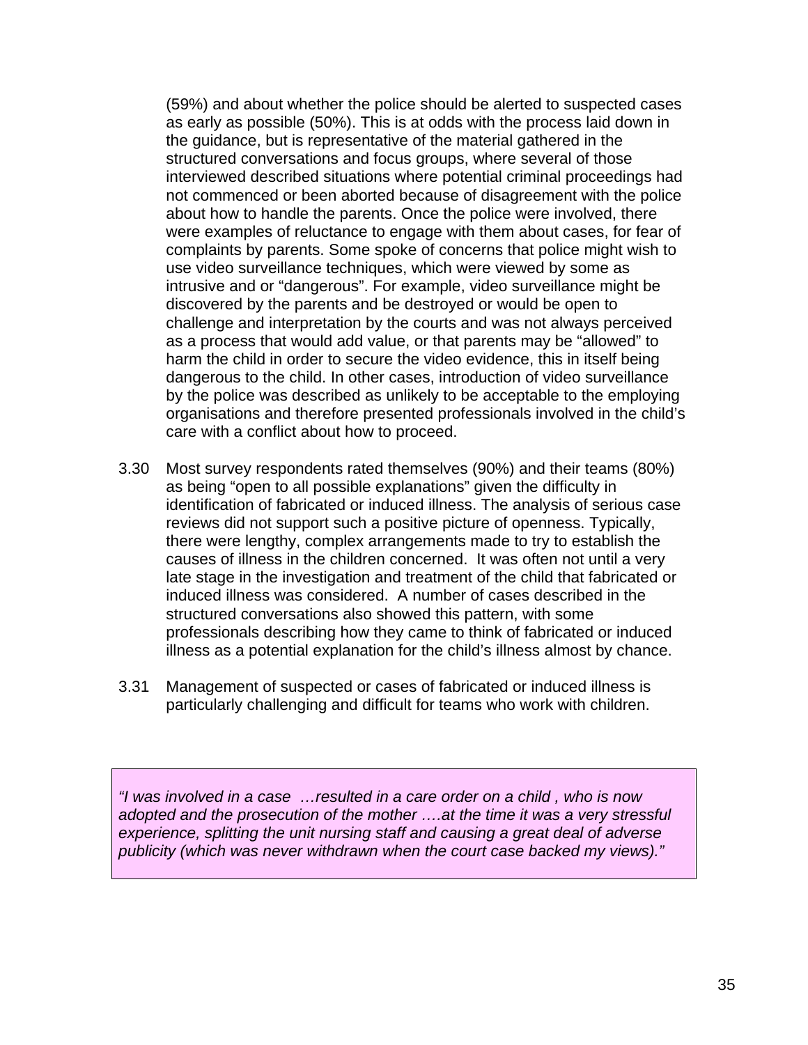(59%) and about whether the police should be alerted to suspected cases as early as possible (50%). This is at odds with the process laid down in the guidance, but is representative of the material gathered in the structured conversations and focus groups, where several of those interviewed described situations where potential criminal proceedings had not commenced or been aborted because of disagreement with the police about how to handle the parents. Once the police were involved, there were examples of reluctance to engage with them about cases, for fear of complaints by parents. Some spoke of concerns that police might wish to use video surveillance techniques, which were viewed by some as intrusive and or "dangerous". For example, video surveillance might be discovered by the parents and be destroyed or would be open to challenge and interpretation by the courts and was not always perceived as a process that would add value, or that parents may be "allowed" to harm the child in order to secure the video evidence, this in itself being dangerous to the child. In other cases, introduction of video surveillance by the police was described as unlikely to be acceptable to the employing organisations and therefore presented professionals involved in the child's care with a conflict about how to proceed.

3.30 Most survey respondents rated themselves (90%) and their teams (80%) as being "open to all possible explanations" given the difficulty in identification of fabricated or induced illness. The analysis of serious case reviews did not support such a positive picture of openness. Typically, there were lengthy, complex arrangements made to try to establish the causes of illness in the children concerned. It was often not until a very late stage in the investigation and treatment of the child that fabricated or induced illness was considered. A number of cases described in the structured conversations also showed this pattern, with some professionals describing how they came to think of fabricated or induced illness as a potential explanation for the child's illness almost by chance.

3.31 Management of suspected or cases of fabricated or induced illness is particularly challenging and difficult for teams who work with children.

> *"I was involved in a case …resulted in a care order on a child , who is now adopted and the prosecution of the mother ….at the time it was a very stressful experience, splitting the unit nursing staff and causing a great deal of adverse publicity (which was never withdrawn when the court case backed my views)."*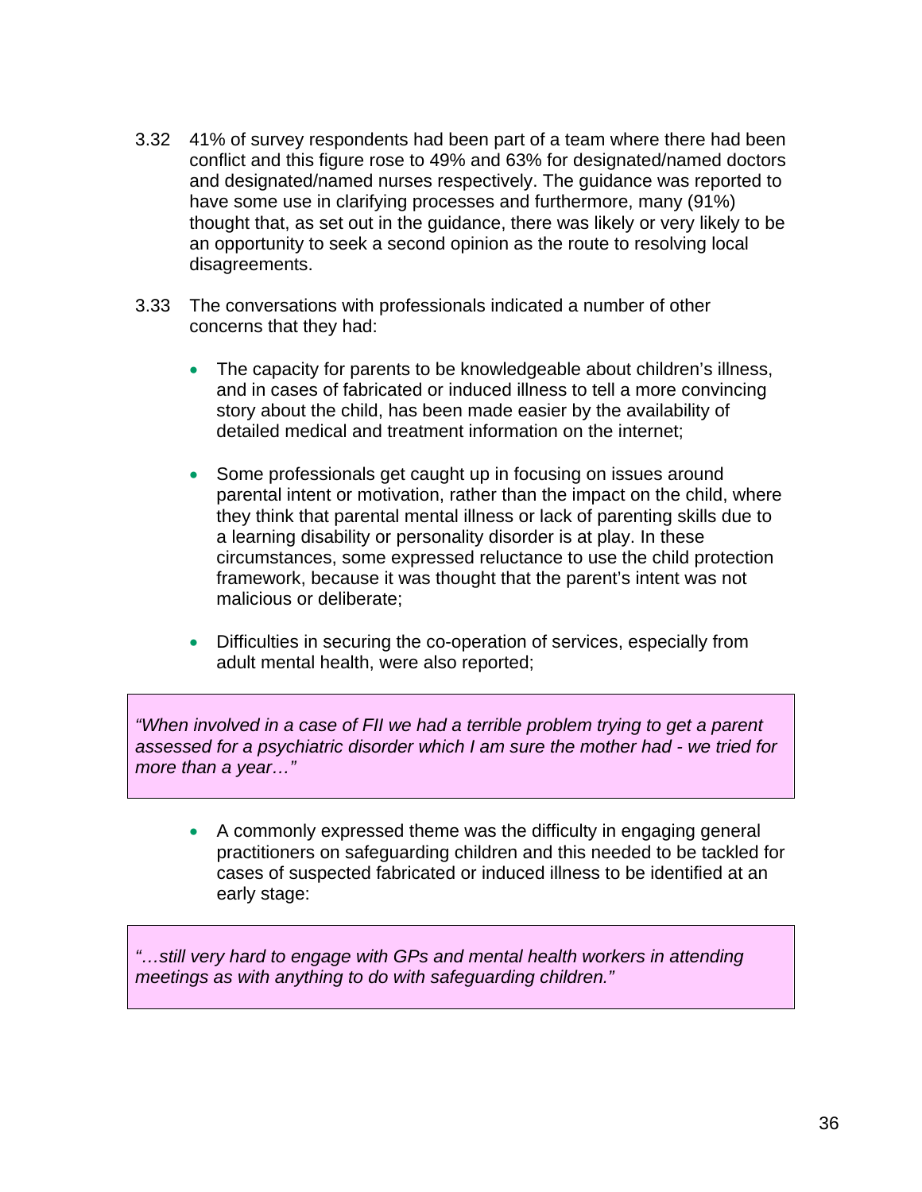3.32 41% of survey respondents had been part of a team where there had been conflict and this figure rose to 49% and 63% for designated/named doctors and designated/named nurses respectively. The guidance was reported to have some use in clarifying processes and furthermore, many (91%) thought that, as set out in the guidance, there was likely or very likely to be an opportunity to seek a second opinion as the route to resolving local disagreements.

3.33 The conversations with professionals indicated a number of other concerns that they had:

- The capacity for parents to be knowledgeable about children's illness, and in cases of fabricated or induced illness to tell a more convincing story about the child, has been made easier by the availability of detailed medical and treatment information on the internet;

- Some professionals get caught up in focusing on issues around parental intent or motivation, rather than the impact on the child, where they think that parental mental illness or lack of parenting skills due to a learning disability or personality disorder is at play. In these circumstances, some expressed reluctance to use the child protection framework, because it was thought that the parent's intent was not malicious or deliberate;

- Difficulties in securing the co-operation of services, especially from adult mental health, were also reported;

> *"When involved in a case of FII we had a terrible problem trying to get a parent assessed for a psychiatric disorder which I am sure the mother had - we tried for more than a year…"*

- A commonly expressed theme was the difficulty in engaging general practitioners on safeguarding children and this needed to be tackled for cases of suspected fabricated or induced illness to be identified at an early stage:

> *"…still very hard to engage with GPs and mental health workers in attending meetings as with anything to do with safeguarding children."*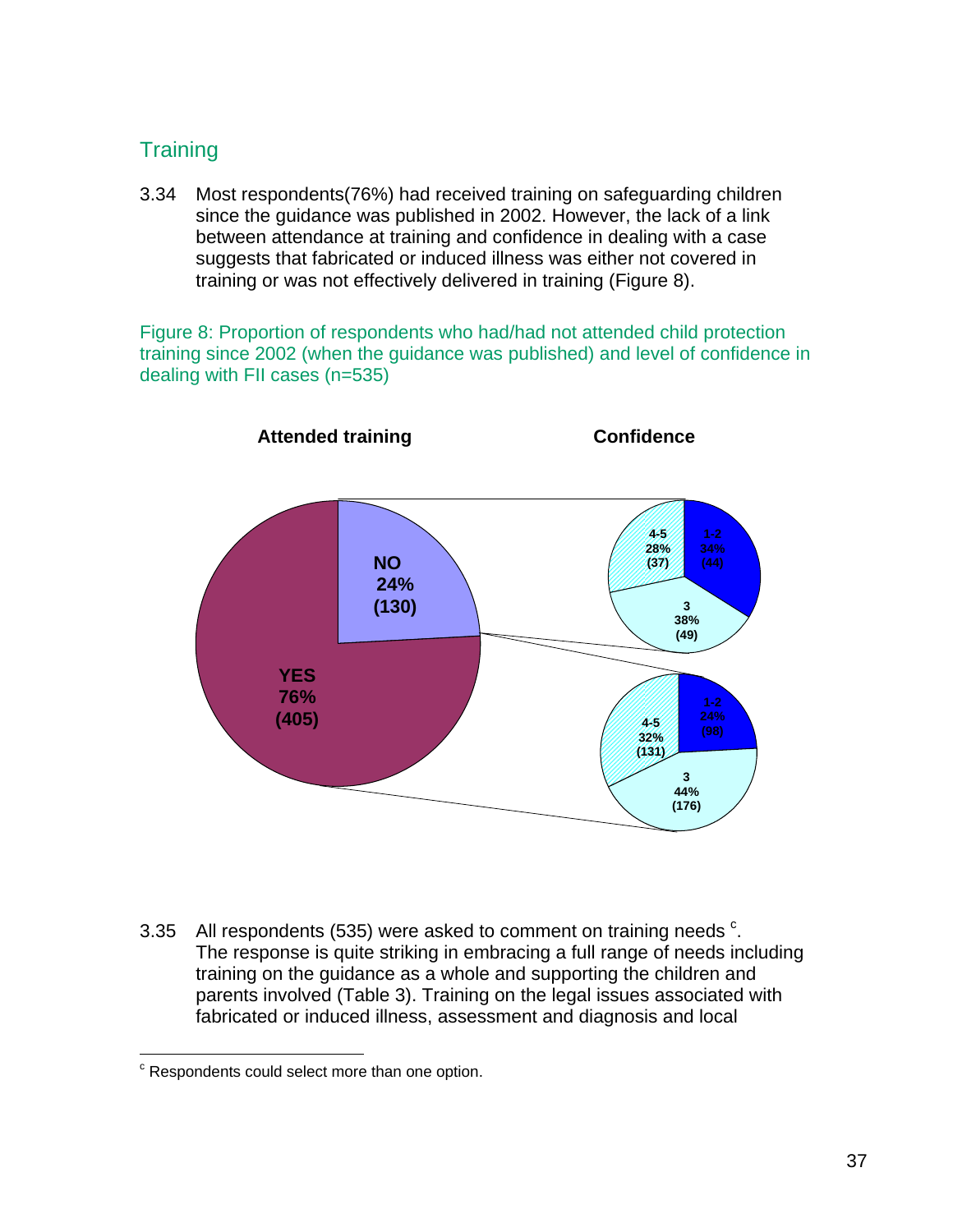## Training

3.34 Most respondents(76%) had received training on safeguarding children since the guidance was published in 2002. However, the lack of a link between attendance at training and confidence in dealing with a case suggests that fabricated or induced illness was either not covered in training or was not effectively delivered in training (Figure 8).

Figure 8: Proportion of respondents who had/had not attended child protection training since 2002 (when the guidance was published) and level of confidence in dealing with FII cases (n=535)

**Attended training** | **Confidence**

| Attended training | Confidence 1-2 | Confidence 3 | Confidence 4-5 |
|---|---|---|---|
| NO 24% (130) | 34% (44) | 38% (49) | 28% (37) |
| YES 76% (405) | 24% (98) | 44% (176) | 32% (131) |

3.35 All respondents (535) were asked to comment on training needs [c]. The response is quite striking in embracing a full range of needs including training on the guidance as a whole and supporting the children and parents involved (Table 3). Training on the legal issues associated with fabricated or induced illness, assessment and diagnosis and local

[c] Respondents could select more than one option.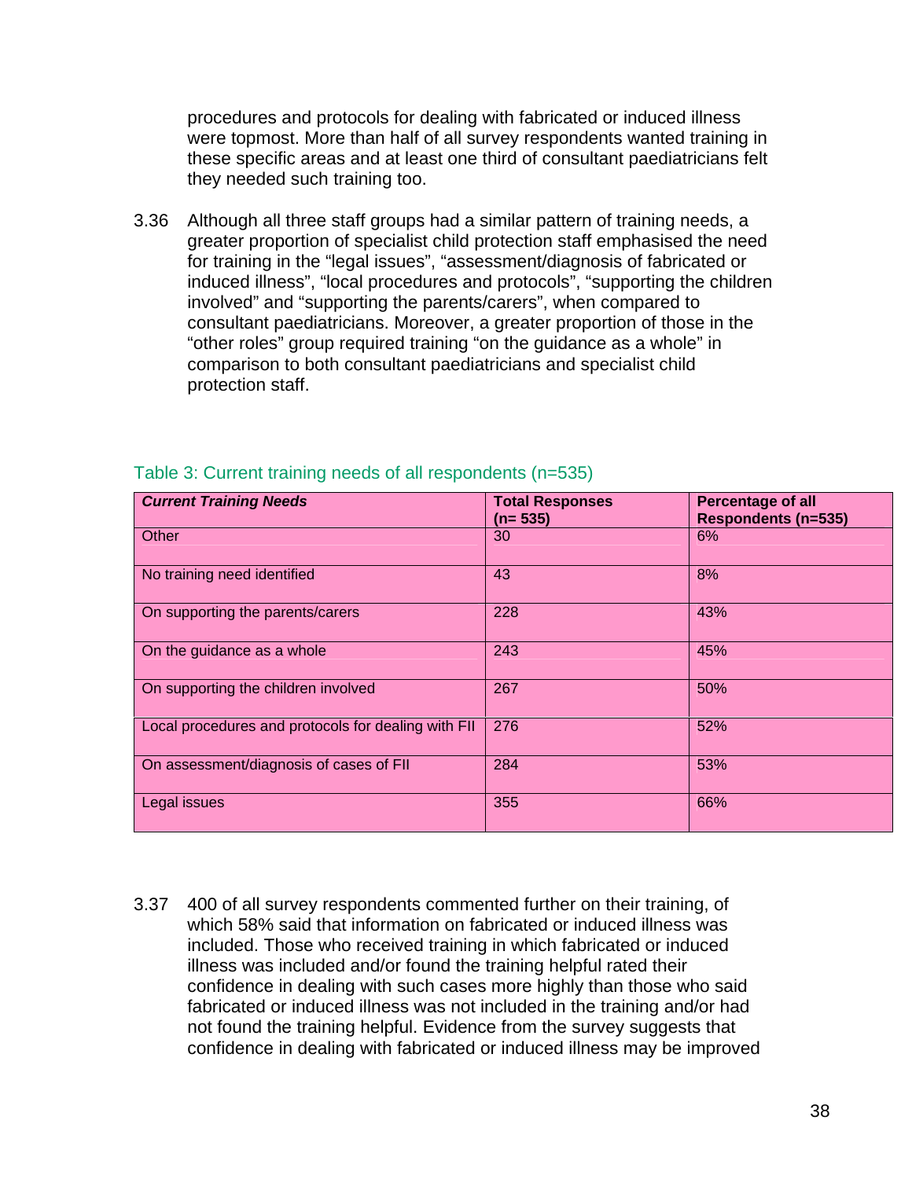procedures and protocols for dealing with fabricated or induced illness were topmost. More than half of all survey respondents wanted training in these specific areas and at least one third of consultant paediatricians felt they needed such training too.

3.36 Although all three staff groups had a similar pattern of training needs, a greater proportion of specialist child protection staff emphasised the need for training in the "legal issues", "assessment/diagnosis of fabricated or induced illness", "local procedures and protocols", "supporting the children involved" and "supporting the parents/carers", when compared to consultant paediatricians. Moreover, a greater proportion of those in the "other roles" group required training "on the guidance as a whole" in comparison to both consultant paediatricians and specialist child protection staff.

Table 3: Current training needs of all respondents (n=535)

| ***Current Training Needs*** | **Total Responses (n= 535)** | **Percentage of all Respondents (n=535)** |
|---|---|---|
| Other | 30 | 6% |
| No training need identified | 43 | 8% |
| On supporting the parents/carers | 228 | 43% |
| On the guidance as a whole | 243 | 45% |
| On supporting the children involved | 267 | 50% |
| Local procedures and protocols for dealing with FII | 276 | 52% |
| On assessment/diagnosis of cases of FII | 284 | 53% |
| Legal issues | 355 | 66% |

3.37 400 of all survey respondents commented further on their training, of which 58% said that information on fabricated or induced illness was included. Those who received training in which fabricated or induced illness was included and/or found the training helpful rated their confidence in dealing with such cases more highly than those who said fabricated or induced illness was not included in the training and/or had not found the training helpful. Evidence from the survey suggests that confidence in dealing with fabricated or induced illness may be improved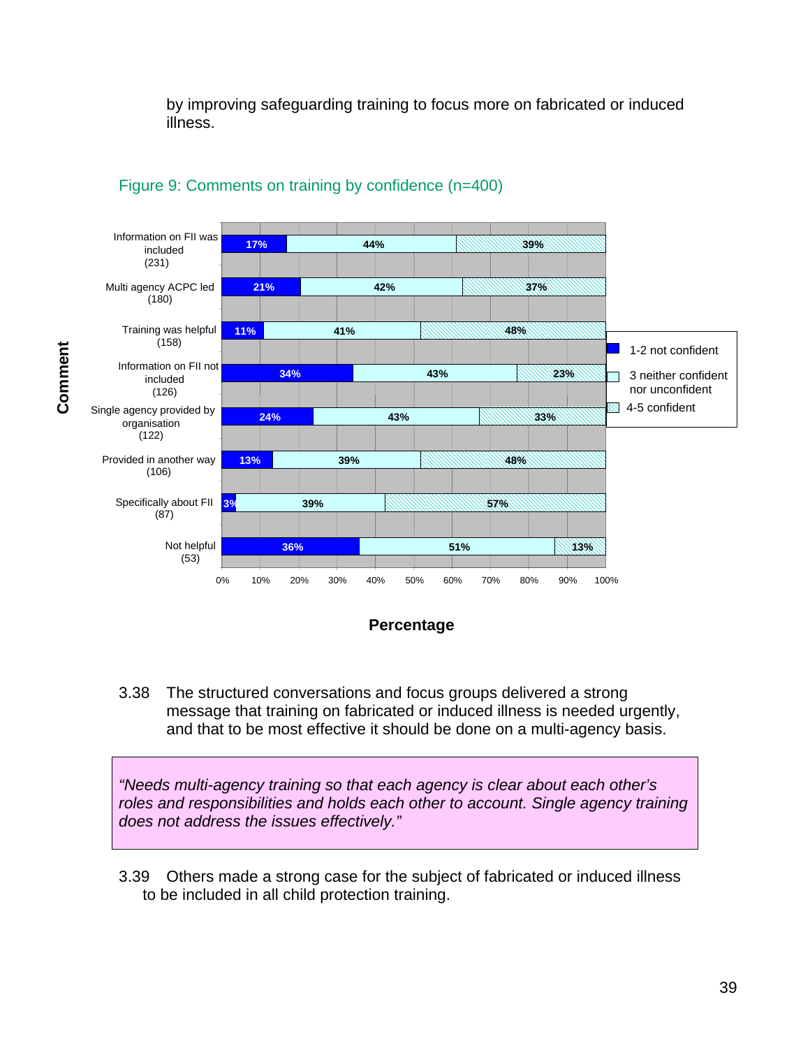by improving safeguarding training to focus more on fabricated or induced illness.

Figure 9: Comments on training by confidence (n=400)

| Comment | 1-2 not confident | 3 neither confident nor unconfident | 4-5 confident |
|---|---|---|---|
| Information on FII was included (231) | 17% | 44% | 39% |
| Multi agency ACPC led (180) | 21% | 42% | 37% |
| Training was helpful (158) | 11% | 41% | 48% |
| Information on FII not included (126) | 34% | 43% | 23% |
| Single agency provided by organisation (122) | 24% | 43% | 33% |
| Provided in another way (106) | 13% | 39% | 48% |
| Specifically about FII (87) | 3% | 39% | 57% |
| Not helpful (53) | 36% | 51% | 13% |

3.38 The structured conversations and focus groups delivered a strong message that training on fabricated or induced illness is needed urgently, and that to be most effective it should be done on a multi-agency basis.

> *"Needs multi-agency training so that each agency is clear about each other's roles and responsibilities and holds each other to account. Single agency training does not address the issues effectively."*

3.39 Others made a strong case for the subject of fabricated or induced illness to be included in all child protection training.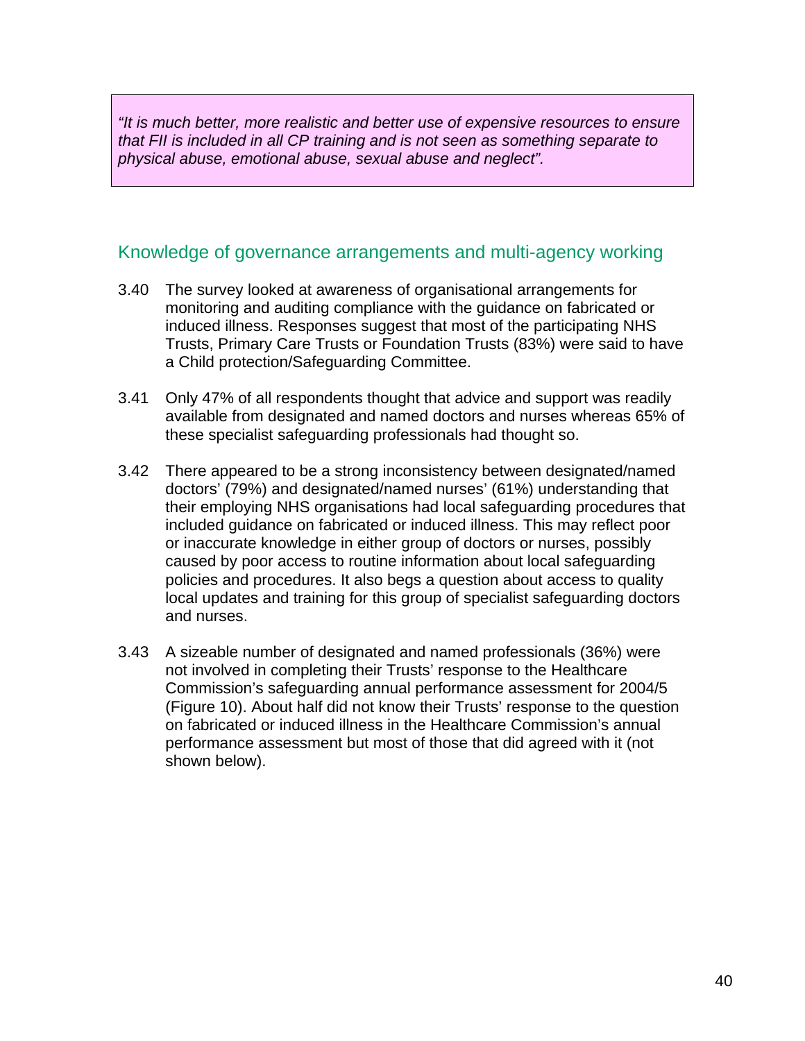*"It is much better, more realistic and better use of expensive resources to ensure that FII is included in all CP training and is not seen as something separate to physical abuse, emotional abuse, sexual abuse and neglect".*

## Knowledge of governance arrangements and multi-agency working

3.40 The survey looked at awareness of organisational arrangements for monitoring and auditing compliance with the guidance on fabricated or induced illness. Responses suggest that most of the participating NHS Trusts, Primary Care Trusts or Foundation Trusts (83%) were said to have a Child protection/Safeguarding Committee.

3.41 Only 47% of all respondents thought that advice and support was readily available from designated and named doctors and nurses whereas 65% of these specialist safeguarding professionals had thought so.

3.42 There appeared to be a strong inconsistency between designated/named doctors' (79%) and designated/named nurses' (61%) understanding that their employing NHS organisations had local safeguarding procedures that included guidance on fabricated or induced illness. This may reflect poor or inaccurate knowledge in either group of doctors or nurses, possibly caused by poor access to routine information about local safeguarding policies and procedures. It also begs a question about access to quality local updates and training for this group of specialist safeguarding doctors and nurses.

3.43 A sizeable number of designated and named professionals (36%) were not involved in completing their Trusts' response to the Healthcare Commission's safeguarding annual performance assessment for 2004/5 (Figure 10). About half did not know their Trusts' response to the question on fabricated or induced illness in the Healthcare Commission's annual performance assessment but most of those that did agreed with it (not shown below).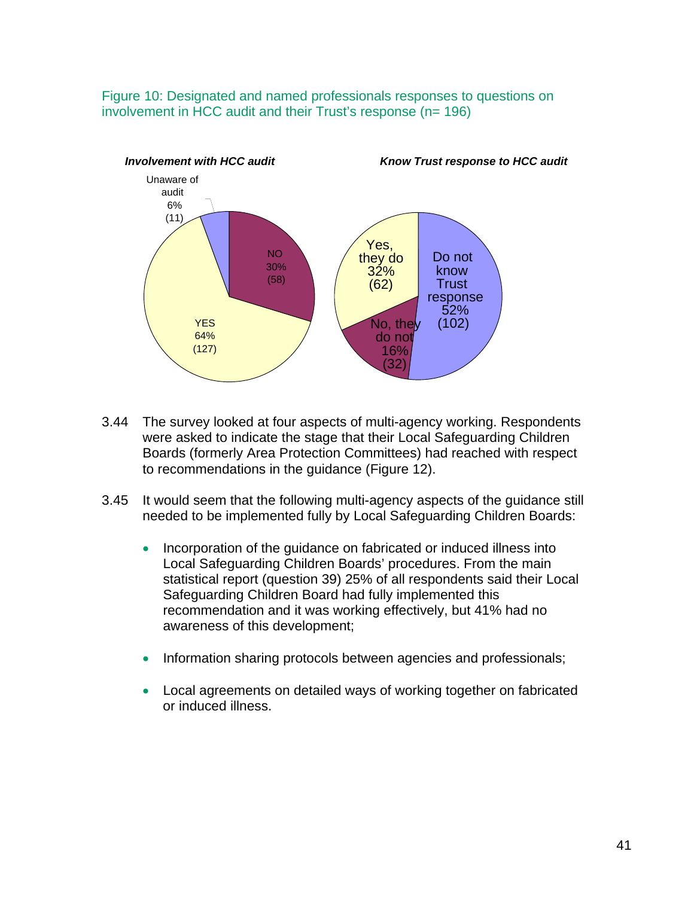Figure 10: Designated and named professionals responses to questions on involvement in HCC audit and their Trust's response (n= 196)

*Involvement with HCC audit*

- Unaware of audit 6% (11)
- NO 30% (58)
- YES 64% (127)

*Know Trust response to HCC audit*

- Yes, they do 32% (62)
- No, they do not 16% (32)
- Do not know Trust response 52% (102)

3.44 The survey looked at four aspects of multi-agency working. Respondents were asked to indicate the stage that their Local Safeguarding Children Boards (formerly Area Protection Committees) had reached with respect to recommendations in the guidance (Figure 12).

3.45 It would seem that the following multi-agency aspects of the guidance still needed to be implemented fully by Local Safeguarding Children Boards:

- Incorporation of the guidance on fabricated or induced illness into Local Safeguarding Children Boards' procedures. From the main statistical report (question 39) 25% of all respondents said their Local Safeguarding Children Board had fully implemented this recommendation and it was working effectively, but 41% had no awareness of this development;

- Information sharing protocols between agencies and professionals;

- Local agreements on detailed ways of working together on fabricated or induced illness.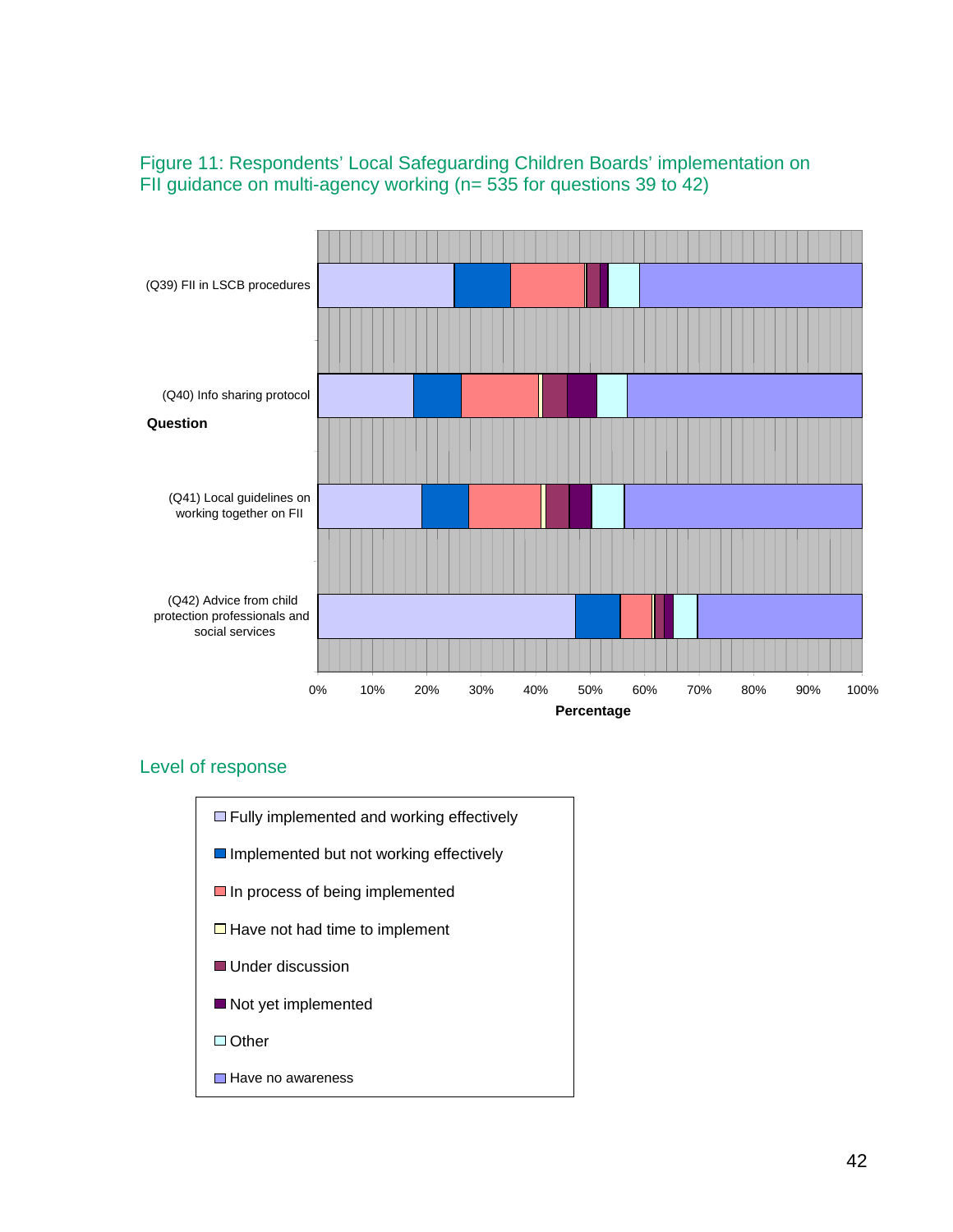Figure 11: Respondents' Local Safeguarding Children Boards' implementation on FII guidance on multi-agency working (n= 535 for questions 39 to 42)

Question

(Q39) FII in LSCB procedures

(Q40) Info sharing protocol

(Q41) Local guidelines on working together on FII

(Q42) Advice from child protection professionals and social services

0% 10% 20% 30% 40% 50% 60% 70% 80% 90% 100%

Percentage

Level of response

- Fully implemented and working effectively
- Implemented but not working effectively
- In process of being implemented
- Have not had time to implement
- Under discussion
- Not yet implemented
- Other
- Have no awareness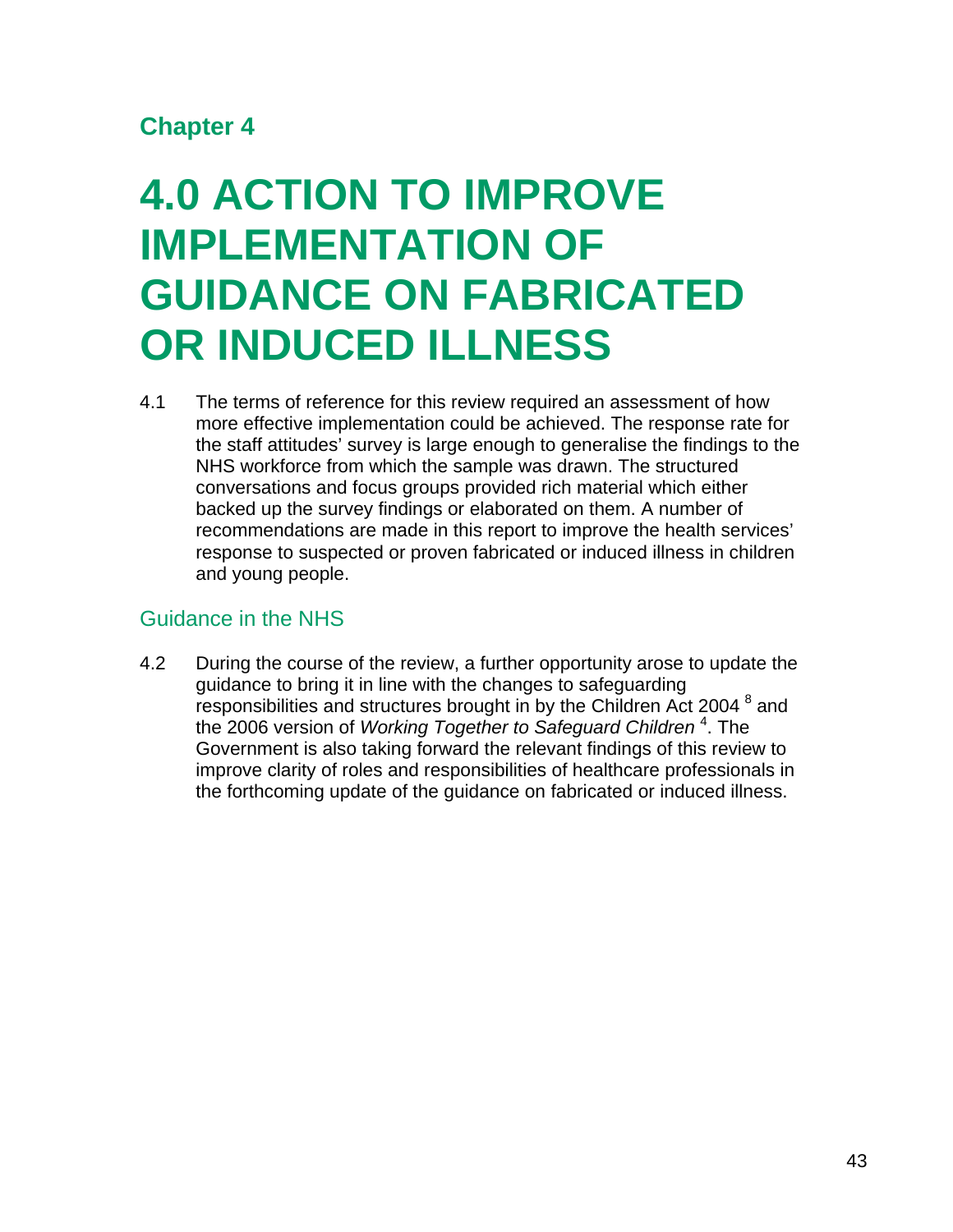## Chapter 4

# 4.0 ACTION TO IMPROVE IMPLEMENTATION OF GUIDANCE ON FABRICATED OR INDUCED ILLNESS

4.1 The terms of reference for this review required an assessment of how more effective implementation could be achieved. The response rate for the staff attitudes' survey is large enough to generalise the findings to the NHS workforce from which the sample was drawn. The structured conversations and focus groups provided rich material which either backed up the survey findings or elaborated on them. A number of recommendations are made in this report to improve the health services' response to suspected or proven fabricated or induced illness in children and young people.

### Guidance in the NHS

4.2 During the course of the review, a further opportunity arose to update the guidance to bring it in line with the changes to safeguarding responsibilities and structures brought in by the Children Act 2004 [8] and the 2006 version of *Working Together to Safeguard Children* [4]. The Government is also taking forward the relevant findings of this review to improve clarity of roles and responsibilities of healthcare professionals in the forthcoming update of the guidance on fabricated or induced illness.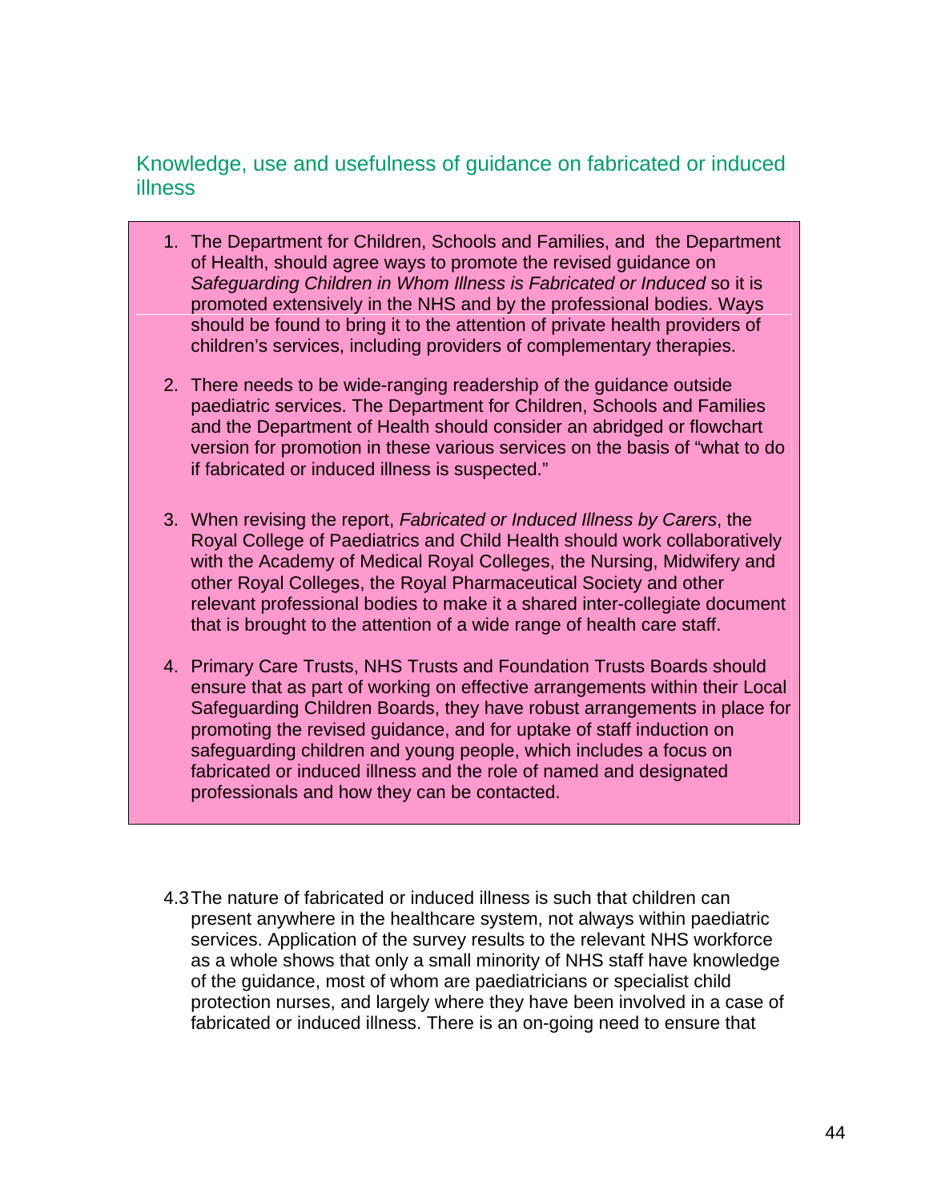## Knowledge, use and usefulness of guidance on fabricated or induced illness

1. The Department for Children, Schools and Families, and the Department of Health, should agree ways to promote the revised guidance on *Safeguarding Children in Whom Illness is Fabricated or Induced* so it is promoted extensively in the NHS and by the professional bodies. Ways should be found to bring it to the attention of private health providers of children's services, including providers of complementary therapies.

2. There needs to be wide-ranging readership of the guidance outside paediatric services. The Department for Children, Schools and Families and the Department of Health should consider an abridged or flowchart version for promotion in these various services on the basis of "what to do if fabricated or induced illness is suspected."

3. When revising the report, *Fabricated or Induced Illness by Carers*, the Royal College of Paediatrics and Child Health should work collaboratively with the Academy of Medical Royal Colleges, the Nursing, Midwifery and other Royal Colleges, the Royal Pharmaceutical Society and other relevant professional bodies to make it a shared inter-collegiate document that is brought to the attention of a wide range of health care staff.

4. Primary Care Trusts, NHS Trusts and Foundation Trusts Boards should ensure that as part of working on effective arrangements within their Local Safeguarding Children Boards, they have robust arrangements in place for promoting the revised guidance, and for uptake of staff induction on safeguarding children and young people, which includes a focus on fabricated or induced illness and the role of named and designated professionals and how they can be contacted.

4.3 The nature of fabricated or induced illness is such that children can present anywhere in the healthcare system, not always within paediatric services. Application of the survey results to the relevant NHS workforce as a whole shows that only a small minority of NHS staff have knowledge of the guidance, most of whom are paediatricians or specialist child protection nurses, and largely where they have been involved in a case of fabricated or induced illness. There is an on-going need to ensure that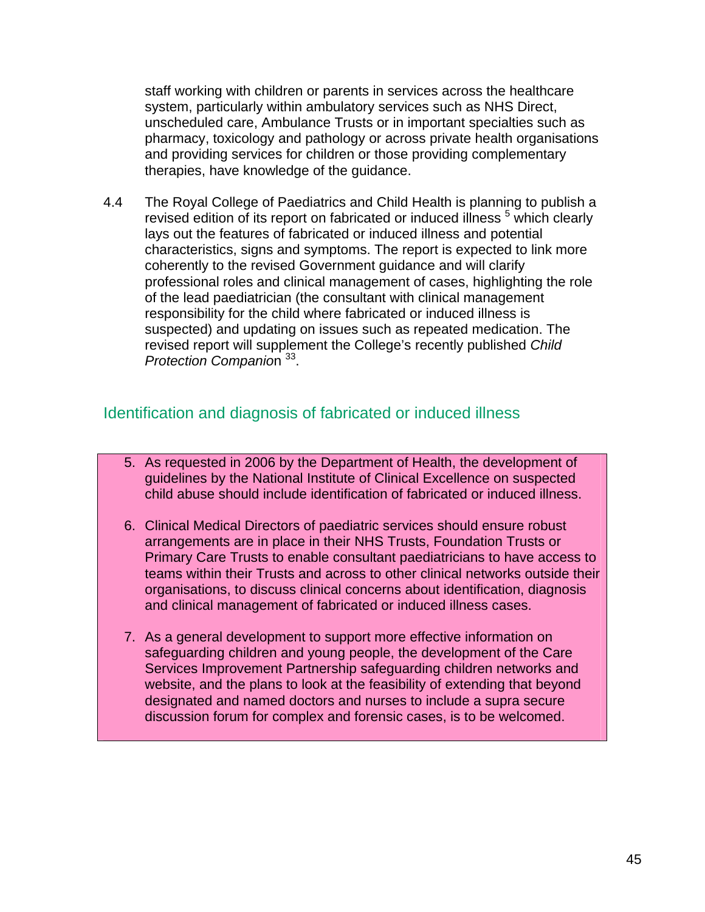staff working with children or parents in services across the healthcare system, particularly within ambulatory services such as NHS Direct, unscheduled care, Ambulance Trusts or in important specialties such as pharmacy, toxicology and pathology or across private health organisations and providing services for children or those providing complementary therapies, have knowledge of the guidance.

4.4 The Royal College of Paediatrics and Child Health is planning to publish a revised edition of its report on fabricated or induced illness [5] which clearly lays out the features of fabricated or induced illness and potential characteristics, signs and symptoms. The report is expected to link more coherently to the revised Government guidance and will clarify professional roles and clinical management of cases, highlighting the role of the lead paediatrician (the consultant with clinical management responsibility for the child where fabricated or induced illness is suspected) and updating on issues such as repeated medication. The revised report will supplement the College's recently published *Child Protection Companion* [33].

## Identification and diagnosis of fabricated or induced illness

5. As requested in 2006 by the Department of Health, the development of guidelines by the National Institute of Clinical Excellence on suspected child abuse should include identification of fabricated or induced illness.

6. Clinical Medical Directors of paediatric services should ensure robust arrangements are in place in their NHS Trusts, Foundation Trusts or Primary Care Trusts to enable consultant paediatricians to have access to teams within their Trusts and across to other clinical networks outside their organisations, to discuss clinical concerns about identification, diagnosis and clinical management of fabricated or induced illness cases.

7. As a general development to support more effective information on safeguarding children and young people, the development of the Care Services Improvement Partnership safeguarding children networks and website, and the plans to look at the feasibility of extending that beyond designated and named doctors and nurses to include a supra secure discussion forum for complex and forensic cases, is to be welcomed.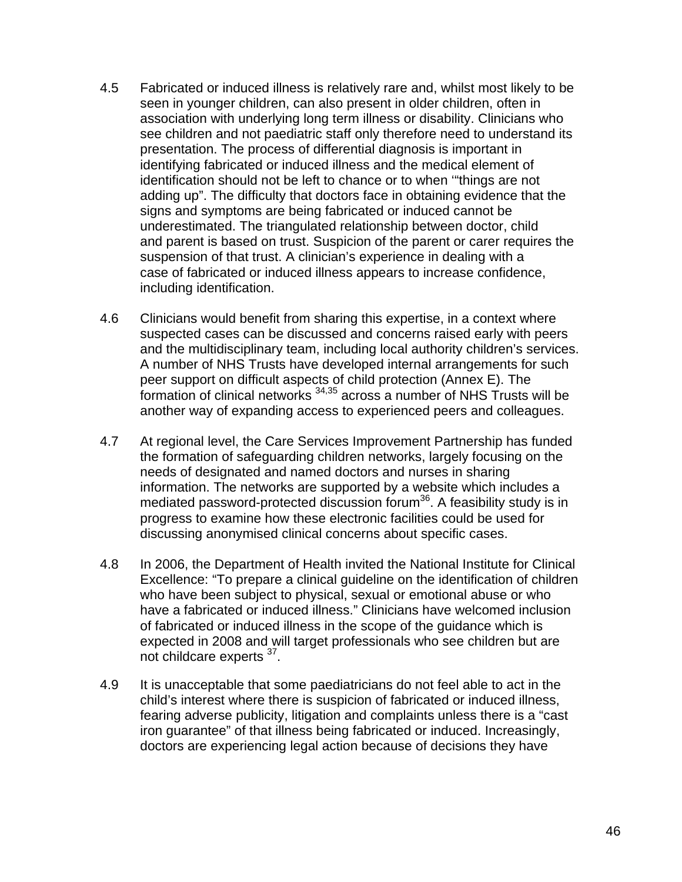4.5 Fabricated or induced illness is relatively rare and, whilst most likely to be seen in younger children, can also present in older children, often in association with underlying long term illness or disability. Clinicians who see children and not paediatric staff only therefore need to understand its presentation. The process of differential diagnosis is important in identifying fabricated or induced illness and the medical element of identification should not be left to chance or to when '"things are not adding up". The difficulty that doctors face in obtaining evidence that the signs and symptoms are being fabricated or induced cannot be underestimated. The triangulated relationship between doctor, child and parent is based on trust. Suspicion of the parent or carer requires the suspension of that trust. A clinician's experience in dealing with a case of fabricated or induced illness appears to increase confidence, including identification.

4.6 Clinicians would benefit from sharing this expertise, in a context where suspected cases can be discussed and concerns raised early with peers and the multidisciplinary team, including local authority children's services. A number of NHS Trusts have developed internal arrangements for such peer support on difficult aspects of child protection (Annex E). The formation of clinical networks [34,35] across a number of NHS Trusts will be another way of expanding access to experienced peers and colleagues.

4.7 At regional level, the Care Services Improvement Partnership has funded the formation of safeguarding children networks, largely focusing on the needs of designated and named doctors and nurses in sharing information. The networks are supported by a website which includes a mediated password-protected discussion forum[36]. A feasibility study is in progress to examine how these electronic facilities could be used for discussing anonymised clinical concerns about specific cases.

4.8 In 2006, the Department of Health invited the National Institute for Clinical Excellence: "To prepare a clinical guideline on the identification of children who have been subject to physical, sexual or emotional abuse or who have a fabricated or induced illness." Clinicians have welcomed inclusion of fabricated or induced illness in the scope of the guidance which is expected in 2008 and will target professionals who see children but are not childcare experts [37].

4.9 It is unacceptable that some paediatricians do not feel able to act in the child's interest where there is suspicion of fabricated or induced illness, fearing adverse publicity, litigation and complaints unless there is a "cast iron guarantee" of that illness being fabricated or induced. Increasingly, doctors are experiencing legal action because of decisions they have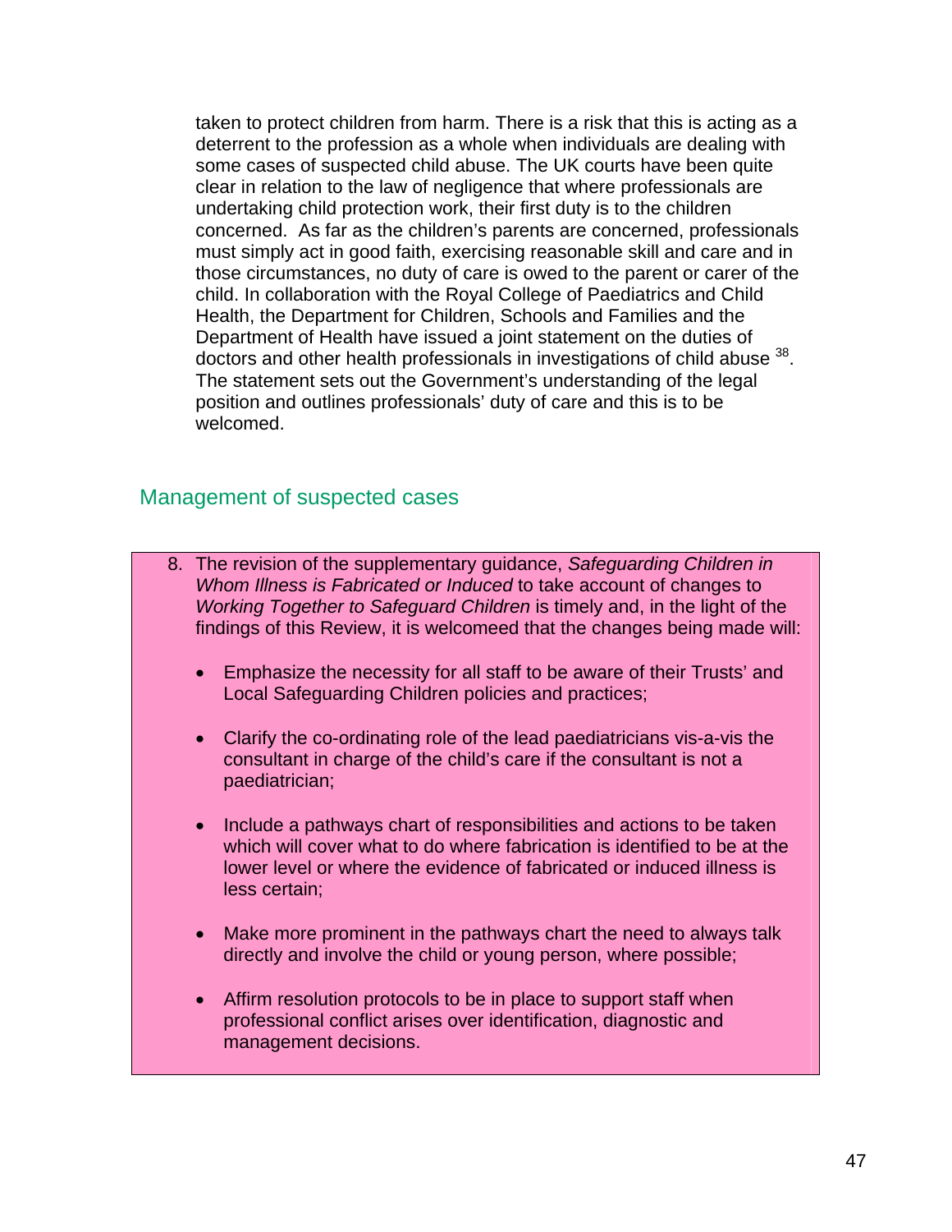taken to protect children from harm. There is a risk that this is acting as a deterrent to the profession as a whole when individuals are dealing with some cases of suspected child abuse. The UK courts have been quite clear in relation to the law of negligence that where professionals are undertaking child protection work, their first duty is to the children concerned. As far as the children's parents are concerned, professionals must simply act in good faith, exercising reasonable skill and care and in those circumstances, no duty of care is owed to the parent or carer of the child. In collaboration with the Royal College of Paediatrics and Child Health, the Department for Children, Schools and Families and the Department of Health have issued a joint statement on the duties of doctors and other health professionals in investigations of child abuse [38]. The statement sets out the Government's understanding of the legal position and outlines professionals' duty of care and this is to be welcomed.

## Management of suspected cases

8. The revision of the supplementary guidance, *Safeguarding Children in Whom Illness is Fabricated or Induced* to take account of changes to *Working Together to Safeguard Children* is timely and, in the light of the findings of this Review, it is welcomeed that the changes being made will:

    - Emphasize the necessity for all staff to be aware of their Trusts' and Local Safeguarding Children policies and practices;

    - Clarify the co-ordinating role of the lead paediatricians vis-a-vis the consultant in charge of the child's care if the consultant is not a paediatrician;

    - Include a pathways chart of responsibilities and actions to be taken which will cover what to do where fabrication is identified to be at the lower level or where the evidence of fabricated or induced illness is less certain;

    - Make more prominent in the pathways chart the need to always talk directly and involve the child or young person, where possible;

    - Affirm resolution protocols to be in place to support staff when professional conflict arises over identification, diagnostic and management decisions.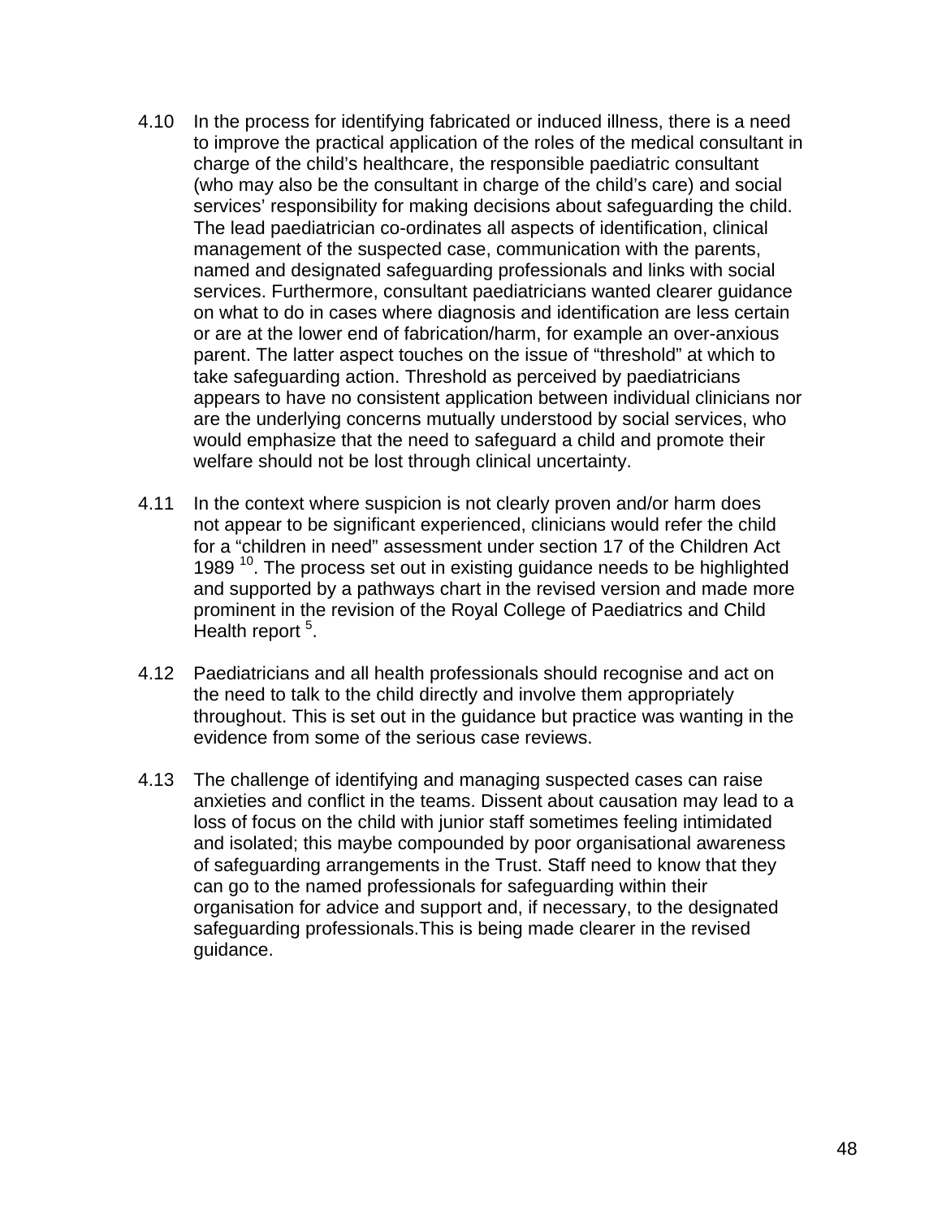4.10 In the process for identifying fabricated or induced illness, there is a need to improve the practical application of the roles of the medical consultant in charge of the child's healthcare, the responsible paediatric consultant (who may also be the consultant in charge of the child's care) and social services' responsibility for making decisions about safeguarding the child. The lead paediatrician co-ordinates all aspects of identification, clinical management of the suspected case, communication with the parents, named and designated safeguarding professionals and links with social services. Furthermore, consultant paediatricians wanted clearer guidance on what to do in cases where diagnosis and identification are less certain or are at the lower end of fabrication/harm, for example an over-anxious parent. The latter aspect touches on the issue of "threshold" at which to take safeguarding action. Threshold as perceived by paediatricians appears to have no consistent application between individual clinicians nor are the underlying concerns mutually understood by social services, who would emphasize that the need to safeguard a child and promote their welfare should not be lost through clinical uncertainty.

4.11 In the context where suspicion is not clearly proven and/or harm does not appear to be significant experienced, clinicians would refer the child for a "children in need" assessment under section 17 of the Children Act 1989 [10]. The process set out in existing guidance needs to be highlighted and supported by a pathways chart in the revised version and made more prominent in the revision of the Royal College of Paediatrics and Child Health report [5].

4.12 Paediatricians and all health professionals should recognise and act on the need to talk to the child directly and involve them appropriately throughout. This is set out in the guidance but practice was wanting in the evidence from some of the serious case reviews.

4.13 The challenge of identifying and managing suspected cases can raise anxieties and conflict in the teams. Dissent about causation may lead to a loss of focus on the child with junior staff sometimes feeling intimidated and isolated; this maybe compounded by poor organisational awareness of safeguarding arrangements in the Trust. Staff need to know that they can go to the named professionals for safeguarding within their organisation for advice and support and, if necessary, to the designated safeguarding professionals.This is being made clearer in the revised guidance.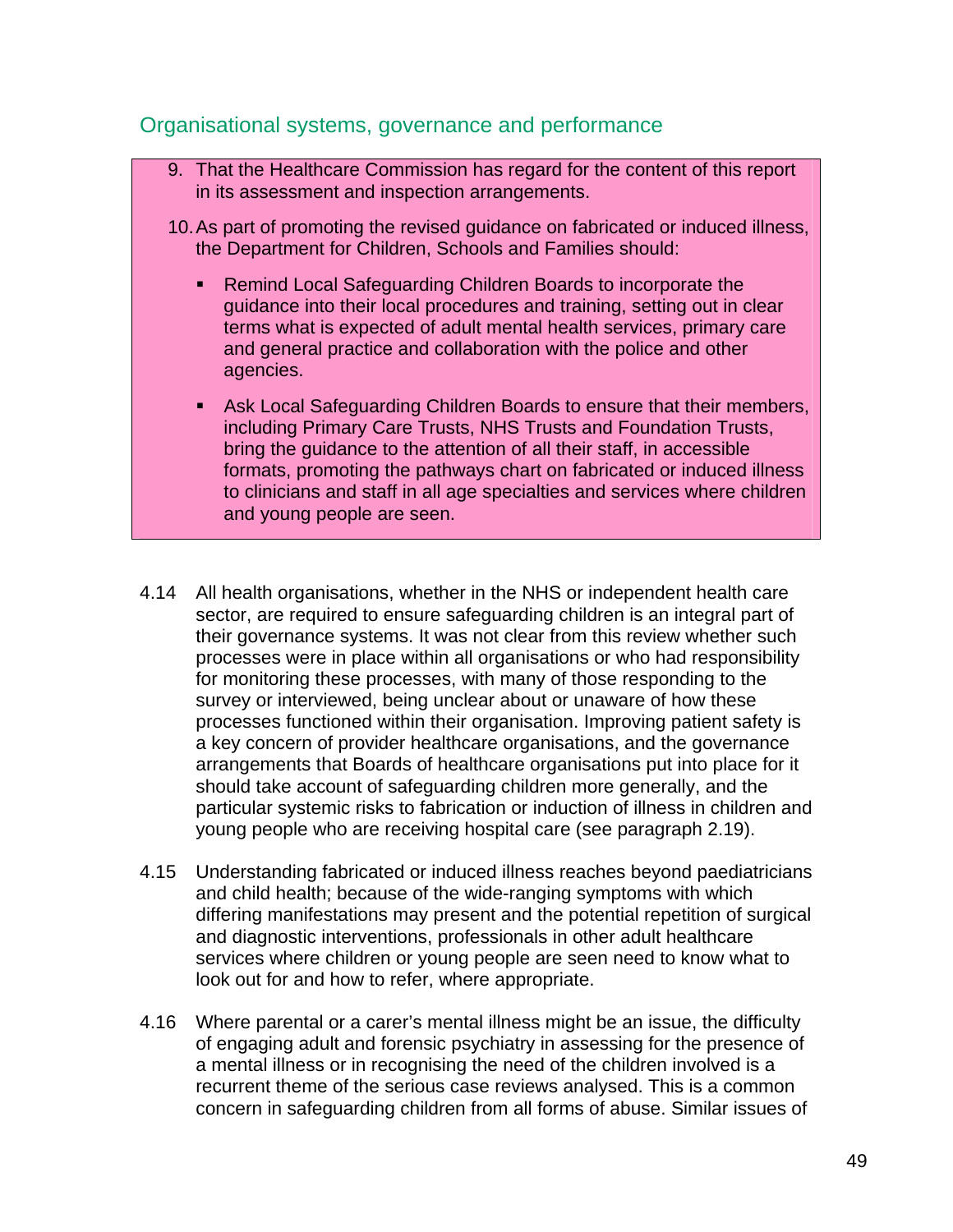## Organisational systems, governance and performance

9. That the Healthcare Commission has regard for the content of this report in its assessment and inspection arrangements.

10. As part of promoting the revised guidance on fabricated or induced illness, the Department for Children, Schools and Families should:

    - Remind Local Safeguarding Children Boards to incorporate the guidance into their local procedures and training, setting out in clear terms what is expected of adult mental health services, primary care and general practice and collaboration with the police and other agencies.

    - Ask Local Safeguarding Children Boards to ensure that their members, including Primary Care Trusts, NHS Trusts and Foundation Trusts, bring the guidance to the attention of all their staff, in accessible formats, promoting the pathways chart on fabricated or induced illness to clinicians and staff in all age specialties and services where children and young people are seen.

4.14 All health organisations, whether in the NHS or independent health care sector, are required to ensure safeguarding children is an integral part of their governance systems. It was not clear from this review whether such processes were in place within all organisations or who had responsibility for monitoring these processes, with many of those responding to the survey or interviewed, being unclear about or unaware of how these processes functioned within their organisation. Improving patient safety is a key concern of provider healthcare organisations, and the governance arrangements that Boards of healthcare organisations put into place for it should take account of safeguarding children more generally, and the particular systemic risks to fabrication or induction of illness in children and young people who are receiving hospital care (see paragraph 2.19).

4.15 Understanding fabricated or induced illness reaches beyond paediatricians and child health; because of the wide-ranging symptoms with which differing manifestations may present and the potential repetition of surgical and diagnostic interventions, professionals in other adult healthcare services where children or young people are seen need to know what to look out for and how to refer, where appropriate.

4.16 Where parental or a carer's mental illness might be an issue, the difficulty of engaging adult and forensic psychiatry in assessing for the presence of a mental illness or in recognising the need of the children involved is a recurrent theme of the serious case reviews analysed. This is a common concern in safeguarding children from all forms of abuse. Similar issues of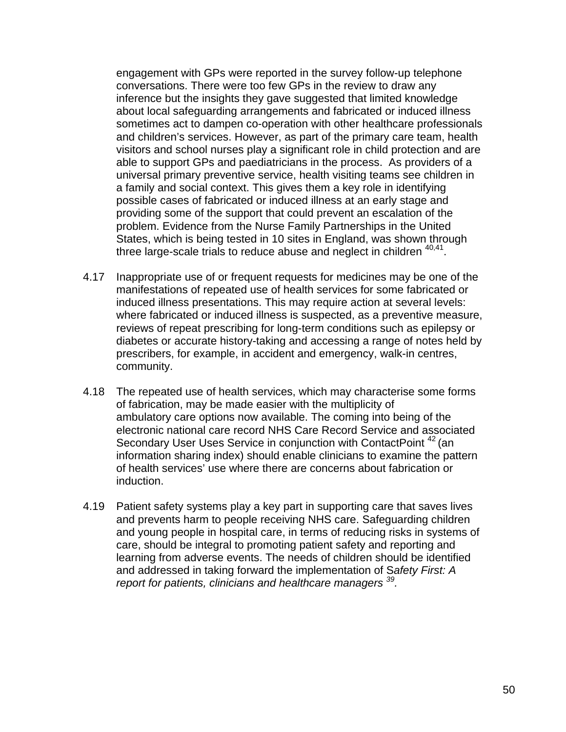engagement with GPs were reported in the survey follow-up telephone conversations. There were too few GPs in the review to draw any inference but the insights they gave suggested that limited knowledge about local safeguarding arrangements and fabricated or induced illness sometimes act to dampen co-operation with other healthcare professionals and children's services. However, as part of the primary care team, health visitors and school nurses play a significant role in child protection and are able to support GPs and paediatricians in the process. As providers of a universal primary preventive service, health visiting teams see children in a family and social context. This gives them a key role in identifying possible cases of fabricated or induced illness at an early stage and providing some of the support that could prevent an escalation of the problem. Evidence from the Nurse Family Partnerships in the United States, which is being tested in 10 sites in England, was shown through three large-scale trials to reduce abuse and neglect in children [40,41].

4.17 Inappropriate use of or frequent requests for medicines may be one of the manifestations of repeated use of health services for some fabricated or induced illness presentations. This may require action at several levels: where fabricated or induced illness is suspected, as a preventive measure, reviews of repeat prescribing for long-term conditions such as epilepsy or diabetes or accurate history-taking and accessing a range of notes held by prescribers, for example, in accident and emergency, walk-in centres, community.

4.18 The repeated use of health services, which may characterise some forms of fabrication, may be made easier with the multiplicity of ambulatory care options now available. The coming into being of the electronic national care record NHS Care Record Service and associated Secondary User Uses Service in conjunction with ContactPoint [42] (an information sharing index) should enable clinicians to examine the pattern of health services' use where there are concerns about fabrication or induction.

4.19 Patient safety systems play a key part in supporting care that saves lives and prevents harm to people receiving NHS care. Safeguarding children and young people in hospital care, in terms of reducing risks in systems of care, should be integral to promoting patient safety and reporting and learning from adverse events. The needs of children should be identified and addressed in taking forward the implementation of S*afety First: A report for patients, clinicians and healthcare managers* [39].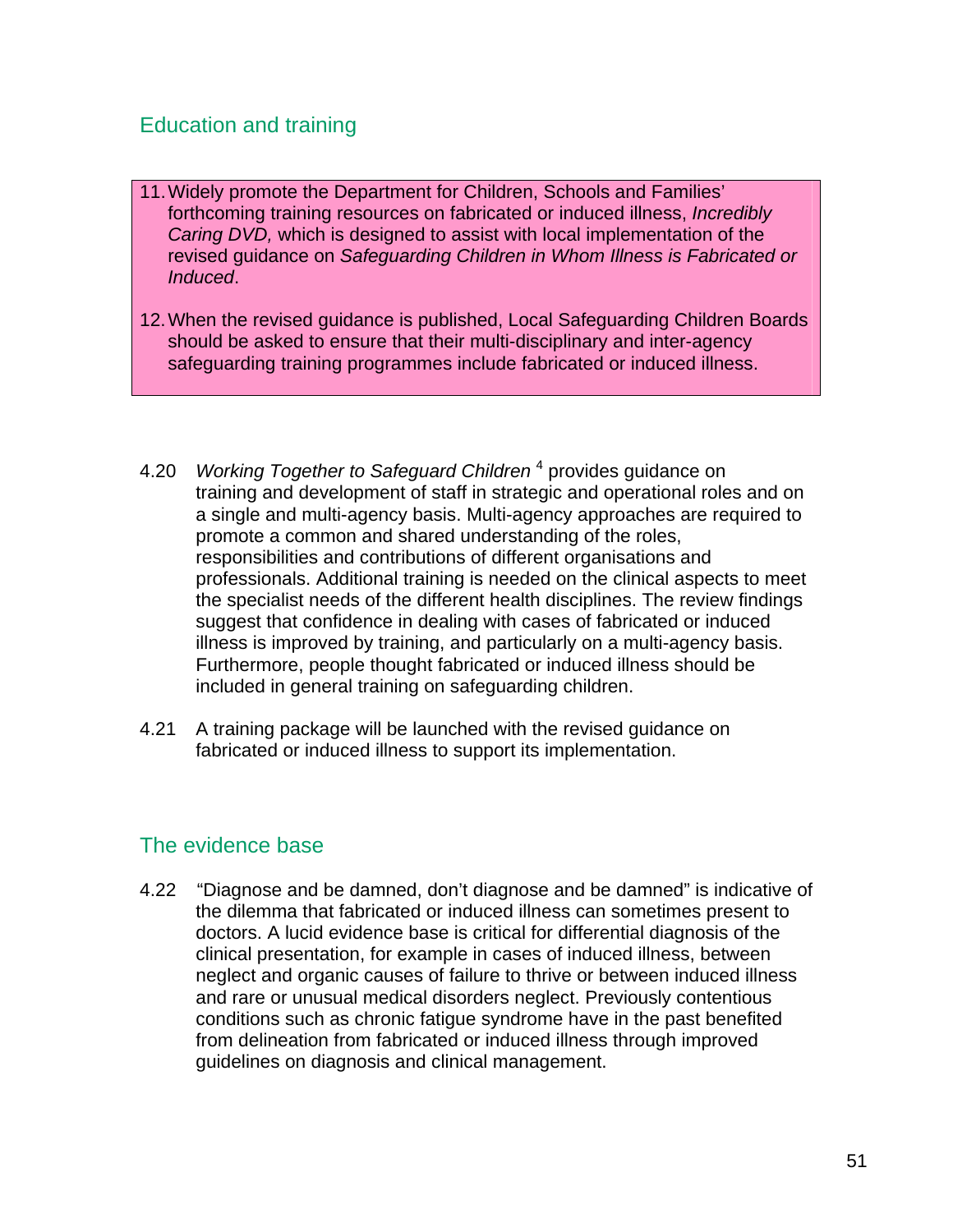## Education and training

11. Widely promote the Department for Children, Schools and Families' forthcoming training resources on fabricated or induced illness, *Incredibly Caring DVD,* which is designed to assist with local implementation of the revised guidance on *Safeguarding Children in Whom Illness is Fabricated or Induced*.

12. When the revised guidance is published, Local Safeguarding Children Boards should be asked to ensure that their multi-disciplinary and inter-agency safeguarding training programmes include fabricated or induced illness.

4.20 *Working Together to Safeguard Children* [4] provides guidance on training and development of staff in strategic and operational roles and on a single and multi-agency basis. Multi-agency approaches are required to promote a common and shared understanding of the roles, responsibilities and contributions of different organisations and professionals. Additional training is needed on the clinical aspects to meet the specialist needs of the different health disciplines. The review findings suggest that confidence in dealing with cases of fabricated or induced illness is improved by training, and particularly on a multi-agency basis. Furthermore, people thought fabricated or induced illness should be included in general training on safeguarding children.

4.21 A training package will be launched with the revised guidance on fabricated or induced illness to support its implementation.

## The evidence base

4.22 "Diagnose and be damned, don't diagnose and be damned" is indicative of the dilemma that fabricated or induced illness can sometimes present to doctors. A lucid evidence base is critical for differential diagnosis of the clinical presentation, for example in cases of induced illness, between neglect and organic causes of failure to thrive or between induced illness and rare or unusual medical disorders neglect. Previously contentious conditions such as chronic fatigue syndrome have in the past benefited from delineation from fabricated or induced illness through improved guidelines on diagnosis and clinical management.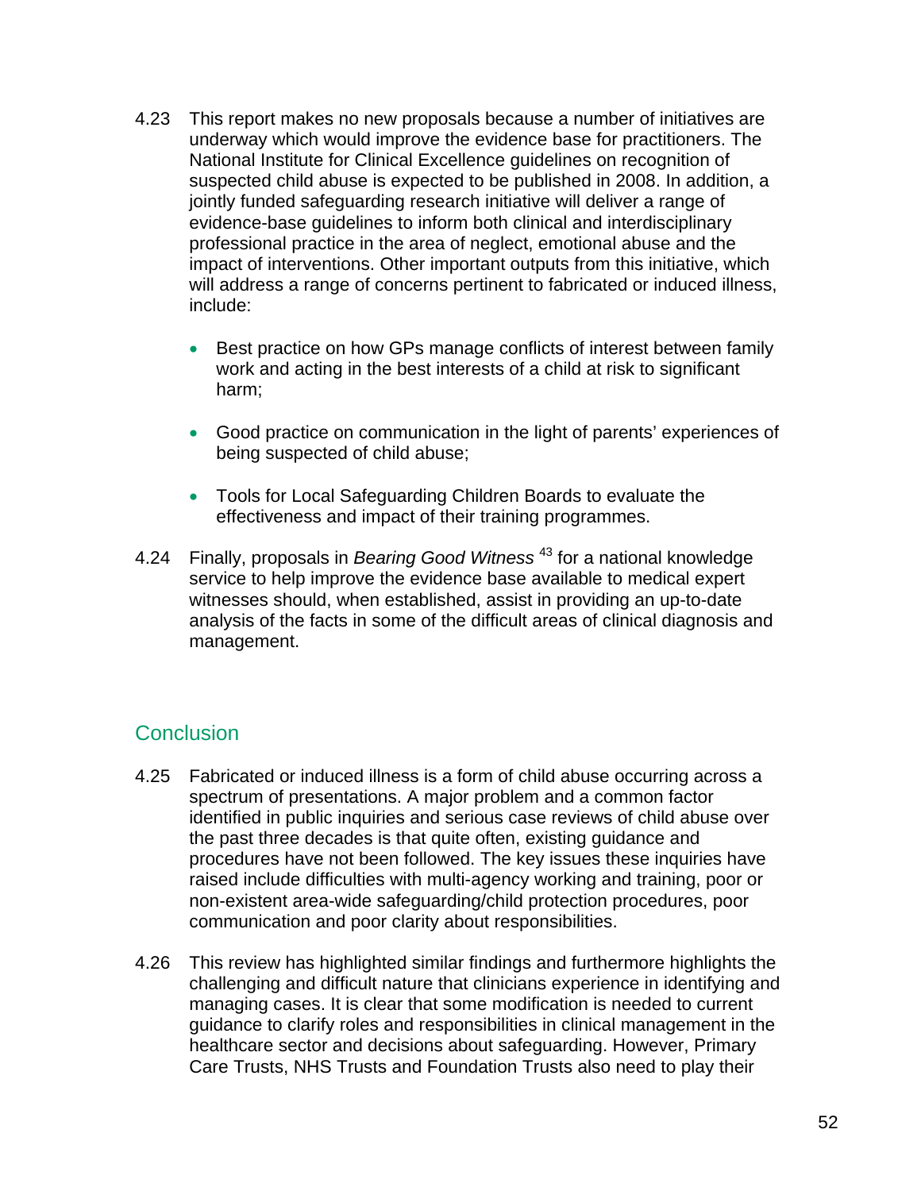4.23 This report makes no new proposals because a number of initiatives are underway which would improve the evidence base for practitioners. The National Institute for Clinical Excellence guidelines on recognition of suspected child abuse is expected to be published in 2008. In addition, a jointly funded safeguarding research initiative will deliver a range of evidence-base guidelines to inform both clinical and interdisciplinary professional practice in the area of neglect, emotional abuse and the impact of interventions. Other important outputs from this initiative, which will address a range of concerns pertinent to fabricated or induced illness, include:

- Best practice on how GPs manage conflicts of interest between family work and acting in the best interests of a child at risk to significant harm;
- Good practice on communication in the light of parents' experiences of being suspected of child abuse;
- Tools for Local Safeguarding Children Boards to evaluate the effectiveness and impact of their training programmes.

4.24 Finally, proposals in *Bearing Good Witness* [43] for a national knowledge service to help improve the evidence base available to medical expert witnesses should, when established, assist in providing an up-to-date analysis of the facts in some of the difficult areas of clinical diagnosis and management.

## Conclusion

4.25 Fabricated or induced illness is a form of child abuse occurring across a spectrum of presentations. A major problem and a common factor identified in public inquiries and serious case reviews of child abuse over the past three decades is that quite often, existing guidance and procedures have not been followed. The key issues these inquiries have raised include difficulties with multi-agency working and training, poor or non-existent area-wide safeguarding/child protection procedures, poor communication and poor clarity about responsibilities.

4.26 This review has highlighted similar findings and furthermore highlights the challenging and difficult nature that clinicians experience in identifying and managing cases. It is clear that some modification is needed to current guidance to clarify roles and responsibilities in clinical management in the healthcare sector and decisions about safeguarding. However, Primary Care Trusts, NHS Trusts and Foundation Trusts also need to play their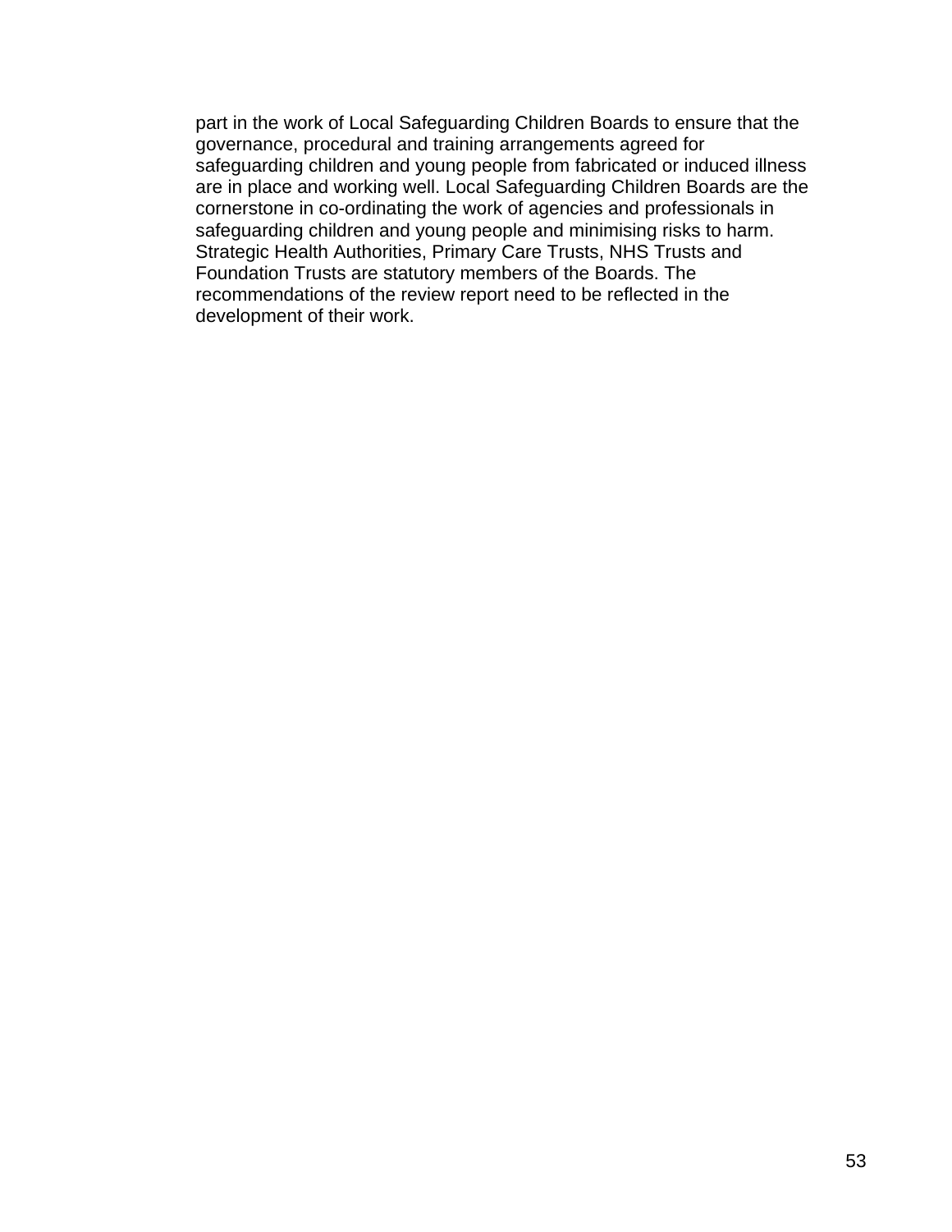part in the work of Local Safeguarding Children Boards to ensure that the governance, procedural and training arrangements agreed for safeguarding children and young people from fabricated or induced illness are in place and working well. Local Safeguarding Children Boards are the cornerstone in co-ordinating the work of agencies and professionals in safeguarding children and young people and minimising risks to harm. Strategic Health Authorities, Primary Care Trusts, NHS Trusts and Foundation Trusts are statutory members of the Boards. The recommendations of the review report need to be reflected in the development of their work.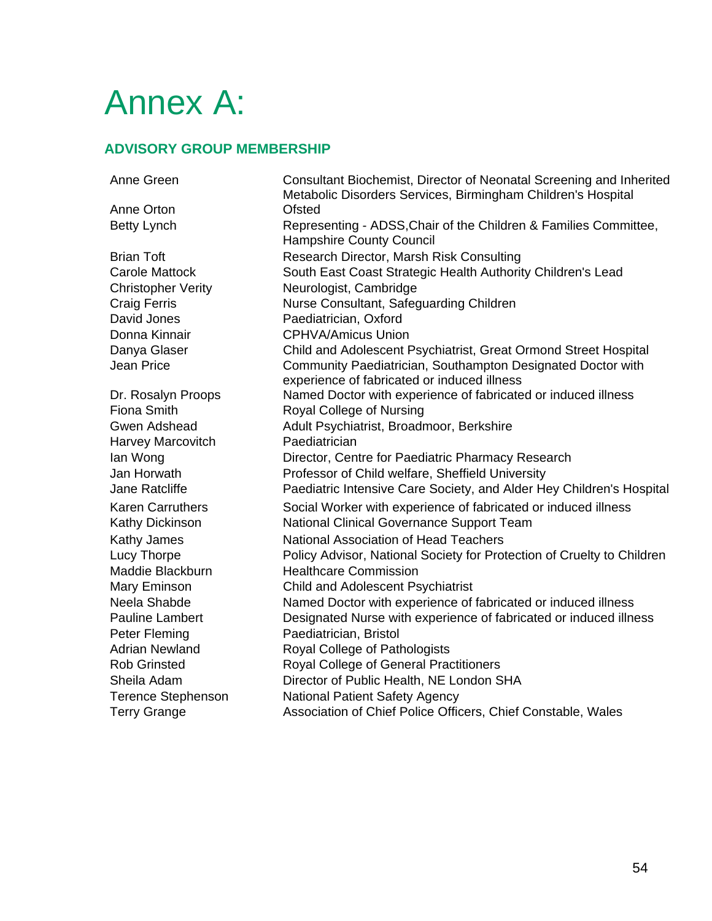# Annex A:

## ADVISORY GROUP MEMBERSHIP

| | |
|---|---|
| Anne Green | Consultant Biochemist, Director of Neonatal Screening and Inherited Metabolic Disorders Services, Birmingham Children's Hospital |
| Anne Orton | Ofsted |
| Betty Lynch | Representing - ADSS,Chair of the Children & Families Committee, Hampshire County Council |
| Brian Toft | Research Director, Marsh Risk Consulting |
| Carole Mattock | South East Coast Strategic Health Authority Children's Lead |
| Christopher Verity | Neurologist, Cambridge |
| Craig Ferris | Nurse Consultant, Safeguarding Children |
| David Jones | Paediatrician, Oxford |
| Donna Kinnair | CPHVA/Amicus Union |
| Danya Glaser | Child and Adolescent Psychiatrist, Great Ormond Street Hospital |
| Jean Price | Community Paediatrician, Southampton Designated Doctor with experience of fabricated or induced illness |
| Dr. Rosalyn Proops | Named Doctor with experience of fabricated or induced illness |
| Fiona Smith | Royal College of Nursing |
| Gwen Adshead | Adult Psychiatrist, Broadmoor, Berkshire |
| Harvey Marcovitch | Paediatrician |
| Ian Wong | Director, Centre for Paediatric Pharmacy Research |
| Jan Horwath | Professor of Child welfare, Sheffield University |
| Jane Ratcliffe | Paediatric Intensive Care Society, and Alder Hey Children's Hospital |
| Karen Carruthers | Social Worker with experience of fabricated or induced illness |
| Kathy Dickinson | National Clinical Governance Support Team |
| Kathy James | National Association of Head Teachers |
| Lucy Thorpe | Policy Advisor, National Society for Protection of Cruelty to Children |
| Maddie Blackburn | Healthcare Commission |
| Mary Eminson | Child and Adolescent Psychiatrist |
| Neela Shabde | Named Doctor with experience of fabricated or induced illness |
| Pauline Lambert | Designated Nurse with experience of fabricated or induced illness |
| Peter Fleming | Paediatrician, Bristol |
| Adrian Newland | Royal College of Pathologists |
| Rob Grinsted | Royal College of General Practitioners |
| Sheila Adam | Director of Public Health, NE London SHA |
| Terence Stephenson | National Patient Safety Agency |
| Terry Grange | Association of Chief Police Officers, Chief Constable, Wales |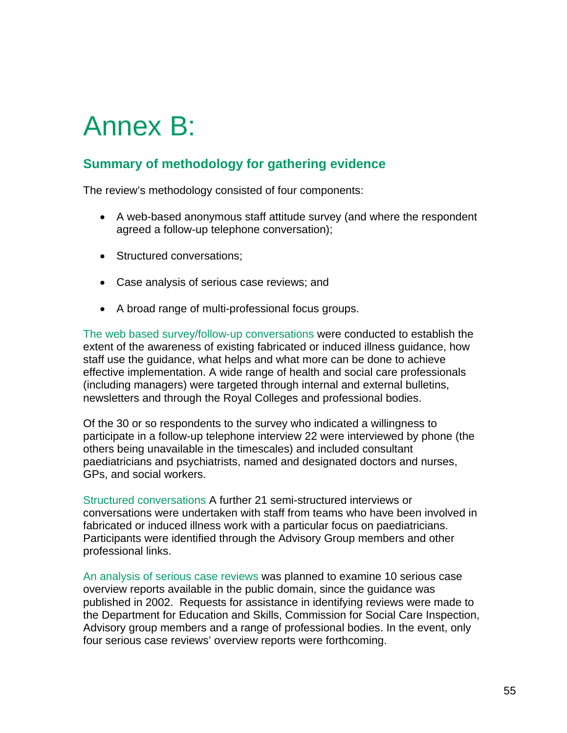# Annex B:

## Summary of methodology for gathering evidence

The review's methodology consisted of four components:

- A web-based anonymous staff attitude survey (and where the respondent agreed a follow-up telephone conversation);
- Structured conversations;
- Case analysis of serious case reviews; and
- A broad range of multi-professional focus groups.

The web based survey/follow-up conversations were conducted to establish the extent of the awareness of existing fabricated or induced illness guidance, how staff use the guidance, what helps and what more can be done to achieve effective implementation. A wide range of health and social care professionals (including managers) were targeted through internal and external bulletins, newsletters and through the Royal Colleges and professional bodies.

Of the 30 or so respondents to the survey who indicated a willingness to participate in a follow-up telephone interview 22 were interviewed by phone (the others being unavailable in the timescales) and included consultant paediatricians and psychiatrists, named and designated doctors and nurses, GPs, and social workers.

Structured conversations A further 21 semi-structured interviews or conversations were undertaken with staff from teams who have been involved in fabricated or induced illness work with a particular focus on paediatricians. Participants were identified through the Advisory Group members and other professional links.

An analysis of serious case reviews was planned to examine 10 serious case overview reports available in the public domain, since the guidance was published in 2002. Requests for assistance in identifying reviews were made to the Department for Education and Skills, Commission for Social Care Inspection, Advisory group members and a range of professional bodies. In the event, only four serious case reviews' overview reports were forthcoming.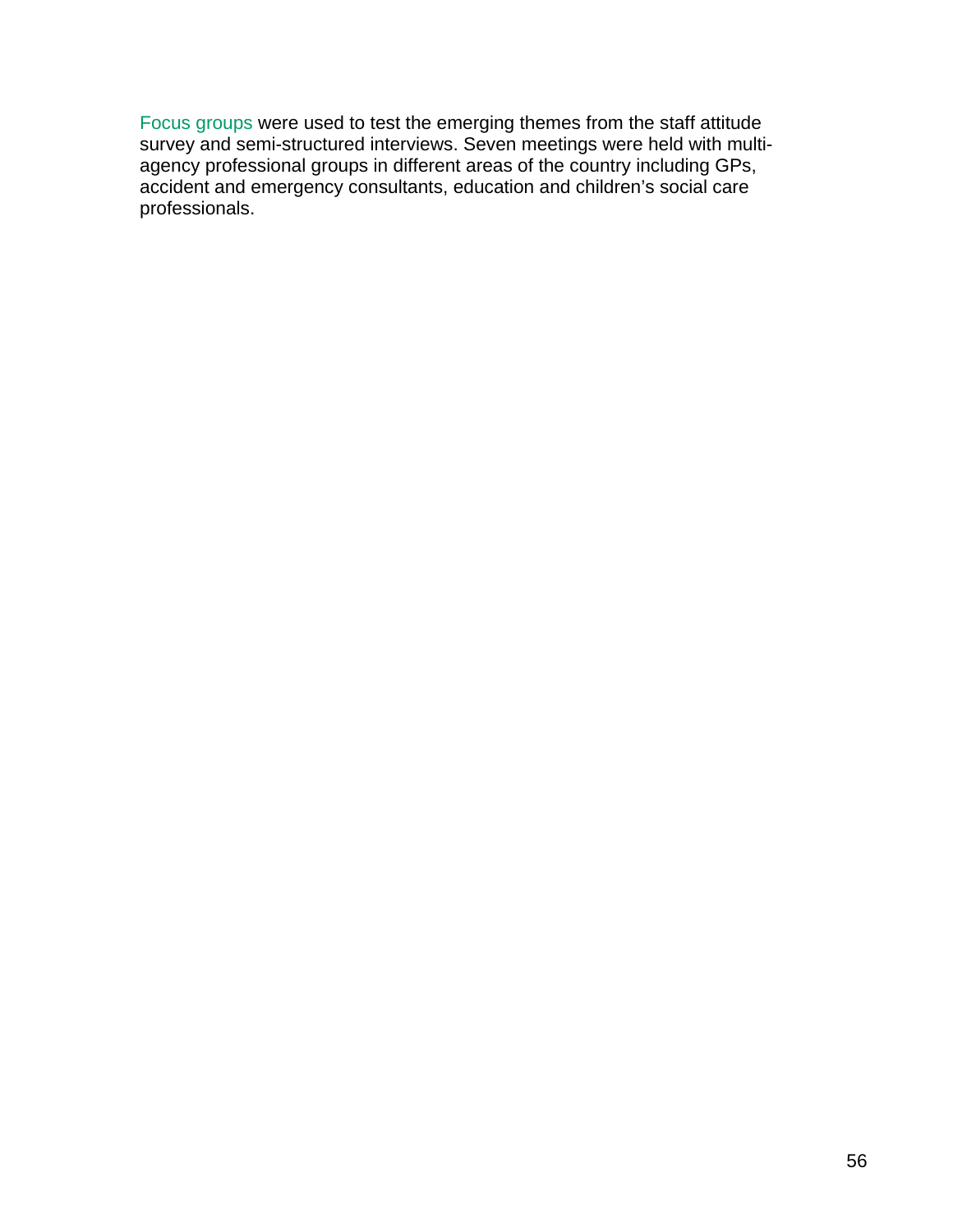Focus groups were used to test the emerging themes from the staff attitude survey and semi-structured interviews. Seven meetings were held with multi-agency professional groups in different areas of the country including GPs, accident and emergency consultants, education and children's social care professionals.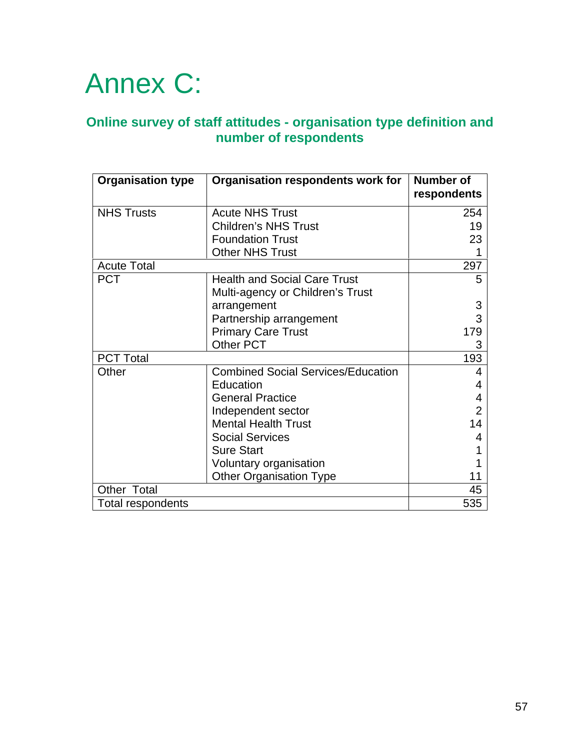# Annex C:

### Online survey of staff attitudes - organisation type definition and number of respondents

| Organisation type | Organisation respondents work for | Number of respondents |
|---|---|---|
| NHS Trusts | Acute NHS Trust | 254 |
| | Children's NHS Trust | 19 |
| | Foundation Trust | 23 |
| | Other NHS Trust | 1 |
| Acute Total | | 297 |
| PCT | Health and Social Care Trust | 5 |
| | Multi-agency or Children's Trust arrangement | 3 |
| | Partnership arrangement | 3 |
| | Primary Care Trust | 179 |
| | Other PCT | 3 |
| PCT Total | | 193 |
| Other | Combined Social Services/Education | 4 |
| | Education | 4 |
| | General Practice | 4 |
| | Independent sector | 2 |
| | Mental Health Trust | 14 |
| | Social Services | 4 |
| | Sure Start | 1 |
| | Voluntary organisation | 1 |
| | Other Organisation Type | 11 |
| Other Total | | 45 |
| Total respondents | | 535 |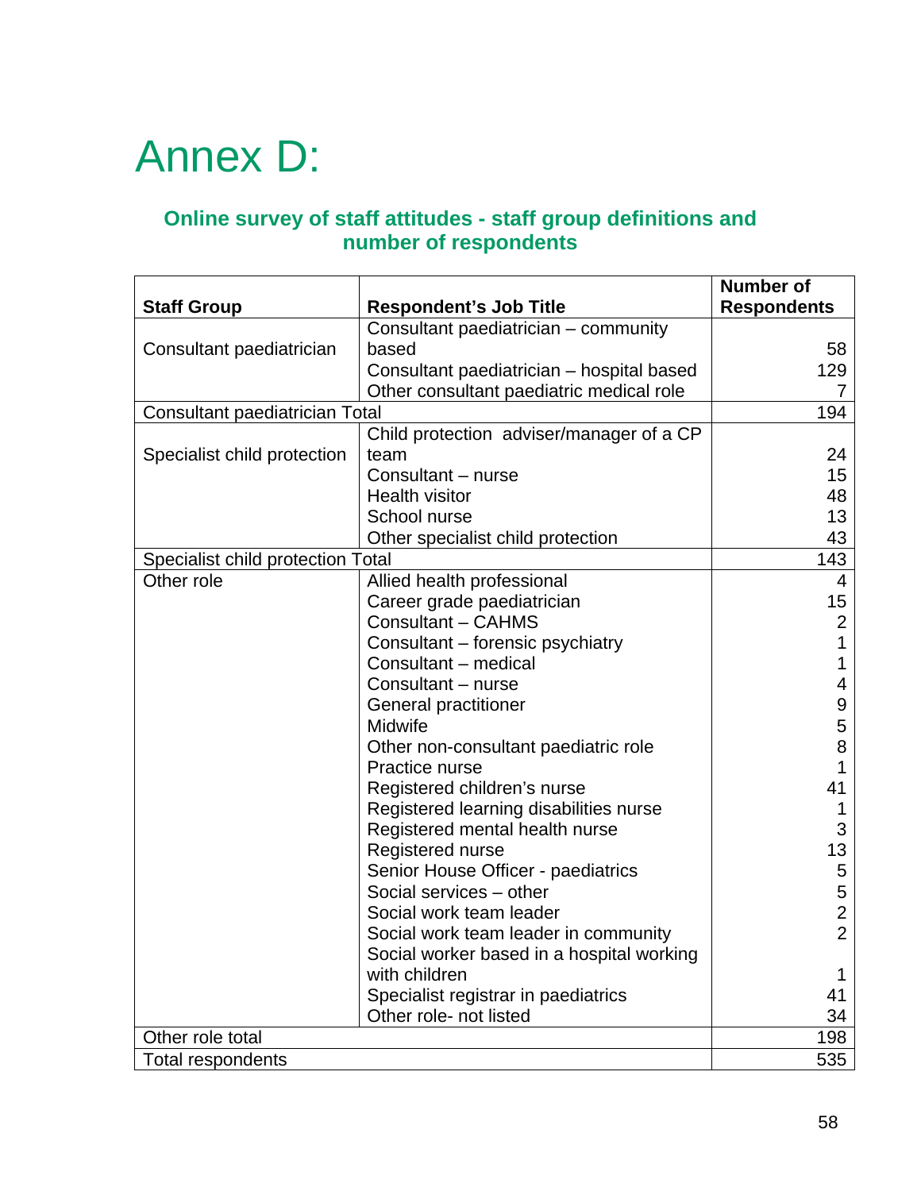# Annex D:

### Online survey of staff attitudes - staff group definitions and number of respondents

| Staff Group | Respondent's Job Title | Number of Respondents |
|---|---|---|
| Consultant paediatrician | Consultant paediatrician – community based | 58 |
| | Consultant paediatrician – hospital based | 129 |
| | Other consultant paediatric medical role | 7 |
| Consultant paediatrician Total | | 194 |
| Specialist child protection | Child protection adviser/manager of a CP team | 24 |
| | Consultant – nurse | 15 |
| | Health visitor | 48 |
| | School nurse | 13 |
| | Other specialist child protection | 43 |
| Specialist child protection Total | | 143 |
| Other role | Allied health professional | 4 |
| | Career grade paediatrician | 15 |
| | Consultant – CAHMS | 2 |
| | Consultant – forensic psychiatry | 1 |
| | Consultant – medical | 1 |
| | Consultant – nurse | 4 |
| | General practitioner | 9 |
| | Midwife | 5 |
| | Other non-consultant paediatric role | 8 |
| | Practice nurse | 1 |
| | Registered children's nurse | 41 |
| | Registered learning disabilities nurse | 1 |
| | Registered mental health nurse | 3 |
| | Registered nurse | 13 |
| | Senior House Officer - paediatrics | 5 |
| | Social services – other | 5 |
| | Social work team leader | 2 |
| | Social work team leader in community | 2 |
| | Social worker based in a hospital working with children | 1 |
| | Specialist registrar in paediatrics | 41 |
| | Other role- not listed | 34 |
| Other role total | | 198 |
| Total respondents | | 535 |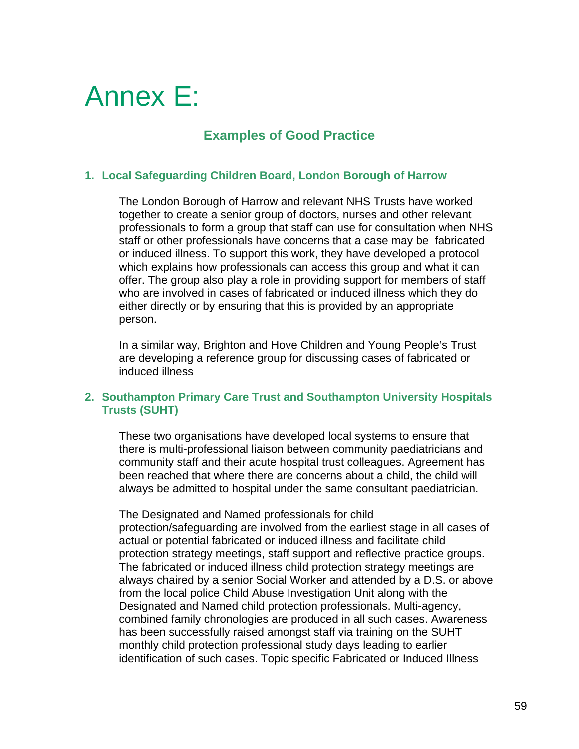# Annex E:

## Examples of Good Practice

### 1. Local Safeguarding Children Board, London Borough of Harrow

The London Borough of Harrow and relevant NHS Trusts have worked together to create a senior group of doctors, nurses and other relevant professionals to form a group that staff can use for consultation when NHS staff or other professionals have concerns that a case may be fabricated or induced illness. To support this work, they have developed a protocol which explains how professionals can access this group and what it can offer. The group also play a role in providing support for members of staff who are involved in cases of fabricated or induced illness which they do either directly or by ensuring that this is provided by an appropriate person.

In a similar way, Brighton and Hove Children and Young People's Trust are developing a reference group for discussing cases of fabricated or induced illness

### 2. Southampton Primary Care Trust and Southampton University Hospitals Trusts (SUHT)

These two organisations have developed local systems to ensure that there is multi-professional liaison between community paediatricians and community staff and their acute hospital trust colleagues. Agreement has been reached that where there are concerns about a child, the child will always be admitted to hospital under the same consultant paediatrician.

The Designated and Named professionals for child protection/safeguarding are involved from the earliest stage in all cases of actual or potential fabricated or induced illness and facilitate child protection strategy meetings, staff support and reflective practice groups. The fabricated or induced illness child protection strategy meetings are always chaired by a senior Social Worker and attended by a D.S. or above from the local police Child Abuse Investigation Unit along with the Designated and Named child protection professionals. Multi-agency, combined family chronologies are produced in all such cases. Awareness has been successfully raised amongst staff via training on the SUHT monthly child protection professional study days leading to earlier identification of such cases. Topic specific Fabricated or Induced Illness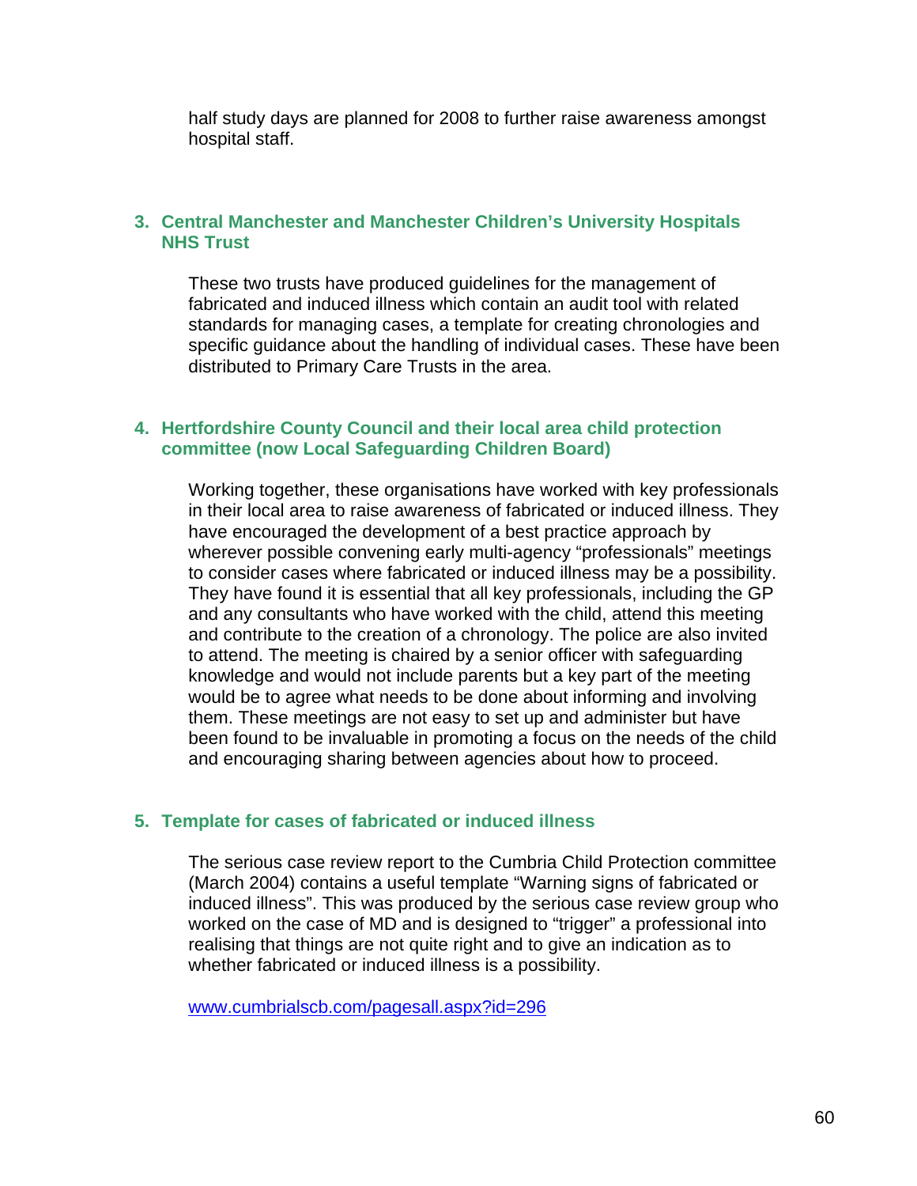half study days are planned for 2008 to further raise awareness amongst hospital staff.

### 3. Central Manchester and Manchester Children's University Hospitals NHS Trust

These two trusts have produced guidelines for the management of fabricated and induced illness which contain an audit tool with related standards for managing cases, a template for creating chronologies and specific guidance about the handling of individual cases. These have been distributed to Primary Care Trusts in the area.

### 4. Hertfordshire County Council and their local area child protection committee (now Local Safeguarding Children Board)

Working together, these organisations have worked with key professionals in their local area to raise awareness of fabricated or induced illness. They have encouraged the development of a best practice approach by wherever possible convening early multi-agency "professionals" meetings to consider cases where fabricated or induced illness may be a possibility. They have found it is essential that all key professionals, including the GP and any consultants who have worked with the child, attend this meeting and contribute to the creation of a chronology. The police are also invited to attend. The meeting is chaired by a senior officer with safeguarding knowledge and would not include parents but a key part of the meeting would be to agree what needs to be done about informing and involving them. These meetings are not easy to set up and administer but have been found to be invaluable in promoting a focus on the needs of the child and encouraging sharing between agencies about how to proceed.

### 5. Template for cases of fabricated or induced illness

The serious case review report to the Cumbria Child Protection committee (March 2004) contains a useful template "Warning signs of fabricated or induced illness". This was produced by the serious case review group who worked on the case of MD and is designed to "trigger" a professional into realising that things are not quite right and to give an indication as to whether fabricated or induced illness is a possibility.

www.cumbrialscb.com/pagesall.aspx?id=296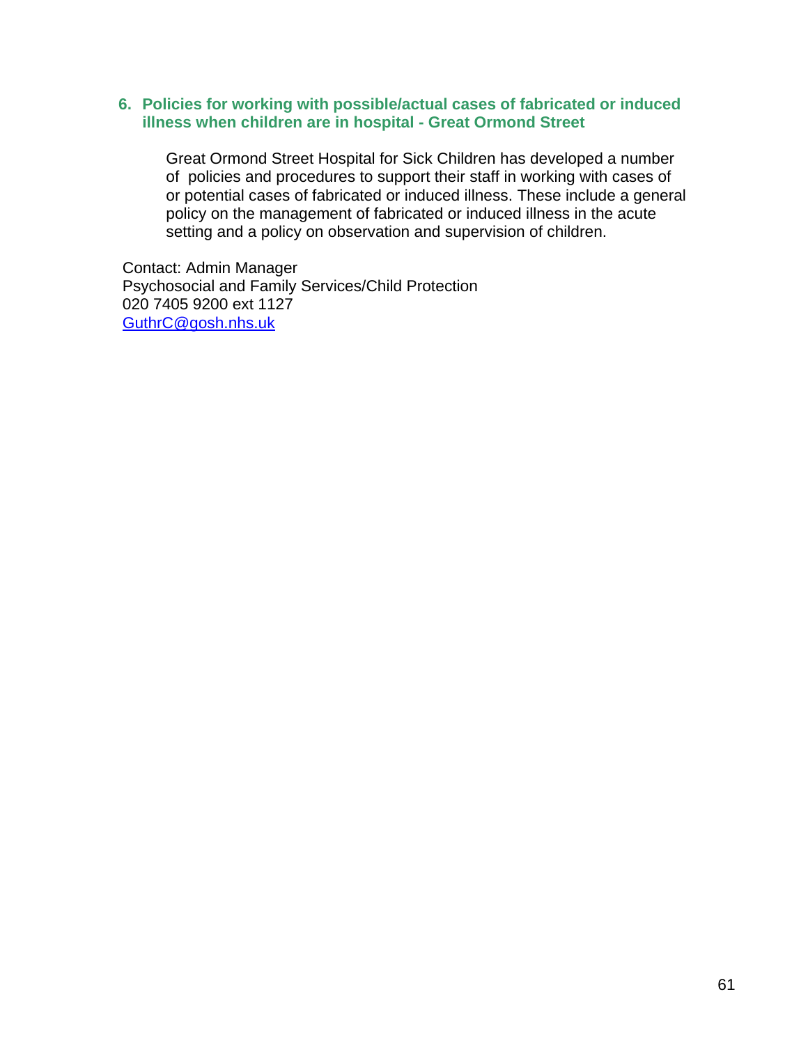## 6. Policies for working with possible/actual cases of fabricated or induced illness when children are in hospital - Great Ormond Street

Great Ormond Street Hospital for Sick Children has developed a number of policies and procedures to support their staff in working with cases of or potential cases of fabricated or induced illness. These include a general policy on the management of fabricated or induced illness in the acute setting and a policy on observation and supervision of children.

Contact: Admin Manager
Psychosocial and Family Services/Child Protection
020 7405 9200 ext 1127
GuthrC@gosh.nhs.uk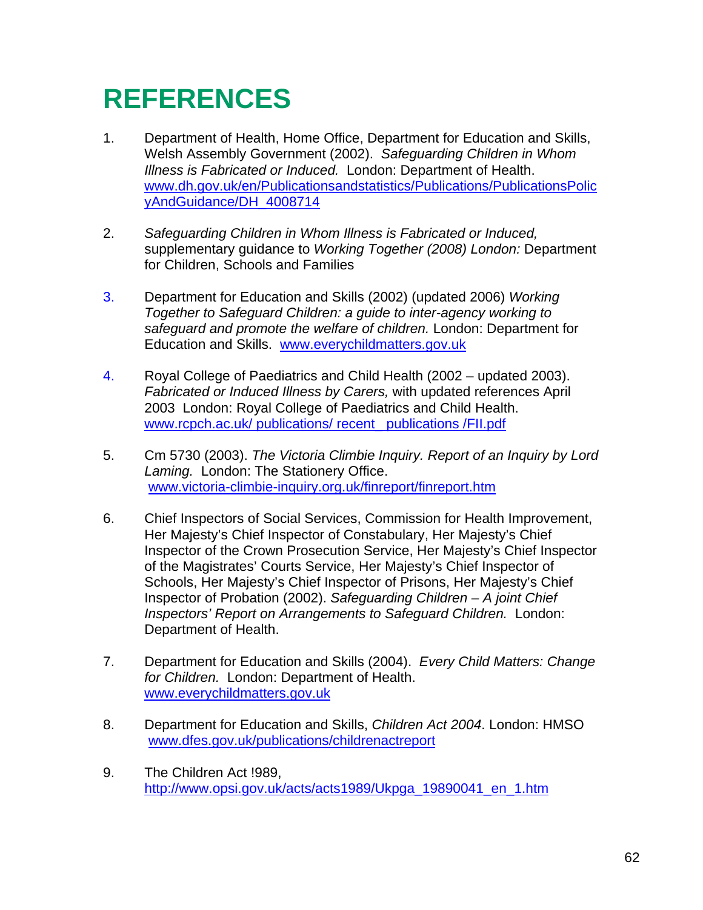# REFERENCES

1. Department of Health, Home Office, Department for Education and Skills, Welsh Assembly Government (2002). *Safeguarding Children in Whom Illness is Fabricated or Induced.* London: Department of Health. www.dh.gov.uk/en/Publicationsandstatistics/Publications/PublicationsPolicyAndGuidance/DH_4008714

2. *Safeguarding Children in Whom Illness is Fabricated or Induced,* supplementary guidance to *Working Together (2008) London:* Department for Children, Schools and Families

3. Department for Education and Skills (2002) (updated 2006) *Working Together to Safeguard Children: a guide to inter-agency working to safeguard and promote the welfare of children.* London: Department for Education and Skills. www.everychildmatters.gov.uk

4. Royal College of Paediatrics and Child Health (2002 – updated 2003). *Fabricated or Induced Illness by Carers,* with updated references April 2003 London: Royal College of Paediatrics and Child Health. www.rcpch.ac.uk/ publications/ recent_ publications /FII.pdf

5. Cm 5730 (2003). *The Victoria Climbie Inquiry. Report of an Inquiry by Lord Laming.* London: The Stationery Office. www.victoria-climbie-inquiry.org.uk/finreport/finreport.htm

6. Chief Inspectors of Social Services, Commission for Health Improvement, Her Majesty's Chief Inspector of Constabulary, Her Majesty's Chief Inspector of the Crown Prosecution Service, Her Majesty's Chief Inspector of the Magistrates' Courts Service, Her Majesty's Chief Inspector of Schools, Her Majesty's Chief Inspector of Prisons, Her Majesty's Chief Inspector of Probation (2002). *Safeguarding Children – A joint Chief Inspectors' Report on Arrangements to Safeguard Children.* London: Department of Health.

7. Department for Education and Skills (2004). *Every Child Matters: Change for Children.* London: Department of Health. www.everychildmatters.gov.uk

8. Department for Education and Skills, *Children Act 2004*. London: HMSO www.dfes.gov.uk/publications/childrenactreport

9. The Children Act !989, http://www.opsi.gov.uk/acts/acts1989/Ukpga_19890041_en_1.htm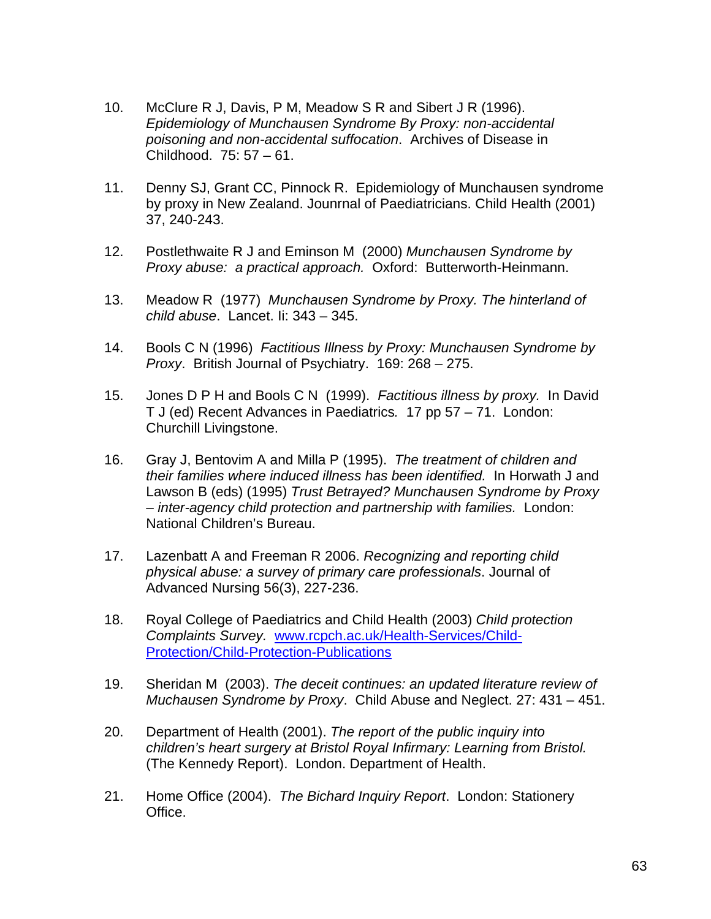10. McClure R J, Davis, P M, Meadow S R and Sibert J R (1996). *Epidemiology of Munchausen Syndrome By Proxy: non-accidental poisoning and non-accidental suffocation*. Archives of Disease in Childhood. 75: 57 – 61.

11. Denny SJ, Grant CC, Pinnock R. Epidemiology of Munchausen syndrome by proxy in New Zealand. Jounrnal of Paediatricians. Child Health (2001) 37, 240-243.

12. Postlethwaite R J and Eminson M (2000) *Munchausen Syndrome by Proxy abuse: a practical approach.* Oxford: Butterworth-Heinmann.

13. Meadow R (1977) *Munchausen Syndrome by Proxy. The hinterland of child abuse*. Lancet. Ii: 343 – 345.

14. Bools C N (1996) *Factitious Illness by Proxy: Munchausen Syndrome by Proxy*. British Journal of Psychiatry. 169: 268 – 275.

15. Jones D P H and Bools C N (1999). *Factitious illness by proxy.* In David T J (ed) Recent Advances in Paediatrics*.* 17 pp 57 – 71. London: Churchill Livingstone.

16. Gray J, Bentovim A and Milla P (1995). *The treatment of children and their families where induced illness has been identified.* In Horwath J and Lawson B (eds) (1995) *Trust Betrayed? Munchausen Syndrome by Proxy – inter-agency child protection and partnership with families.* London: National Children's Bureau.

17. Lazenbatt A and Freeman R 2006. *Recognizing and reporting child physical abuse: a survey of primary care professionals*. Journal of Advanced Nursing 56(3), 227-236.

18. Royal College of Paediatrics and Child Health (2003) *Child protection Complaints Survey.* [www.rcpch.ac.uk/Health-Services/Child-Protection/Child-Protection-Publications](www.rcpch.ac.uk/Health-Services/Child-Protection/Child-Protection-Publications)

19. Sheridan M (2003). *The deceit continues: an updated literature review of Muchausen Syndrome by Proxy*. Child Abuse and Neglect. 27: 431 – 451.

20. Department of Health (2001). *The report of the public inquiry into children's heart surgery at Bristol Royal Infirmary: Learning from Bristol.* (The Kennedy Report). London. Department of Health.

21. Home Office (2004). *The Bichard Inquiry Report*. London: Stationery Office.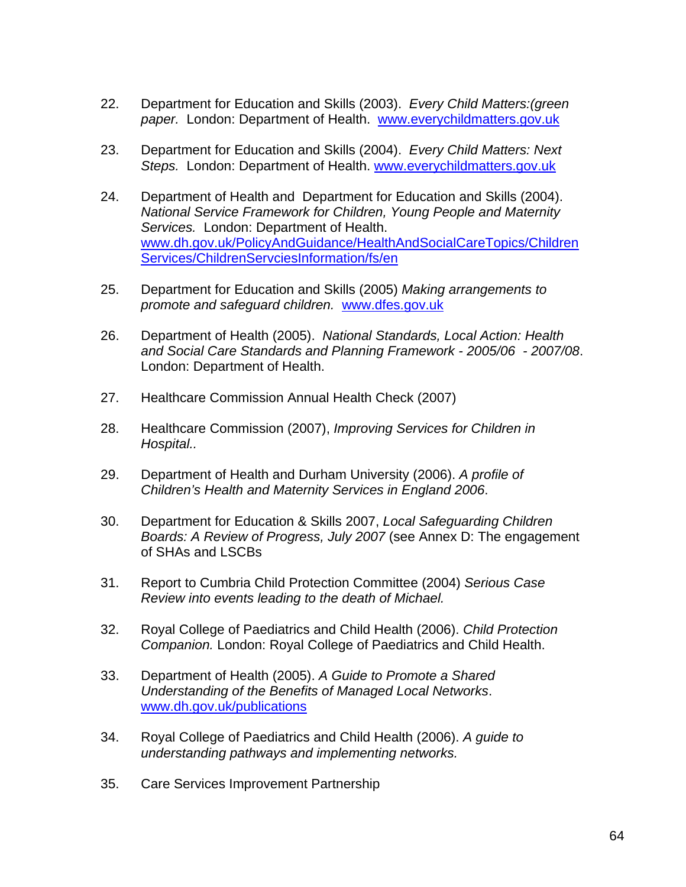22. Department for Education and Skills (2003). *Every Child Matters:(green paper.* London: Department of Health. www.everychildmatters.gov.uk

23. Department for Education and Skills (2004). *Every Child Matters: Next Steps.* London: Department of Health. www.everychildmatters.gov.uk

24. Department of Health and Department for Education and Skills (2004). *National Service Framework for Children, Young People and Maternity Services.* London: Department of Health. www.dh.gov.uk/PolicyAndGuidance/HealthAndSocialCareTopics/ChildrenServices/ChildrenServciesInformation/fs/en

25. Department for Education and Skills (2005) *Making arrangements to promote and safeguard children.* www.dfes.gov.uk

26. Department of Health (2005). *National Standards, Local Action: Health and Social Care Standards and Planning Framework - 2005/06 - 2007/08*. London: Department of Health.

27. Healthcare Commission Annual Health Check (2007)

28. Healthcare Commission (2007), *Improving Services for Children in Hospital..*

29. Department of Health and Durham University (2006). *A profile of Children's Health and Maternity Services in England 2006*.

30. Department for Education & Skills 2007, *Local Safeguarding Children Boards: A Review of Progress, July 2007* (see Annex D: The engagement of SHAs and LSCBs

31. Report to Cumbria Child Protection Committee (2004) *Serious Case Review into events leading to the death of Michael.*

32. Royal College of Paediatrics and Child Health (2006). *Child Protection Companion.* London: Royal College of Paediatrics and Child Health.

33. Department of Health (2005). *A Guide to Promote a Shared Understanding of the Benefits of Managed Local Networks*. www.dh.gov.uk/publications

34. Royal College of Paediatrics and Child Health (2006). *A guide to understanding pathways and implementing networks.*

35. Care Services Improvement Partnership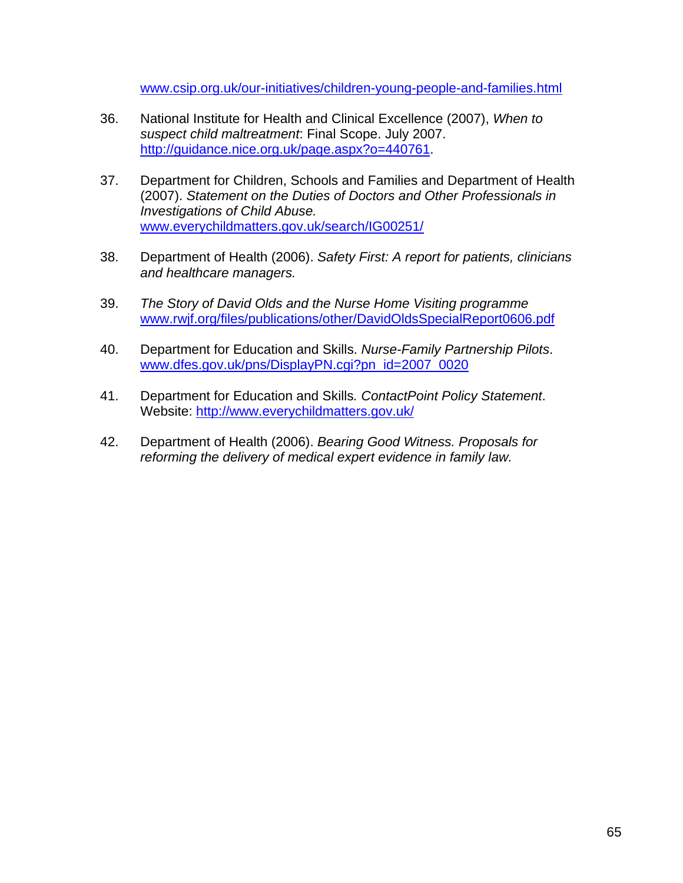www.csip.org.uk/our-initiatives/children-young-people-and-families.html

36. National Institute for Health and Clinical Excellence (2007), *When to suspect child maltreatment*: Final Scope. July 2007. http://guidance.nice.org.uk/page.aspx?o=440761.

37. Department for Children, Schools and Families and Department of Health (2007). *Statement on the Duties of Doctors and Other Professionals in Investigations of Child Abuse.* www.everychildmatters.gov.uk/search/IG00251/

38. Department of Health (2006). *Safety First: A report for patients, clinicians and healthcare managers.*

39. *The Story of David Olds and the Nurse Home Visiting programme* www.rwjf.org/files/publications/other/DavidOldsSpecialReport0606.pdf

40. Department for Education and Skills. *Nurse-Family Partnership Pilots*. www.dfes.gov.uk/pns/DisplayPN.cgi?pn_id=2007_0020

41. Department for Education and Skills*. ContactPoint Policy Statement*. Website: http://www.everychildmatters.gov.uk/

42. Department of Health (2006). *Bearing Good Witness. Proposals for reforming the delivery of medical expert evidence in family law.*